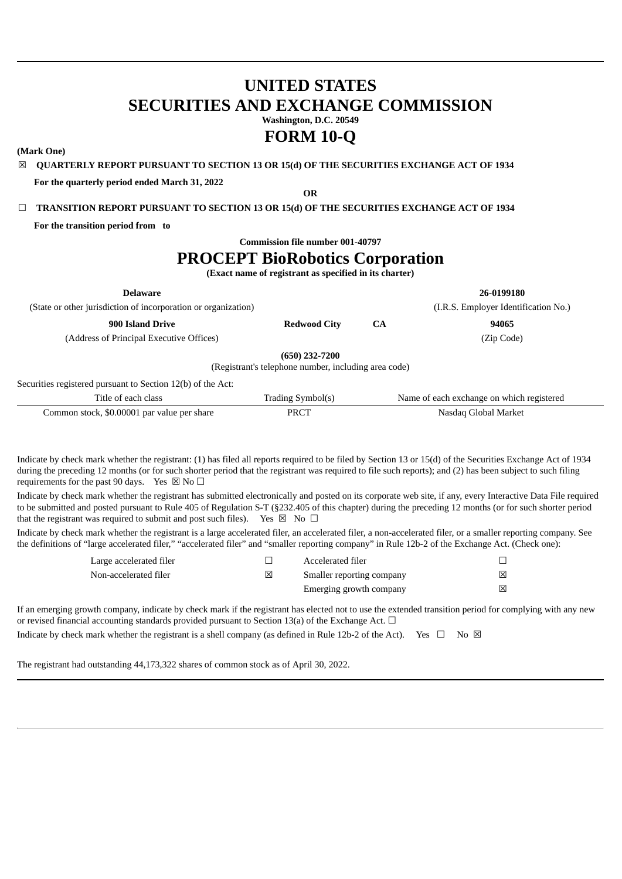# UNITED STATES
# SECURITIES AND EXCHANGE COMMISSION

**Washington, D.C. 20549**

# FORM 10-Q

**(Mark One)**

☒ **QUARTERLY REPORT PURSUANT TO SECTION 13 OR 15(d) OF THE SECURITIES EXCHANGE ACT OF 1934**

**For the quarterly period ended March 31, 2022**

**OR**

☐ **TRANSITION REPORT PURSUANT TO SECTION 13 OR 15(d) OF THE SECURITIES EXCHANGE ACT OF 1934**

**For the transition period from to**

**Commission file number 001-40797**

# PROCEPT BioRobotics Corporation

**(Exact name of registrant as specified in its charter)**

| **Delaware** | | | **26-0199180** |
|---|---|---|---|
| (State or other jurisdiction of incorporation or organization) | | | (I.R.S. Employer Identification No.) |
| **900 Island Drive** | **Redwood City** | **CA** | **94065** |
| (Address of Principal Executive Offices) | | | (Zip Code) |

**(650) 232-7200**

(Registrant's telephone number, including area code)

Securities registered pursuant to Section 12(b) of the Act:

| Title of each class | Trading Symbol(s) | Name of each exchange on which registered |
|---|---|---|
| Common stock, $0.00001 par value per share | PRCT | Nasdaq Global Market |

Indicate by check mark whether the registrant: (1) has filed all reports required to be filed by Section 13 or 15(d) of the Securities Exchange Act of 1934 during the preceding 12 months (or for such shorter period that the registrant was required to file such reports); and (2) has been subject to such filing requirements for the past 90 days. Yes ☒ No ☐

Indicate by check mark whether the registrant has submitted electronically and posted on its corporate web site, if any, every Interactive Data File required to be submitted and posted pursuant to Rule 405 of Regulation S-T (§232.405 of this chapter) during the preceding 12 months (or for such shorter period that the registrant was required to submit and post such files). Yes ☒ No ☐

Indicate by check mark whether the registrant is a large accelerated filer, an accelerated filer, a non-accelerated filer, or a smaller reporting company. See the definitions of "large accelerated filer," "accelerated filer" and "smaller reporting company" in Rule 12b-2 of the Exchange Act. (Check one):

| | | | |
|---|---|---|---|
| Large accelerated filer | ☐ | Accelerated filer | ☐ |
| Non-accelerated filer | ☒ | Smaller reporting company | ☒ |
| | | Emerging growth company | ☒ |

If an emerging growth company, indicate by check mark if the registrant has elected not to use the extended transition period for complying with any new or revised financial accounting standards provided pursuant to Section 13(a) of the Exchange Act. ☐

Indicate by check mark whether the registrant is a shell company (as defined in Rule 12b-2 of the Act). Yes ☐ No ☒

The registrant had outstanding 44,173,322 shares of common stock as of April 30, 2022.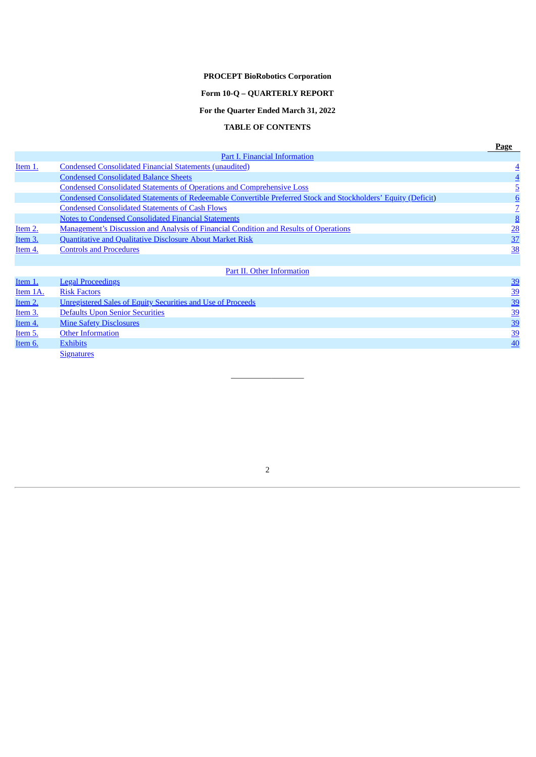**PROCEPT BioRobotics Corporation**

**Form 10-Q – QUARTERLY REPORT**

**For the Quarter Ended March 31, 2022**

**TABLE OF CONTENTS**

| | | Page |
|---|---|---|
| | Part I. Financial Information | |
| Item 1. | Condensed Consolidated Financial Statements (unaudited) | 4 |
| | Condensed Consolidated Balance Sheets | 4 |
| | Condensed Consolidated Statements of Operations and Comprehensive Loss | 5 |
| | Condensed Consolidated Statements of Redeemable Convertible Preferred Stock and Stockholders' Equity (Deficit) | 6 |
| | Condensed Consolidated Statements of Cash Flows | 7 |
| | Notes to Condensed Consolidated Financial Statements | 8 |
| Item 2. | Management's Discussion and Analysis of Financial Condition and Results of Operations | 28 |
| Item 3. | Quantitative and Qualitative Disclosure About Market Risk | 37 |
| Item 4. | Controls and Procedures | 38 |
| | | |
| | Part II. Other Information | |
| Item 1. | Legal Proceedings | 39 |
| Item 1A. | Risk Factors | 39 |
| Item 2. | Unregistered Sales of Equity Securities and Use of Proceeds | 39 |
| Item 3. | Defaults Upon Senior Securities | 39 |
| Item 4. | Mine Safety Disclosures | 39 |
| Item 5. | Other Information | 39 |
| Item 6. | Exhibits | 40 |
| | Signatures | |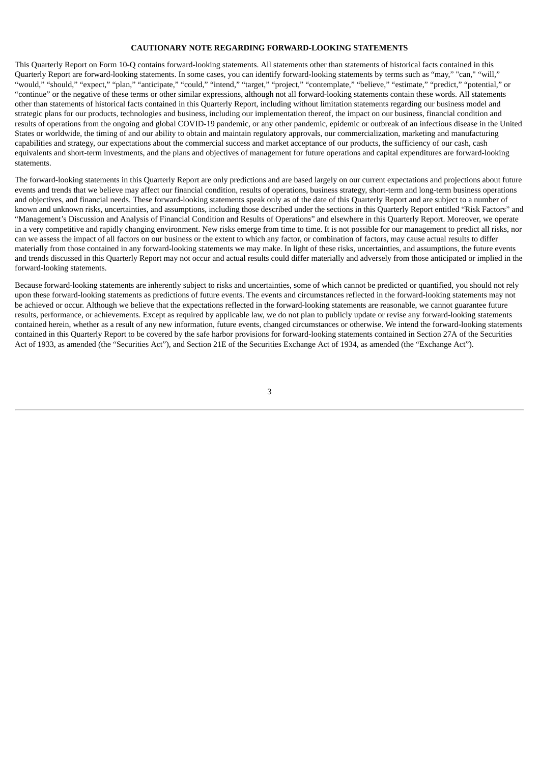**CAUTIONARY NOTE REGARDING FORWARD-LOOKING STATEMENTS**

This Quarterly Report on Form 10-Q contains forward-looking statements. All statements other than statements of historical facts contained in this Quarterly Report are forward-looking statements. In some cases, you can identify forward-looking statements by terms such as "may," "can," "will," "would," "should," "expect," "plan," "anticipate," "could," "intend," "target," "project," "contemplate," "believe," "estimate," "predict," "potential," or "continue" or the negative of these terms or other similar expressions, although not all forward-looking statements contain these words. All statements other than statements of historical facts contained in this Quarterly Report, including without limitation statements regarding our business model and strategic plans for our products, technologies and business, including our implementation thereof, the impact on our business, financial condition and results of operations from the ongoing and global COVID-19 pandemic, or any other pandemic, epidemic or outbreak of an infectious disease in the United States or worldwide, the timing of and our ability to obtain and maintain regulatory approvals, our commercialization, marketing and manufacturing capabilities and strategy, our expectations about the commercial success and market acceptance of our products, the sufficiency of our cash, cash equivalents and short-term investments, and the plans and objectives of management for future operations and capital expenditures are forward-looking statements.

The forward-looking statements in this Quarterly Report are only predictions and are based largely on our current expectations and projections about future events and trends that we believe may affect our financial condition, results of operations, business strategy, short-term and long-term business operations and objectives, and financial needs. These forward-looking statements speak only as of the date of this Quarterly Report and are subject to a number of known and unknown risks, uncertainties, and assumptions, including those described under the sections in this Quarterly Report entitled "Risk Factors" and "Management's Discussion and Analysis of Financial Condition and Results of Operations" and elsewhere in this Quarterly Report. Moreover, we operate in a very competitive and rapidly changing environment. New risks emerge from time to time. It is not possible for our management to predict all risks, nor can we assess the impact of all factors on our business or the extent to which any factor, or combination of factors, may cause actual results to differ materially from those contained in any forward-looking statements we may make. In light of these risks, uncertainties, and assumptions, the future events and trends discussed in this Quarterly Report may not occur and actual results could differ materially and adversely from those anticipated or implied in the forward-looking statements.

Because forward-looking statements are inherently subject to risks and uncertainties, some of which cannot be predicted or quantified, you should not rely upon these forward-looking statements as predictions of future events. The events and circumstances reflected in the forward-looking statements may not be achieved or occur. Although we believe that the expectations reflected in the forward-looking statements are reasonable, we cannot guarantee future results, performance, or achievements. Except as required by applicable law, we do not plan to publicly update or revise any forward-looking statements contained herein, whether as a result of any new information, future events, changed circumstances or otherwise. We intend the forward-looking statements contained in this Quarterly Report to be covered by the safe harbor provisions for forward-looking statements contained in Section 27A of the Securities Act of 1933, as amended (the "Securities Act"), and Section 21E of the Securities Exchange Act of 1934, as amended (the "Exchange Act").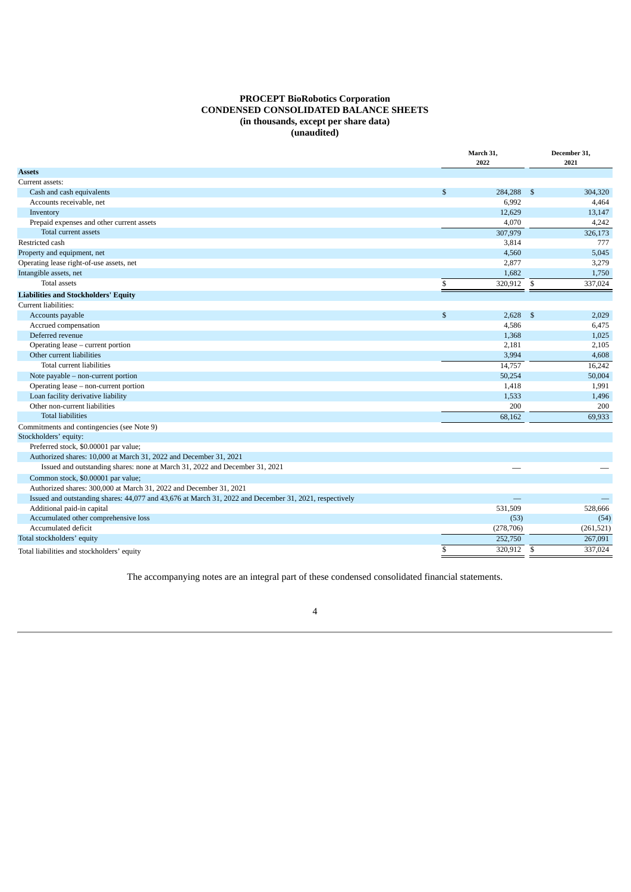**PROCEPT BioRobotics Corporation**
**CONDENSED CONSOLIDATED BALANCE SHEETS**
**(in thousands, except per share data)**
**(unaudited)**

| | March 31, 2022 | December 31, 2021 |
|---|---|---|
| **Assets** | | |
| Current assets: | | |
| Cash and cash equivalents | $ 284,288 | $ 304,320 |
| Accounts receivable, net | 6,992 | 4,464 |
| Inventory | 12,629 | 13,147 |
| Prepaid expenses and other current assets | 4,070 | 4,242 |
| Total current assets | 307,979 | 326,173 |
| Restricted cash | 3,814 | 777 |
| Property and equipment, net | 4,560 | 5,045 |
| Operating lease right-of-use assets, net | 2,877 | 3,279 |
| Intangible assets, net | 1,682 | 1,750 |
| Total assets | $ 320,912 | $ 337,024 |
| **Liabilities and Stockholders' Equity** | | |
| Current liabilities: | | |
| Accounts payable | $ 2,628 | $ 2,029 |
| Accrued compensation | 4,586 | 6,475 |
| Deferred revenue | 1,368 | 1,025 |
| Operating lease – current portion | 2,181 | 2,105 |
| Other current liabilities | 3,994 | 4,608 |
| Total current liabilities | 14,757 | 16,242 |
| Note payable – non-current portion | 50,254 | 50,004 |
| Operating lease – non-current portion | 1,418 | 1,991 |
| Loan facility derivative liability | 1,533 | 1,496 |
| Other non-current liabilities | 200 | 200 |
| Total liabilities | 68,162 | 69,933 |
| Commitments and contingencies (see Note 9) | | |
| Stockholders' equity: | | |
| Preferred stock, $0.00001 par value; | | |
| Authorized shares: 10,000 at March 31, 2022 and December 31, 2021 | | |
| Issued and outstanding shares: none at March 31, 2022 and December 31, 2021 | — | — |
| Common stock, $0.00001 par value; | | |
| Authorized shares: 300,000 at March 31, 2022 and December 31, 2021 | | |
| Issued and outstanding shares: 44,077 and 43,676 at March 31, 2022 and December 31, 2021, respectively | — | — |
| Additional paid-in capital | 531,509 | 528,666 |
| Accumulated other comprehensive loss | (53) | (54) |
| Accumulated deficit | (278,706) | (261,521) |
| Total stockholders' equity | 252,750 | 267,091 |
| Total liabilities and stockholders' equity | $ 320,912 | $ 337,024 |

The accompanying notes are an integral part of these condensed consolidated financial statements.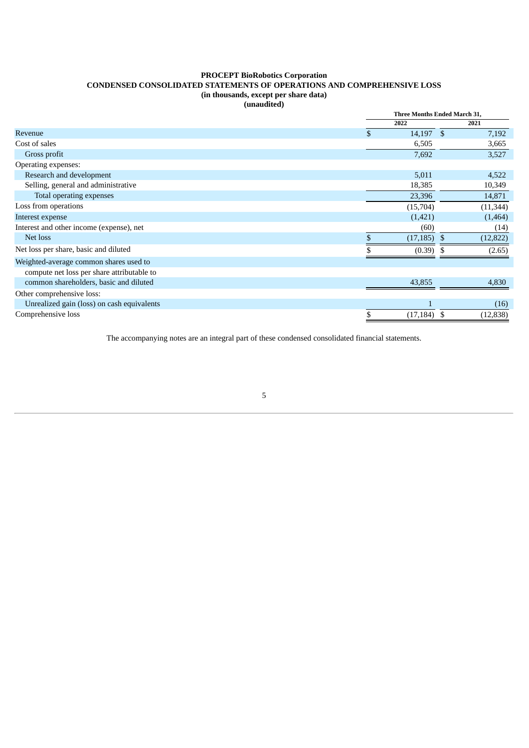**PROCEPT BioRobotics Corporation**
**CONDENSED CONSOLIDATED STATEMENTS OF OPERATIONS AND COMPREHENSIVE LOSS**
**(in thousands, except per share data)**
**(unaudited)**

| | Three Months Ended March 31, | |
|---|---|---|
| | 2022 | 2021 |
| Revenue | $ 14,197 | $ 7,192 |
| Cost of sales | 6,505 | 3,665 |
| Gross profit | 7,692 | 3,527 |
| Operating expenses: | | |
| Research and development | 5,011 | 4,522 |
| Selling, general and administrative | 18,385 | 10,349 |
| Total operating expenses | 23,396 | 14,871 |
| Loss from operations | (15,704) | (11,344) |
| Interest expense | (1,421) | (1,464) |
| Interest and other income (expense), net | (60) | (14) |
| Net loss | $ (17,185) | $ (12,822) |
| Net loss per share, basic and diluted | $ (0.39) | $ (2.65) |
| Weighted-average common shares used to compute net loss per share attributable to common shareholders, basic and diluted | 43,855 | 4,830 |
| Other comprehensive loss: | | |
| Unrealized gain (loss) on cash equivalents | 1 | (16) |
| Comprehensive loss | $ (17,184) | $ (12,838) |

The accompanying notes are an integral part of these condensed consolidated financial statements.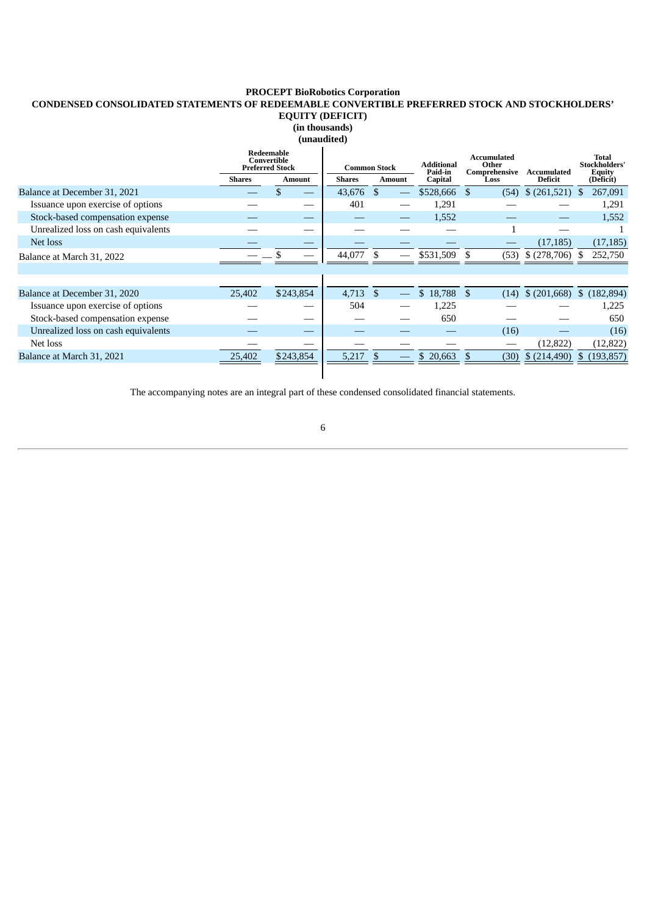**PROCEPT BioRobotics Corporation**

**CONDENSED CONSOLIDATED STATEMENTS OF REDEEMABLE CONVERTIBLE PREFERRED STOCK AND STOCKHOLDERS' EQUITY (DEFICIT)**

**(in thousands)**

**(unaudited)**

| | Redeemable Convertible Preferred Stock | | Common Stock | | Additional Paid-in Capital | Accumulated Other Comprehensive Loss | Accumulated Deficit | Total Stockholders' Equity (Deficit) |
|---|---|---|---|---|---|---|---|---|
| | Shares | Amount | Shares | Amount | | | | |
| Balance at December 31, 2021 | — | $ — | 43,676 | $ — | $528,666 | $ (54) | $ (261,521) | $ 267,091 |
| Issuance upon exercise of options | — | — | 401 | — | 1,291 | — | — | 1,291 |
| Stock-based compensation expense | — | — | — | — | 1,552 | — | — | 1,552 |
| Unrealized loss on cash equivalents | — | — | — | — | — | 1 | — | 1 |
| Net loss | — | — | — | — | — | — | (17,185) | (17,185) |
| Balance at March 31, 2022 | — | $ — | 44,077 | $ — | $531,509 | $ (53) | $ (278,706) | $ 252,750 |
| | | | | | | | | |
| Balance at December 31, 2020 | 25,402 | $243,854 | 4,713 | $ — | $ 18,788 | $ (14) | $ (201,668) | $ (182,894) |
| Issuance upon exercise of options | — | — | 504 | — | 1,225 | — | — | 1,225 |
| Stock-based compensation expense | — | — | — | — | 650 | — | — | 650 |
| Unrealized loss on cash equivalents | — | — | — | — | — | (16) | — | (16) |
| Net loss | — | — | — | — | — | — | (12,822) | (12,822) |
| Balance at March 31, 2021 | 25,402 | $243,854 | 5,217 | $ — | $ 20,663 | $ (30) | $ (214,490) | $ (193,857) |

The accompanying notes are an integral part of these condensed consolidated financial statements.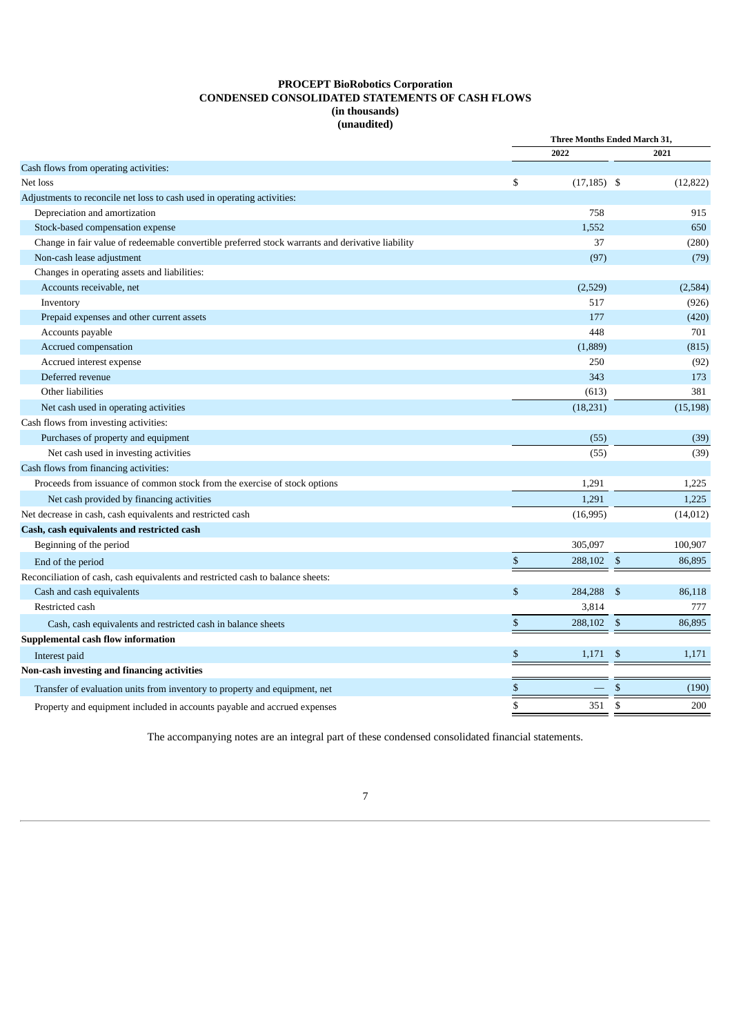**PROCEPT BioRobotics Corporation**
**CONDENSED CONSOLIDATED STATEMENTS OF CASH FLOWS**
**(in thousands)**
**(unaudited)**

| | Three Months Ended March 31, | |
|---|---|---|
| | 2022 | 2021 |
| Cash flows from operating activities: | | |
| Net loss | $ (17,185) | $ (12,822) |
| Adjustments to reconcile net loss to cash used in operating activities: | | |
| Depreciation and amortization | 758 | 915 |
| Stock-based compensation expense | 1,552 | 650 |
| Change in fair value of redeemable convertible preferred stock warrants and derivative liability | 37 | (280) |
| Non-cash lease adjustment | (97) | (79) |
| Changes in operating assets and liabilities: | | |
| Accounts receivable, net | (2,529) | (2,584) |
| Inventory | 517 | (926) |
| Prepaid expenses and other current assets | 177 | (420) |
| Accounts payable | 448 | 701 |
| Accrued compensation | (1,889) | (815) |
| Accrued interest expense | 250 | (92) |
| Deferred revenue | 343 | 173 |
| Other liabilities | (613) | 381 |
| Net cash used in operating activities | (18,231) | (15,198) |
| Cash flows from investing activities: | | |
| Purchases of property and equipment | (55) | (39) |
| Net cash used in investing activities | (55) | (39) |
| Cash flows from financing activities: | | |
| Proceeds from issuance of common stock from the exercise of stock options | 1,291 | 1,225 |
| Net cash provided by financing activities | 1,291 | 1,225 |
| Net decrease in cash, cash equivalents and restricted cash | (16,995) | (14,012) |
| **Cash, cash equivalents and restricted cash** | | |
| Beginning of the period | 305,097 | 100,907 |
| End of the period | $ 288,102 | $ 86,895 |
| Reconciliation of cash, cash equivalents and restricted cash to balance sheets: | | |
| Cash and cash equivalents | $ 284,288 | $ 86,118 |
| Restricted cash | 3,814 | 777 |
| Cash, cash equivalents and restricted cash in balance sheets | $ 288,102 | $ 86,895 |
| **Supplemental cash flow information** | | |
| Interest paid | $ 1,171 | $ 1,171 |
| **Non-cash investing and financing activities** | | |
| Transfer of evaluation units from inventory to property and equipment, net | $ — | $ (190) |
| Property and equipment included in accounts payable and accrued expenses | $ 351 | $ 200 |

The accompanying notes are an integral part of these condensed consolidated financial statements.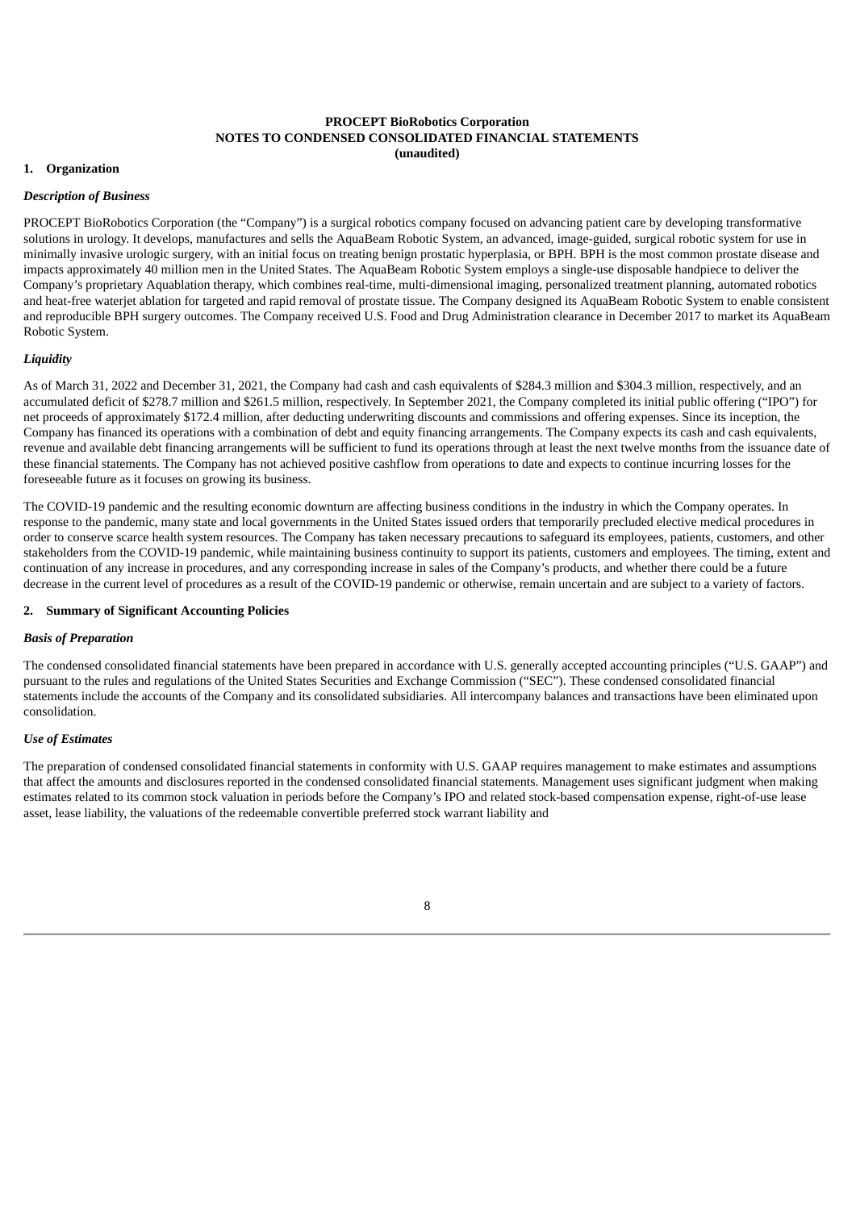**PROCEPT BioRobotics Corporation**
**NOTES TO CONDENSED CONSOLIDATED FINANCIAL STATEMENTS**
**(unaudited)**

## 1. Organization

### *Description of Business*

PROCEPT BioRobotics Corporation (the "Company") is a surgical robotics company focused on advancing patient care by developing transformative solutions in urology. It develops, manufactures and sells the AquaBeam Robotic System, an advanced, image-guided, surgical robotic system for use in minimally invasive urologic surgery, with an initial focus on treating benign prostatic hyperplasia, or BPH. BPH is the most common prostate disease and impacts approximately 40 million men in the United States. The AquaBeam Robotic System employs a single-use disposable handpiece to deliver the Company's proprietary Aquablation therapy, which combines real-time, multi-dimensional imaging, personalized treatment planning, automated robotics and heat-free waterjet ablation for targeted and rapid removal of prostate tissue. The Company designed its AquaBeam Robotic System to enable consistent and reproducible BPH surgery outcomes. The Company received U.S. Food and Drug Administration clearance in December 2017 to market its AquaBeam Robotic System.

### *Liquidity*

As of March 31, 2022 and December 31, 2021, the Company had cash and cash equivalents of $284.3 million and $304.3 million, respectively, and an accumulated deficit of $278.7 million and $261.5 million, respectively. In September 2021, the Company completed its initial public offering ("IPO") for net proceeds of approximately $172.4 million, after deducting underwriting discounts and commissions and offering expenses. Since its inception, the Company has financed its operations with a combination of debt and equity financing arrangements. The Company expects its cash and cash equivalents, revenue and available debt financing arrangements will be sufficient to fund its operations through at least the next twelve months from the issuance date of these financial statements. The Company has not achieved positive cashflow from operations to date and expects to continue incurring losses for the foreseeable future as it focuses on growing its business.

The COVID-19 pandemic and the resulting economic downturn are affecting business conditions in the industry in which the Company operates. In response to the pandemic, many state and local governments in the United States issued orders that temporarily precluded elective medical procedures in order to conserve scarce health system resources. The Company has taken necessary precautions to safeguard its employees, patients, customers, and other stakeholders from the COVID-19 pandemic, while maintaining business continuity to support its patients, customers and employees. The timing, extent and continuation of any increase in procedures, and any corresponding increase in sales of the Company's products, and whether there could be a future decrease in the current level of procedures as a result of the COVID-19 pandemic or otherwise, remain uncertain and are subject to a variety of factors.

## 2. Summary of Significant Accounting Policies

### *Basis of Preparation*

The condensed consolidated financial statements have been prepared in accordance with U.S. generally accepted accounting principles ("U.S. GAAP") and pursuant to the rules and regulations of the United States Securities and Exchange Commission ("SEC"). These condensed consolidated financial statements include the accounts of the Company and its consolidated subsidiaries. All intercompany balances and transactions have been eliminated upon consolidation.

### *Use of Estimates*

The preparation of condensed consolidated financial statements in conformity with U.S. GAAP requires management to make estimates and assumptions that affect the amounts and disclosures reported in the condensed consolidated financial statements. Management uses significant judgment when making estimates related to its common stock valuation in periods before the Company's IPO and related stock-based compensation expense, right-of-use lease asset, lease liability, the valuations of the redeemable convertible preferred stock warrant liability and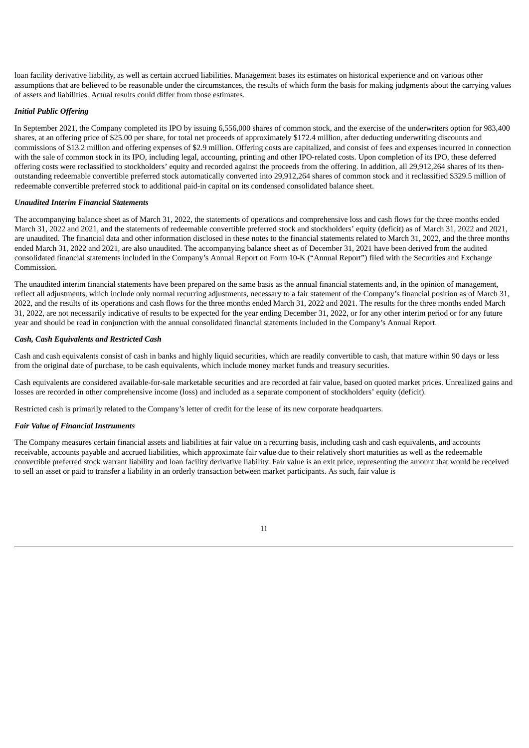loan facility derivative liability, as well as certain accrued liabilities. Management bases its estimates on historical experience and on various other assumptions that are believed to be reasonable under the circumstances, the results of which form the basis for making judgments about the carrying values of assets and liabilities. Actual results could differ from those estimates.

***Initial Public Offering***

In September 2021, the Company completed its IPO by issuing 6,556,000 shares of common stock, and the exercise of the underwriters option for 983,400 shares, at an offering price of $25.00 per share, for total net proceeds of approximately $172.4 million, after deducting underwriting discounts and commissions of $13.2 million and offering expenses of $2.9 million. Offering costs are capitalized, and consist of fees and expenses incurred in connection with the sale of common stock in its IPO, including legal, accounting, printing and other IPO-related costs. Upon completion of its IPO, these deferred offering costs were reclassified to stockholders' equity and recorded against the proceeds from the offering. In addition, all 29,912,264 shares of its then-outstanding redeemable convertible preferred stock automatically converted into 29,912,264 shares of common stock and it reclassified $329.5 million of redeemable convertible preferred stock to additional paid-in capital on its condensed consolidated balance sheet.

***Unaudited Interim Financial Statements***

The accompanying balance sheet as of March 31, 2022, the statements of operations and comprehensive loss and cash flows for the three months ended March 31, 2022 and 2021, and the statements of redeemable convertible preferred stock and stockholders' equity (deficit) as of March 31, 2022 and 2021, are unaudited. The financial data and other information disclosed in these notes to the financial statements related to March 31, 2022, and the three months ended March 31, 2022 and 2021, are also unaudited. The accompanying balance sheet as of December 31, 2021 have been derived from the audited consolidated financial statements included in the Company's Annual Report on Form 10-K ("Annual Report") filed with the Securities and Exchange Commission.

The unaudited interim financial statements have been prepared on the same basis as the annual financial statements and, in the opinion of management, reflect all adjustments, which include only normal recurring adjustments, necessary to a fair statement of the Company's financial position as of March 31, 2022, and the results of its operations and cash flows for the three months ended March 31, 2022 and 2021. The results for the three months ended March 31, 2022, are not necessarily indicative of results to be expected for the year ending December 31, 2022, or for any other interim period or for any future year and should be read in conjunction with the annual consolidated financial statements included in the Company's Annual Report.

***Cash, Cash Equivalents and Restricted Cash***

Cash and cash equivalents consist of cash in banks and highly liquid securities, which are readily convertible to cash, that mature within 90 days or less from the original date of purchase, to be cash equivalents, which include money market funds and treasury securities.

Cash equivalents are considered available-for-sale marketable securities and are recorded at fair value, based on quoted market prices. Unrealized gains and losses are recorded in other comprehensive income (loss) and included as a separate component of stockholders' equity (deficit).

Restricted cash is primarily related to the Company's letter of credit for the lease of its new corporate headquarters.

***Fair Value of Financial Instruments***

The Company measures certain financial assets and liabilities at fair value on a recurring basis, including cash and cash equivalents, and accounts receivable, accounts payable and accrued liabilities, which approximate fair value due to their relatively short maturities as well as the redeemable convertible preferred stock warrant liability and loan facility derivative liability. Fair value is an exit price, representing the amount that would be received to sell an asset or paid to transfer a liability in an orderly transaction between market participants. As such, fair value is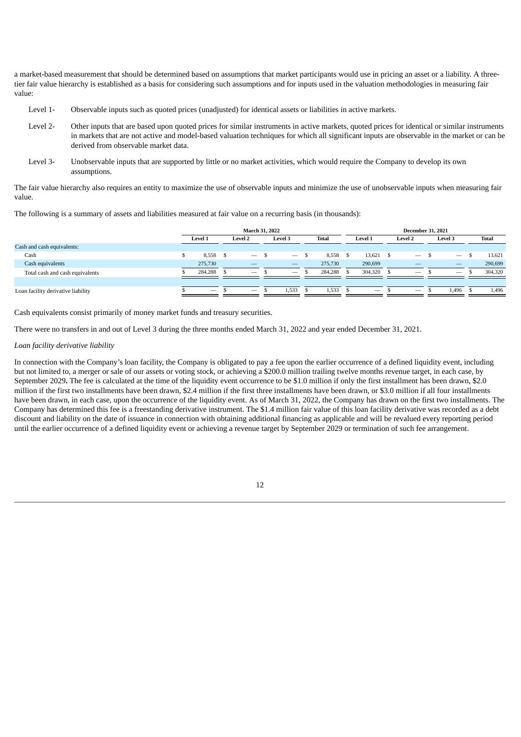a market-based measurement that should be determined based on assumptions that market participants would use in pricing an asset or a liability. A three-tier fair value hierarchy is established as a basis for considering such assumptions and for inputs used in the valuation methodologies in measuring fair value:

- Level 1- Observable inputs such as quoted prices (unadjusted) for identical assets or liabilities in active markets.
- Level 2- Other inputs that are based upon quoted prices for similar instruments in active markets, quoted prices for identical or similar instruments in markets that are not active and model-based valuation techniques for which all significant inputs are observable in the market or can be derived from observable market data.
- Level 3- Unobservable inputs that are supported by little or no market activities, which would require the Company to develop its own assumptions.

The fair value hierarchy also requires an entity to maximize the use of observable inputs and minimize the use of unobservable inputs when measuring fair value.

The following is a summary of assets and liabilities measured at fair value on a recurring basis (in thousands):

| | March 31, 2022 | | | | December 31, 2021 | | | |
|---|---|---|---|---|---|---|---|---|
| | Level 1 | Level 2 | Level 3 | Total | Level 1 | Level 2 | Level 3 | Total |
| Cash and cash equivalents: | | | | | | | | |
| Cash | $ 8,558 | $ — | $ — | $ 8,558 | $ 13,621 | $ — | $ — | $ 13,621 |
| Cash equivalents | 275,730 | — | — | 275,730 | 290,699 | — | — | 290,699 |
| Total cash and cash equivalents | $ 284,288 | $ — | $ — | $ 284,288 | $ 304,320 | $ — | $ — | $ 304,320 |
| | | | | | | | | |
| Loan facility derivative liability | $ — | $ — | $ 1,533 | $ 1,533 | $ — | $ — | $ 1,496 | $ 1,496 |

Cash equivalents consist primarily of money market funds and treasury securities.

There were no transfers in and out of Level 3 during the three months ended March 31, 2022 and year ended December 31, 2021.

*Loan facility derivative liability*

In connection with the Company's loan facility, the Company is obligated to pay a fee upon the earlier occurrence of a defined liquidity event, including but not limited to, a merger or sale of our assets or voting stock, or achieving a $200.0 million trailing twelve months revenue target, in each case, by September 2029**.** The fee is calculated at the time of the liquidity event occurrence to be $1.0 million if only the first installment has been drawn, $2.0 million if the first two installments have been drawn, $2.4 million if the first three installments have been drawn, or $3.0 million if all four installments have been drawn, in each case, upon the occurrence of the liquidity event. As of March 31, 2022, the Company has drawn on the first two installments. The Company has determined this fee is a freestanding derivative instrument. The $1.4 million fair value of this loan facility derivative was recorded as a debt discount and liability on the date of issuance in connection with obtaining additional financing as applicable and will be revalued every reporting period until the earlier occurrence of a defined liquidity event or achieving a revenue target by September 2029 or termination of such fee arrangement.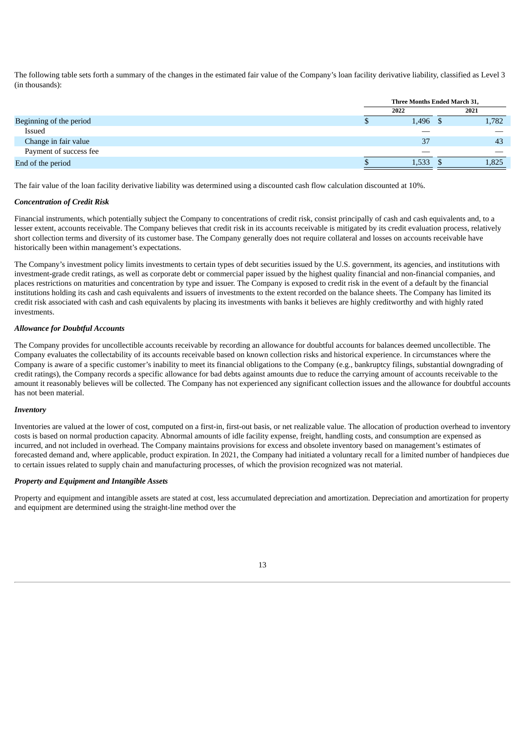The following table sets forth a summary of the changes in the estimated fair value of the Company's loan facility derivative liability, classified as Level 3 (in thousands):

| | Three Months Ended March 31, | |
|---|---|---|
| | 2022 | 2021 |
| Beginning of the period | $ 1,496 | $ 1,782 |
| Issued | — | — |
| Change in fair value | 37 | 43 |
| Payment of success fee | — | — |
| End of the period | $ 1,533 | $ 1,825 |

The fair value of the loan facility derivative liability was determined using a discounted cash flow calculation discounted at 10%.

***Concentration of Credit Risk***

Financial instruments, which potentially subject the Company to concentrations of credit risk, consist principally of cash and cash equivalents and, to a lesser extent, accounts receivable. The Company believes that credit risk in its accounts receivable is mitigated by its credit evaluation process, relatively short collection terms and diversity of its customer base. The Company generally does not require collateral and losses on accounts receivable have historically been within management's expectations.

The Company's investment policy limits investments to certain types of debt securities issued by the U.S. government, its agencies, and institutions with investment-grade credit ratings, as well as corporate debt or commercial paper issued by the highest quality financial and non-financial companies, and places restrictions on maturities and concentration by type and issuer. The Company is exposed to credit risk in the event of a default by the financial institutions holding its cash and cash equivalents and issuers of investments to the extent recorded on the balance sheets. The Company has limited its credit risk associated with cash and cash equivalents by placing its investments with banks it believes are highly creditworthy and with highly rated investments.

***Allowance for Doubtful Accounts***

The Company provides for uncollectible accounts receivable by recording an allowance for doubtful accounts for balances deemed uncollectible. The Company evaluates the collectability of its accounts receivable based on known collection risks and historical experience. In circumstances where the Company is aware of a specific customer's inability to meet its financial obligations to the Company (e.g., bankruptcy filings, substantial downgrading of credit ratings), the Company records a specific allowance for bad debts against amounts due to reduce the carrying amount of accounts receivable to the amount it reasonably believes will be collected. The Company has not experienced any significant collection issues and the allowance for doubtful accounts has not been material.

***Inventory***

Inventories are valued at the lower of cost, computed on a first-in, first-out basis, or net realizable value. The allocation of production overhead to inventory costs is based on normal production capacity. Abnormal amounts of idle facility expense, freight, handling costs, and consumption are expensed as incurred, and not included in overhead. The Company maintains provisions for excess and obsolete inventory based on management's estimates of forecasted demand and, where applicable, product expiration. In 2021, the Company had initiated a voluntary recall for a limited number of handpieces due to certain issues related to supply chain and manufacturing processes, of which the provision recognized was not material.

***Property and Equipment and Intangible Assets***

Property and equipment and intangible assets are stated at cost, less accumulated depreciation and amortization. Depreciation and amortization for property and equipment are determined using the straight-line method over the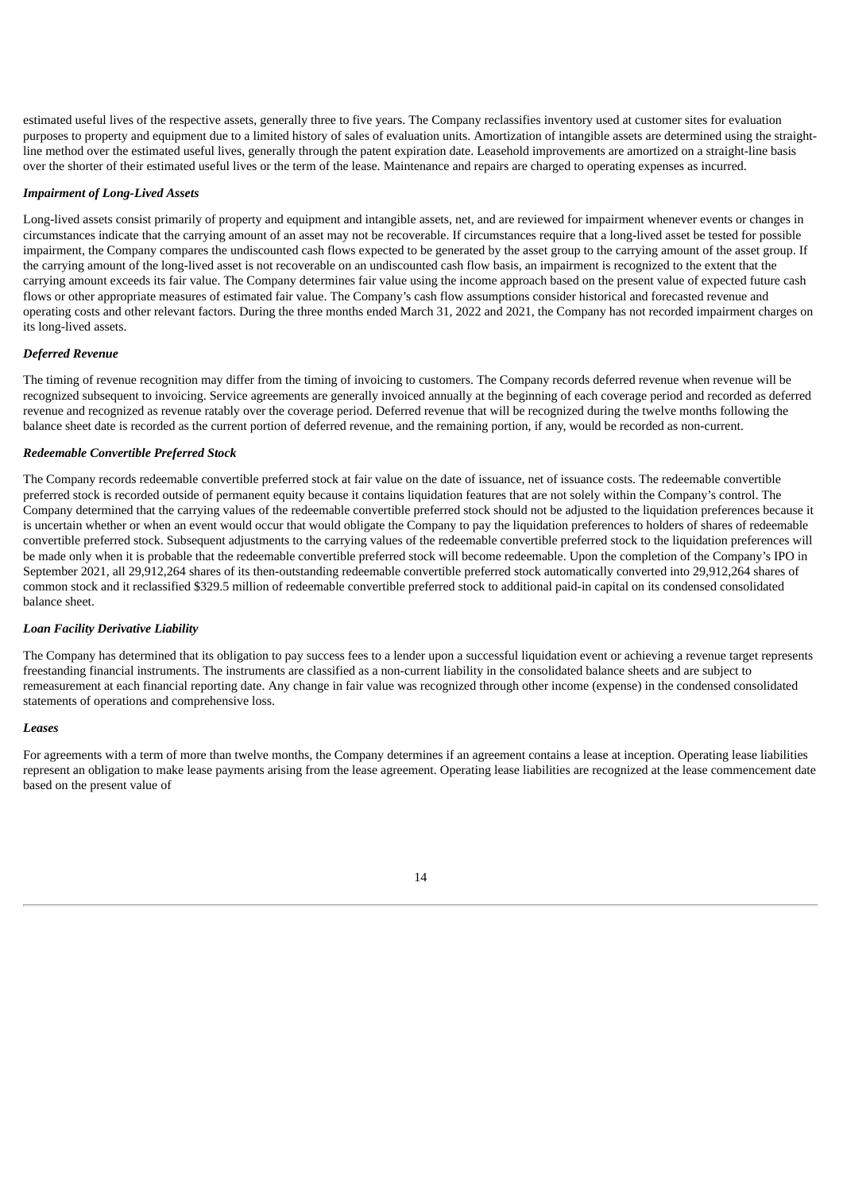estimated useful lives of the respective assets, generally three to five years. The Company reclassifies inventory used at customer sites for evaluation purposes to property and equipment due to a limited history of sales of evaluation units. Amortization of intangible assets are determined using the straight-line method over the estimated useful lives, generally through the patent expiration date. Leasehold improvements are amortized on a straight-line basis over the shorter of their estimated useful lives or the term of the lease. Maintenance and repairs are charged to operating expenses as incurred.

***Impairment of Long-Lived Assets***

Long-lived assets consist primarily of property and equipment and intangible assets, net, and are reviewed for impairment whenever events or changes in circumstances indicate that the carrying amount of an asset may not be recoverable. If circumstances require that a long-lived asset be tested for possible impairment, the Company compares the undiscounted cash flows expected to be generated by the asset group to the carrying amount of the asset group. If the carrying amount of the long-lived asset is not recoverable on an undiscounted cash flow basis, an impairment is recognized to the extent that the carrying amount exceeds its fair value. The Company determines fair value using the income approach based on the present value of expected future cash flows or other appropriate measures of estimated fair value. The Company's cash flow assumptions consider historical and forecasted revenue and operating costs and other relevant factors. During the three months ended March 31, 2022 and 2021, the Company has not recorded impairment charges on its long-lived assets.

***Deferred Revenue***

The timing of revenue recognition may differ from the timing of invoicing to customers. The Company records deferred revenue when revenue will be recognized subsequent to invoicing. Service agreements are generally invoiced annually at the beginning of each coverage period and recorded as deferred revenue and recognized as revenue ratably over the coverage period. Deferred revenue that will be recognized during the twelve months following the balance sheet date is recorded as the current portion of deferred revenue, and the remaining portion, if any, would be recorded as non-current.

***Redeemable Convertible Preferred Stock***

The Company records redeemable convertible preferred stock at fair value on the date of issuance, net of issuance costs. The redeemable convertible preferred stock is recorded outside of permanent equity because it contains liquidation features that are not solely within the Company's control. The Company determined that the carrying values of the redeemable convertible preferred stock should not be adjusted to the liquidation preferences because it is uncertain whether or when an event would occur that would obligate the Company to pay the liquidation preferences to holders of shares of redeemable convertible preferred stock. Subsequent adjustments to the carrying values of the redeemable convertible preferred stock to the liquidation preferences will be made only when it is probable that the redeemable convertible preferred stock will become redeemable. Upon the completion of the Company's IPO in September 2021, all 29,912,264 shares of its then-outstanding redeemable convertible preferred stock automatically converted into 29,912,264 shares of common stock and it reclassified $329.5 million of redeemable convertible preferred stock to additional paid-in capital on its condensed consolidated balance sheet.

***Loan Facility Derivative Liability***

The Company has determined that its obligation to pay success fees to a lender upon a successful liquidation event or achieving a revenue target represents freestanding financial instruments. The instruments are classified as a non-current liability in the consolidated balance sheets and are subject to remeasurement at each financial reporting date. Any change in fair value was recognized through other income (expense) in the condensed consolidated statements of operations and comprehensive loss.

***Leases***

For agreements with a term of more than twelve months, the Company determines if an agreement contains a lease at inception. Operating lease liabilities represent an obligation to make lease payments arising from the lease agreement. Operating lease liabilities are recognized at the lease commencement date based on the present value of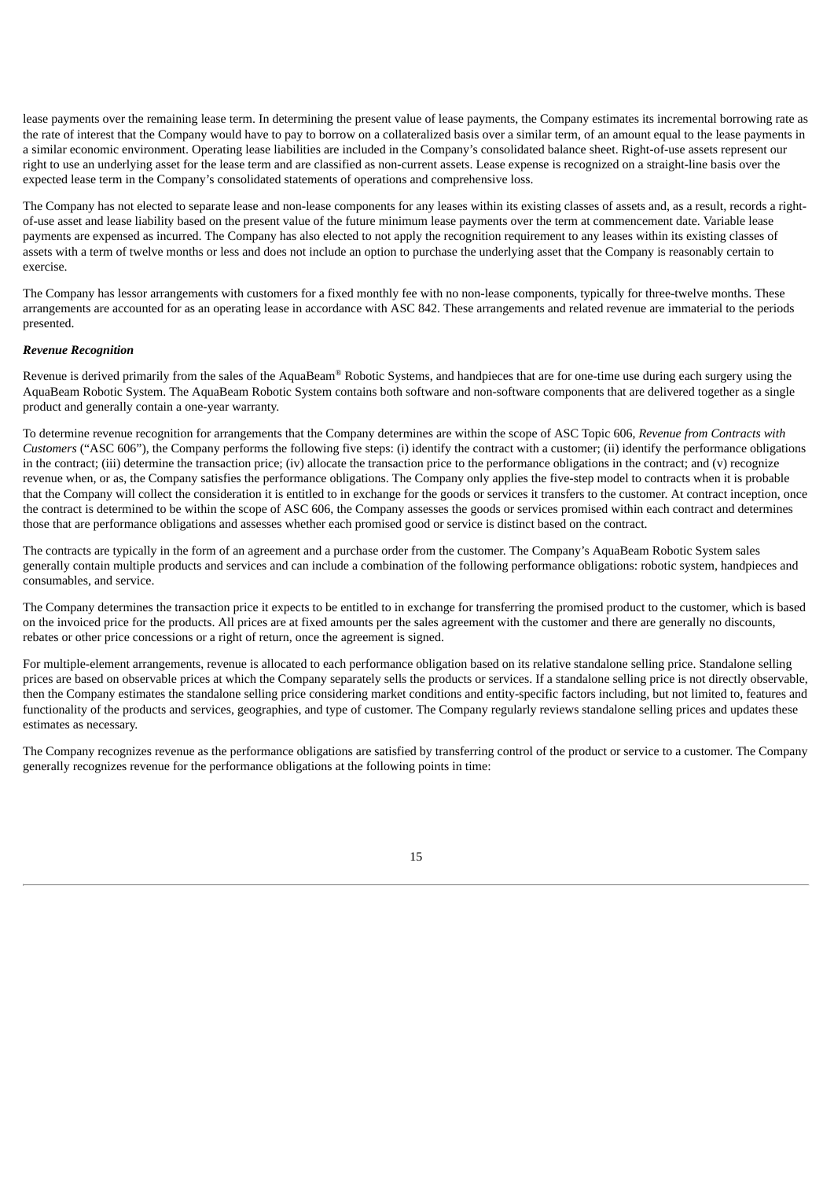lease payments over the remaining lease term. In determining the present value of lease payments, the Company estimates its incremental borrowing rate as the rate of interest that the Company would have to pay to borrow on a collateralized basis over a similar term, of an amount equal to the lease payments in a similar economic environment. Operating lease liabilities are included in the Company's consolidated balance sheet. Right-of-use assets represent our right to use an underlying asset for the lease term and are classified as non-current assets. Lease expense is recognized on a straight-line basis over the expected lease term in the Company's consolidated statements of operations and comprehensive loss.

The Company has not elected to separate lease and non-lease components for any leases within its existing classes of assets and, as a result, records a right-of-use asset and lease liability based on the present value of the future minimum lease payments over the term at commencement date. Variable lease payments are expensed as incurred. The Company has also elected to not apply the recognition requirement to any leases within its existing classes of assets with a term of twelve months or less and does not include an option to purchase the underlying asset that the Company is reasonably certain to exercise.

The Company has lessor arrangements with customers for a fixed monthly fee with no non-lease components, typically for three-twelve months. These arrangements are accounted for as an operating lease in accordance with ASC 842. These arrangements and related revenue are immaterial to the periods presented.

***Revenue Recognition***

Revenue is derived primarily from the sales of the AquaBeam® Robotic Systems, and handpieces that are for one-time use during each surgery using the AquaBeam Robotic System. The AquaBeam Robotic System contains both software and non-software components that are delivered together as a single product and generally contain a one-year warranty.

To determine revenue recognition for arrangements that the Company determines are within the scope of ASC Topic 606, *Revenue from Contracts with Customers* ("ASC 606"), the Company performs the following five steps: (i) identify the contract with a customer; (ii) identify the performance obligations in the contract; (iii) determine the transaction price; (iv) allocate the transaction price to the performance obligations in the contract; and (v) recognize revenue when, or as, the Company satisfies the performance obligations. The Company only applies the five-step model to contracts when it is probable that the Company will collect the consideration it is entitled to in exchange for the goods or services it transfers to the customer. At contract inception, once the contract is determined to be within the scope of ASC 606, the Company assesses the goods or services promised within each contract and determines those that are performance obligations and assesses whether each promised good or service is distinct based on the contract.

The contracts are typically in the form of an agreement and a purchase order from the customer. The Company's AquaBeam Robotic System sales generally contain multiple products and services and can include a combination of the following performance obligations: robotic system, handpieces and consumables, and service.

The Company determines the transaction price it expects to be entitled to in exchange for transferring the promised product to the customer, which is based on the invoiced price for the products. All prices are at fixed amounts per the sales agreement with the customer and there are generally no discounts, rebates or other price concessions or a right of return, once the agreement is signed.

For multiple-element arrangements, revenue is allocated to each performance obligation based on its relative standalone selling price. Standalone selling prices are based on observable prices at which the Company separately sells the products or services. If a standalone selling price is not directly observable, then the Company estimates the standalone selling price considering market conditions and entity-specific factors including, but not limited to, features and functionality of the products and services, geographies, and type of customer. The Company regularly reviews standalone selling prices and updates these estimates as necessary.

The Company recognizes revenue as the performance obligations are satisfied by transferring control of the product or service to a customer. The Company generally recognizes revenue for the performance obligations at the following points in time: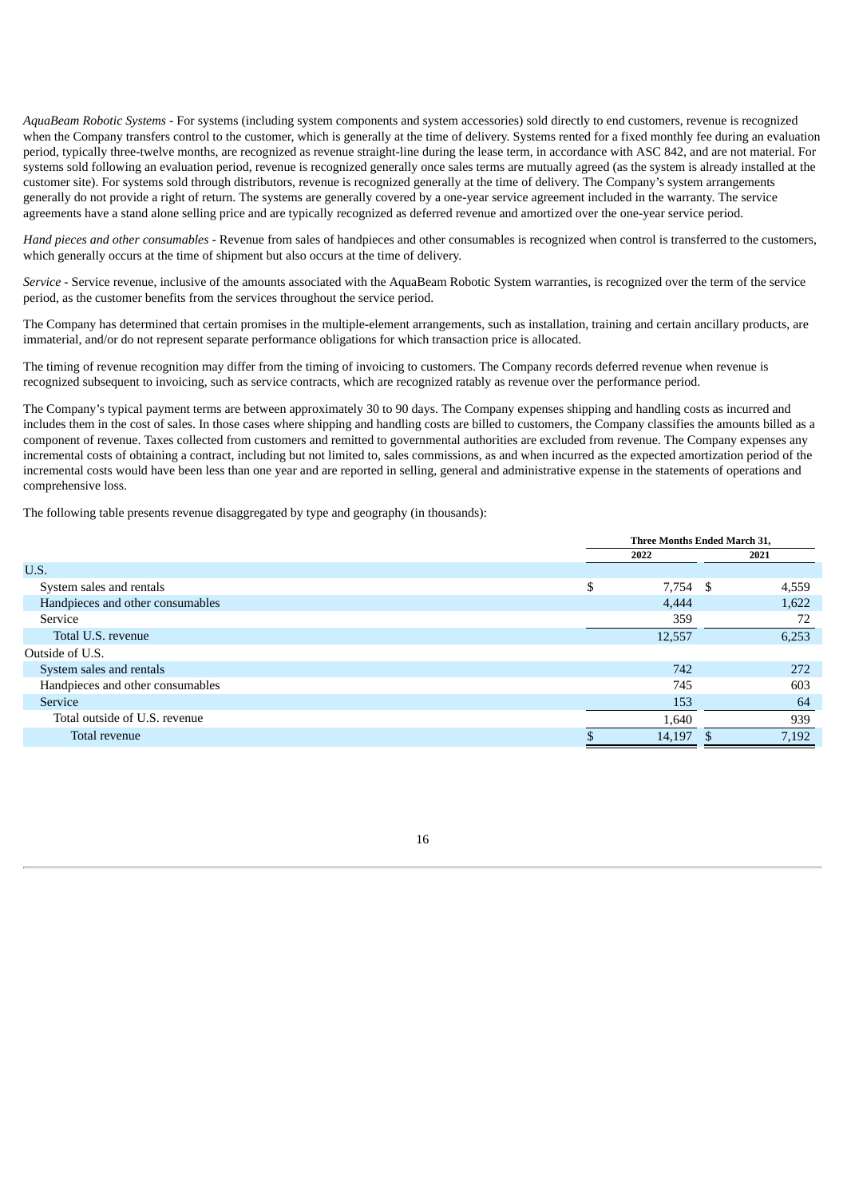*AquaBeam Robotic Systems* - For systems (including system components and system accessories) sold directly to end customers, revenue is recognized when the Company transfers control to the customer, which is generally at the time of delivery. Systems rented for a fixed monthly fee during an evaluation period, typically three-twelve months, are recognized as revenue straight-line during the lease term, in accordance with ASC 842, and are not material. For systems sold following an evaluation period, revenue is recognized generally once sales terms are mutually agreed (as the system is already installed at the customer site). For systems sold through distributors, revenue is recognized generally at the time of delivery. The Company's system arrangements generally do not provide a right of return. The systems are generally covered by a one-year service agreement included in the warranty. The service agreements have a stand alone selling price and are typically recognized as deferred revenue and amortized over the one-year service period.

*Hand pieces and other consumables* - Revenue from sales of handpieces and other consumables is recognized when control is transferred to the customers, which generally occurs at the time of shipment but also occurs at the time of delivery.

*Service* - Service revenue, inclusive of the amounts associated with the AquaBeam Robotic System warranties, is recognized over the term of the service period, as the customer benefits from the services throughout the service period.

The Company has determined that certain promises in the multiple-element arrangements, such as installation, training and certain ancillary products, are immaterial, and/or do not represent separate performance obligations for which transaction price is allocated.

The timing of revenue recognition may differ from the timing of invoicing to customers. The Company records deferred revenue when revenue is recognized subsequent to invoicing, such as service contracts, which are recognized ratably as revenue over the performance period.

The Company's typical payment terms are between approximately 30 to 90 days. The Company expenses shipping and handling costs as incurred and includes them in the cost of sales. In those cases where shipping and handling costs are billed to customers, the Company classifies the amounts billed as a component of revenue. Taxes collected from customers and remitted to governmental authorities are excluded from revenue. The Company expenses any incremental costs of obtaining a contract, including but not limited to, sales commissions, as and when incurred as the expected amortization period of the incremental costs would have been less than one year and are reported in selling, general and administrative expense in the statements of operations and comprehensive loss.

The following table presents revenue disaggregated by type and geography (in thousands):

| | Three Months Ended March 31, | |
|---|---|---|
| | **2022** | **2021** |
| U.S. | | |
| System sales and rentals | $ 7,754 | $ 4,559 |
| Handpieces and other consumables | 4,444 | 1,622 |
| Service | 359 | 72 |
| Total U.S. revenue | 12,557 | 6,253 |
| Outside of U.S. | | |
| System sales and rentals | 742 | 272 |
| Handpieces and other consumables | 745 | 603 |
| Service | 153 | 64 |
| Total outside of U.S. revenue | 1,640 | 939 |
| Total revenue | $ 14,197 | $ 7,192 |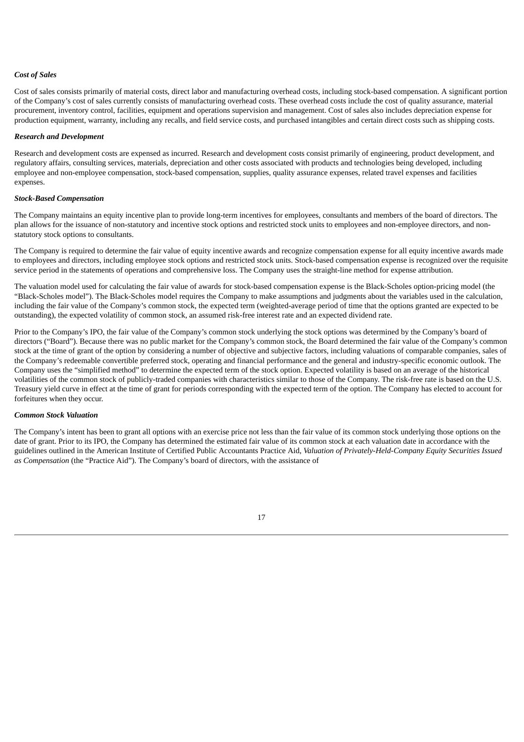***Cost of Sales***

Cost of sales consists primarily of material costs, direct labor and manufacturing overhead costs, including stock-based compensation. A significant portion of the Company's cost of sales currently consists of manufacturing overhead costs. These overhead costs include the cost of quality assurance, material procurement, inventory control, facilities, equipment and operations supervision and management. Cost of sales also includes depreciation expense for production equipment, warranty, including any recalls, and field service costs, and purchased intangibles and certain direct costs such as shipping costs.

***Research and Development***

Research and development costs are expensed as incurred. Research and development costs consist primarily of engineering, product development, and regulatory affairs, consulting services, materials, depreciation and other costs associated with products and technologies being developed, including employee and non-employee compensation, stock-based compensation, supplies, quality assurance expenses, related travel expenses and facilities expenses.

***Stock-Based Compensation***

The Company maintains an equity incentive plan to provide long-term incentives for employees, consultants and members of the board of directors. The plan allows for the issuance of non-statutory and incentive stock options and restricted stock units to employees and non-employee directors, and non-statutory stock options to consultants.

The Company is required to determine the fair value of equity incentive awards and recognize compensation expense for all equity incentive awards made to employees and directors, including employee stock options and restricted stock units. Stock-based compensation expense is recognized over the requisite service period in the statements of operations and comprehensive loss. The Company uses the straight-line method for expense attribution.

The valuation model used for calculating the fair value of awards for stock-based compensation expense is the Black-Scholes option-pricing model (the "Black-Scholes model"). The Black-Scholes model requires the Company to make assumptions and judgments about the variables used in the calculation, including the fair value of the Company's common stock, the expected term (weighted-average period of time that the options granted are expected to be outstanding), the expected volatility of common stock, an assumed risk-free interest rate and an expected dividend rate.

Prior to the Company's IPO, the fair value of the Company's common stock underlying the stock options was determined by the Company's board of directors ("Board"). Because there was no public market for the Company's common stock, the Board determined the fair value of the Company's common stock at the time of grant of the option by considering a number of objective and subjective factors, including valuations of comparable companies, sales of the Company's redeemable convertible preferred stock, operating and financial performance and the general and industry-specific economic outlook. The Company uses the "simplified method" to determine the expected term of the stock option. Expected volatility is based on an average of the historical volatilities of the common stock of publicly-traded companies with characteristics similar to those of the Company. The risk-free rate is based on the U.S. Treasury yield curve in effect at the time of grant for periods corresponding with the expected term of the option. The Company has elected to account for forfeitures when they occur.

***Common Stock Valuation***

The Company's intent has been to grant all options with an exercise price not less than the fair value of its common stock underlying those options on the date of grant. Prior to its IPO, the Company has determined the estimated fair value of its common stock at each valuation date in accordance with the guidelines outlined in the American Institute of Certified Public Accountants Practice Aid, *Valuation of Privately-Held-Company Equity Securities Issued as Compensation* (the "Practice Aid"). The Company's board of directors, with the assistance of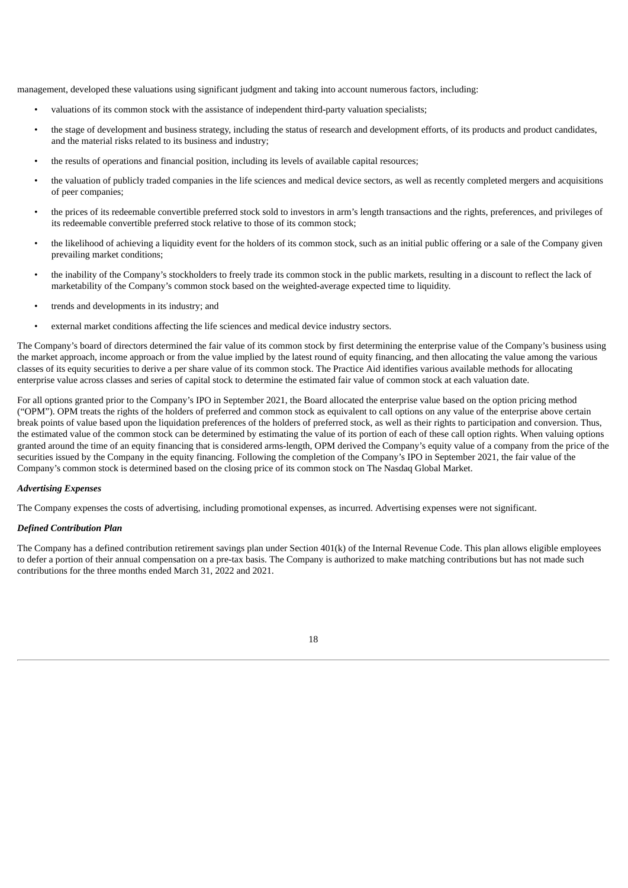management, developed these valuations using significant judgment and taking into account numerous factors, including:

- valuations of its common stock with the assistance of independent third-party valuation specialists;
- the stage of development and business strategy, including the status of research and development efforts, of its products and product candidates, and the material risks related to its business and industry;
- the results of operations and financial position, including its levels of available capital resources;
- the valuation of publicly traded companies in the life sciences and medical device sectors, as well as recently completed mergers and acquisitions of peer companies;
- the prices of its redeemable convertible preferred stock sold to investors in arm's length transactions and the rights, preferences, and privileges of its redeemable convertible preferred stock relative to those of its common stock;
- the likelihood of achieving a liquidity event for the holders of its common stock, such as an initial public offering or a sale of the Company given prevailing market conditions;
- the inability of the Company's stockholders to freely trade its common stock in the public markets, resulting in a discount to reflect the lack of marketability of the Company's common stock based on the weighted-average expected time to liquidity.
- trends and developments in its industry; and
- external market conditions affecting the life sciences and medical device industry sectors.

The Company's board of directors determined the fair value of its common stock by first determining the enterprise value of the Company's business using the market approach, income approach or from the value implied by the latest round of equity financing, and then allocating the value among the various classes of its equity securities to derive a per share value of its common stock. The Practice Aid identifies various available methods for allocating enterprise value across classes and series of capital stock to determine the estimated fair value of common stock at each valuation date.

For all options granted prior to the Company's IPO in September 2021, the Board allocated the enterprise value based on the option pricing method ("OPM"). OPM treats the rights of the holders of preferred and common stock as equivalent to call options on any value of the enterprise above certain break points of value based upon the liquidation preferences of the holders of preferred stock, as well as their rights to participation and conversion. Thus, the estimated value of the common stock can be determined by estimating the value of its portion of each of these call option rights. When valuing options granted around the time of an equity financing that is considered arms-length, OPM derived the Company's equity value of a company from the price of the securities issued by the Company in the equity financing. Following the completion of the Company's IPO in September 2021, the fair value of the Company's common stock is determined based on the closing price of its common stock on The Nasdaq Global Market.

***Advertising Expenses***

The Company expenses the costs of advertising, including promotional expenses, as incurred. Advertising expenses were not significant.

***Defined Contribution Plan***

The Company has a defined contribution retirement savings plan under Section 401(k) of the Internal Revenue Code. This plan allows eligible employees to defer a portion of their annual compensation on a pre-tax basis. The Company is authorized to make matching contributions but has not made such contributions for the three months ended March 31, 2022 and 2021.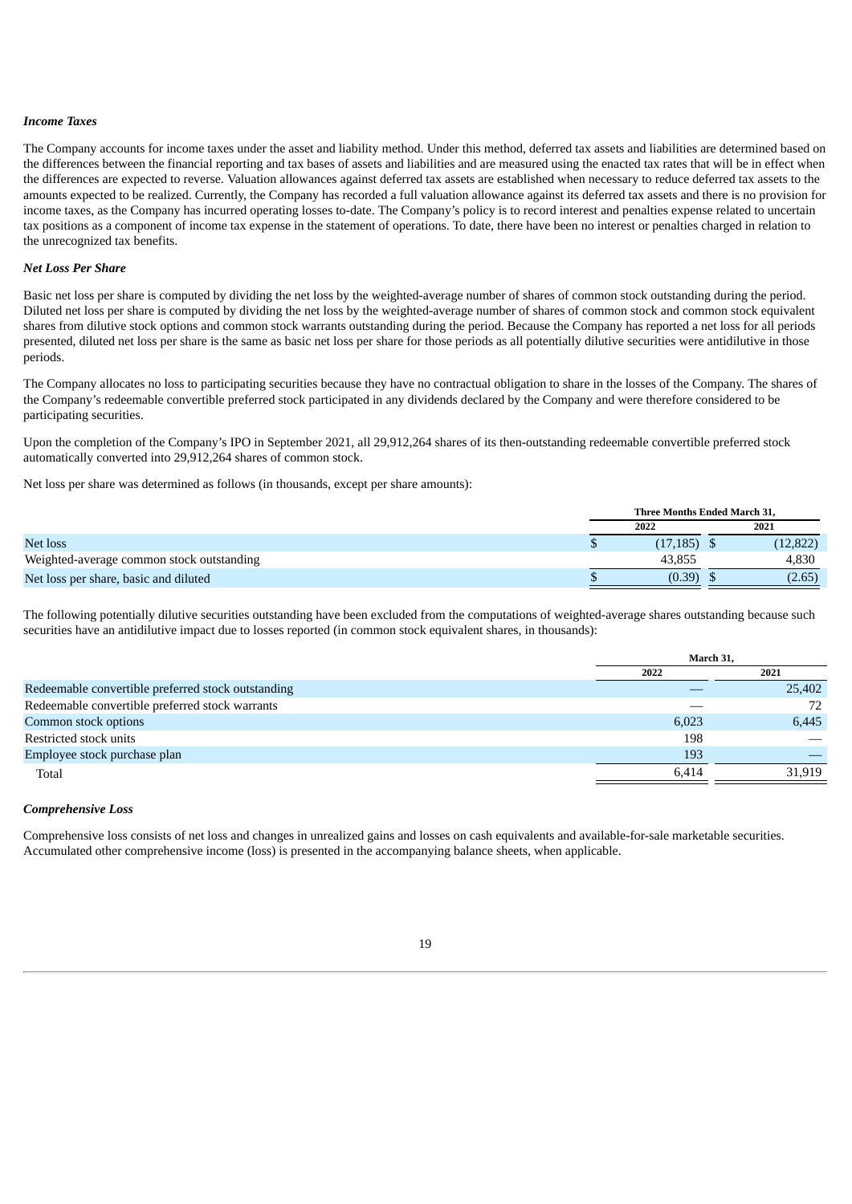***Income Taxes***

The Company accounts for income taxes under the asset and liability method. Under this method, deferred tax assets and liabilities are determined based on the differences between the financial reporting and tax bases of assets and liabilities and are measured using the enacted tax rates that will be in effect when the differences are expected to reverse. Valuation allowances against deferred tax assets are established when necessary to reduce deferred tax assets to the amounts expected to be realized. Currently, the Company has recorded a full valuation allowance against its deferred tax assets and there is no provision for income taxes, as the Company has incurred operating losses to-date. The Company's policy is to record interest and penalties expense related to uncertain tax positions as a component of income tax expense in the statement of operations. To date, there have been no interest or penalties charged in relation to the unrecognized tax benefits.

***Net Loss Per Share***

Basic net loss per share is computed by dividing the net loss by the weighted-average number of shares of common stock outstanding during the period. Diluted net loss per share is computed by dividing the net loss by the weighted-average number of shares of common stock and common stock equivalent shares from dilutive stock options and common stock warrants outstanding during the period. Because the Company has reported a net loss for all periods presented, diluted net loss per share is the same as basic net loss per share for those periods as all potentially dilutive securities were antidilutive in those periods.

The Company allocates no loss to participating securities because they have no contractual obligation to share in the losses of the Company. The shares of the Company's redeemable convertible preferred stock participated in any dividends declared by the Company and were therefore considered to be participating securities.

Upon the completion of the Company's IPO in September 2021, all 29,912,264 shares of its then-outstanding redeemable convertible preferred stock automatically converted into 29,912,264 shares of common stock.

Net loss per share was determined as follows (in thousands, except per share amounts):

| | Three Months Ended March 31, | |
|---|---|---|
| | 2022 | 2021 |
| Net loss | $ (17,185) | $ (12,822) |
| Weighted-average common stock outstanding | 43,855 | 4,830 |
| Net loss per share, basic and diluted | $ (0.39) | $ (2.65) |

The following potentially dilutive securities outstanding have been excluded from the computations of weighted-average shares outstanding because such securities have an antidilutive impact due to losses reported (in common stock equivalent shares, in thousands):

| | March 31, | |
|---|---|---|
| | 2022 | 2021 |
| Redeemable convertible preferred stock outstanding | — | 25,402 |
| Redeemable convertible preferred stock warrants | — | 72 |
| Common stock options | 6,023 | 6,445 |
| Restricted stock units | 198 | — |
| Employee stock purchase plan | 193 | — |
| Total | 6,414 | 31,919 |

***Comprehensive Loss***

Comprehensive loss consists of net loss and changes in unrealized gains and losses on cash equivalents and available-for-sale marketable securities. Accumulated other comprehensive income (loss) is presented in the accompanying balance sheets, when applicable.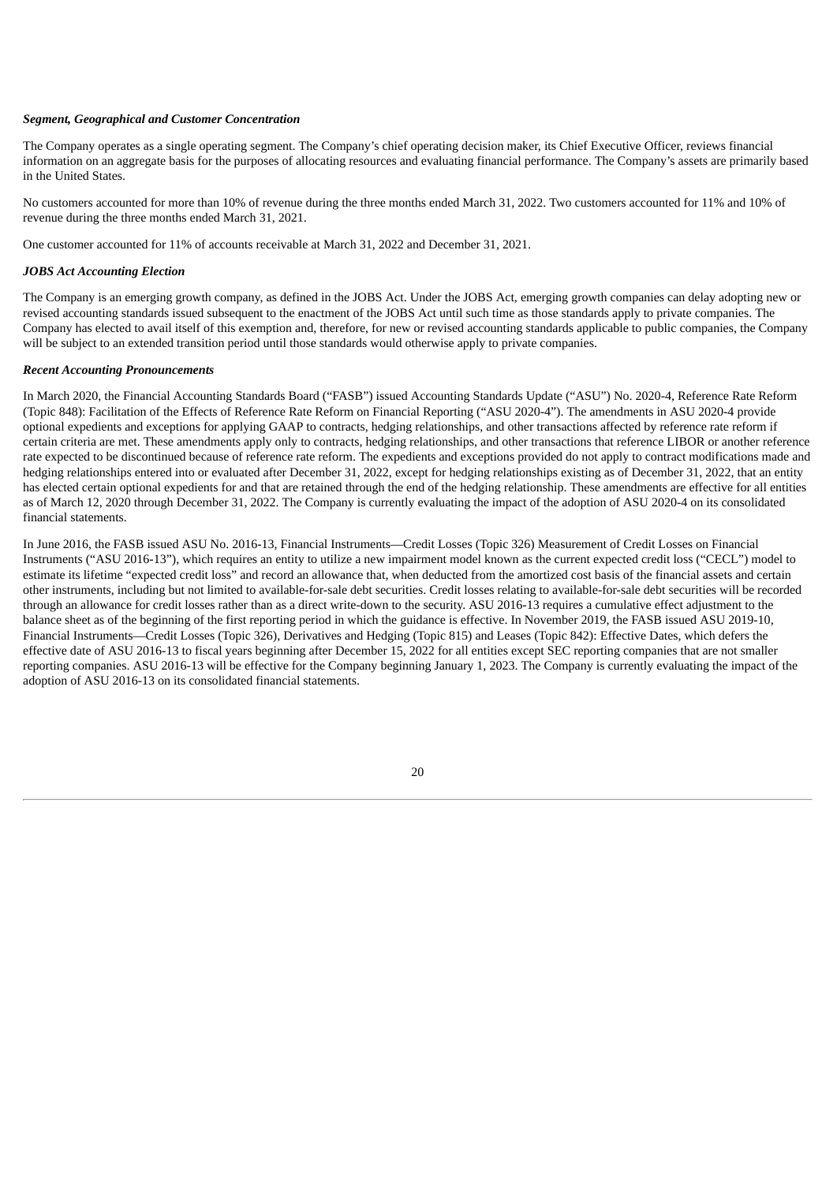***Segment, Geographical and Customer Concentration***

The Company operates as a single operating segment. The Company's chief operating decision maker, its Chief Executive Officer, reviews financial information on an aggregate basis for the purposes of allocating resources and evaluating financial performance. The Company's assets are primarily based in the United States.

No customers accounted for more than 10% of revenue during the three months ended March 31, 2022. Two customers accounted for 11% and 10% of revenue during the three months ended March 31, 2021.

One customer accounted for 11% of accounts receivable at March 31, 2022 and December 31, 2021.

***JOBS Act Accounting Election***

The Company is an emerging growth company, as defined in the JOBS Act. Under the JOBS Act, emerging growth companies can delay adopting new or revised accounting standards issued subsequent to the enactment of the JOBS Act until such time as those standards apply to private companies. The Company has elected to avail itself of this exemption and, therefore, for new or revised accounting standards applicable to public companies, the Company will be subject to an extended transition period until those standards would otherwise apply to private companies.

***Recent Accounting Pronouncements***

In March 2020, the Financial Accounting Standards Board ("FASB") issued Accounting Standards Update ("ASU") No. 2020-4, Reference Rate Reform (Topic 848): Facilitation of the Effects of Reference Rate Reform on Financial Reporting ("ASU 2020-4"). The amendments in ASU 2020-4 provide optional expedients and exceptions for applying GAAP to contracts, hedging relationships, and other transactions affected by reference rate reform if certain criteria are met. These amendments apply only to contracts, hedging relationships, and other transactions that reference LIBOR or another reference rate expected to be discontinued because of reference rate reform. The expedients and exceptions provided do not apply to contract modifications made and hedging relationships entered into or evaluated after December 31, 2022, except for hedging relationships existing as of December 31, 2022, that an entity has elected certain optional expedients for and that are retained through the end of the hedging relationship. These amendments are effective for all entities as of March 12, 2020 through December 31, 2022. The Company is currently evaluating the impact of the adoption of ASU 2020-4 on its consolidated financial statements.

In June 2016, the FASB issued ASU No. 2016-13, Financial Instruments—Credit Losses (Topic 326) Measurement of Credit Losses on Financial Instruments ("ASU 2016-13"), which requires an entity to utilize a new impairment model known as the current expected credit loss ("CECL") model to estimate its lifetime "expected credit loss" and record an allowance that, when deducted from the amortized cost basis of the financial assets and certain other instruments, including but not limited to available-for-sale debt securities. Credit losses relating to available-for-sale debt securities will be recorded through an allowance for credit losses rather than as a direct write-down to the security. ASU 2016-13 requires a cumulative effect adjustment to the balance sheet as of the beginning of the first reporting period in which the guidance is effective. In November 2019, the FASB issued ASU 2019-10, Financial Instruments—Credit Losses (Topic 326), Derivatives and Hedging (Topic 815) and Leases (Topic 842): Effective Dates, which defers the effective date of ASU 2016-13 to fiscal years beginning after December 15, 2022 for all entities except SEC reporting companies that are not smaller reporting companies. ASU 2016-13 will be effective for the Company beginning January 1, 2023. The Company is currently evaluating the impact of the adoption of ASU 2016-13 on its consolidated financial statements.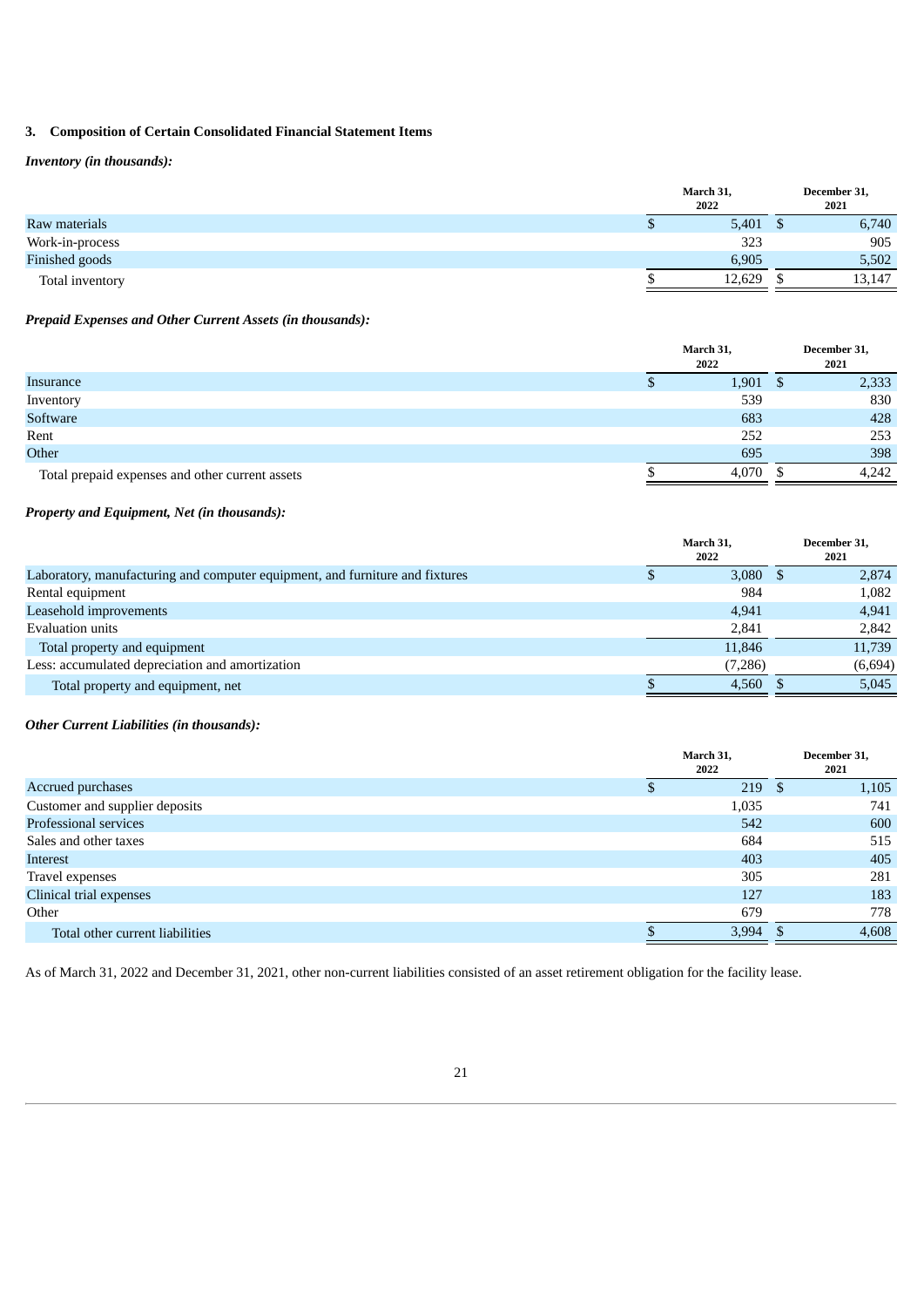## 3. Composition of Certain Consolidated Financial Statement Items

***Inventory (in thousands):***

| | March 31, 2022 | December 31, 2021 |
|---|---|---|
| Raw materials | $ 5,401 | $ 6,740 |
| Work-in-process | 323 | 905 |
| Finished goods | 6,905 | 5,502 |
| Total inventory | $ 12,629 | $ 13,147 |

***Prepaid Expenses and Other Current Assets (in thousands):***

| | March 31, 2022 | December 31, 2021 |
|---|---|---|
| Insurance | $ 1,901 | $ 2,333 |
| Inventory | 539 | 830 |
| Software | 683 | 428 |
| Rent | 252 | 253 |
| Other | 695 | 398 |
| Total prepaid expenses and other current assets | $ 4,070 | $ 4,242 |

***Property and Equipment, Net (in thousands):***

| | March 31, 2022 | December 31, 2021 |
|---|---|---|
| Laboratory, manufacturing and computer equipment, and furniture and fixtures | $ 3,080 | $ 2,874 |
| Rental equipment | 984 | 1,082 |
| Leasehold improvements | 4,941 | 4,941 |
| Evaluation units | 2,841 | 2,842 |
| Total property and equipment | 11,846 | 11,739 |
| Less: accumulated depreciation and amortization | (7,286) | (6,694) |
| Total property and equipment, net | $ 4,560 | $ 5,045 |

***Other Current Liabilities (in thousands):***

| | March 31, 2022 | December 31, 2021 |
|---|---|---|
| Accrued purchases | $ 219 | $ 1,105 |
| Customer and supplier deposits | 1,035 | 741 |
| Professional services | 542 | 600 |
| Sales and other taxes | 684 | 515 |
| Interest | 403 | 405 |
| Travel expenses | 305 | 281 |
| Clinical trial expenses | 127 | 183 |
| Other | 679 | 778 |
| Total other current liabilities | $ 3,994 | $ 4,608 |

As of March 31, 2022 and December 31, 2021, other non-current liabilities consisted of an asset retirement obligation for the facility lease.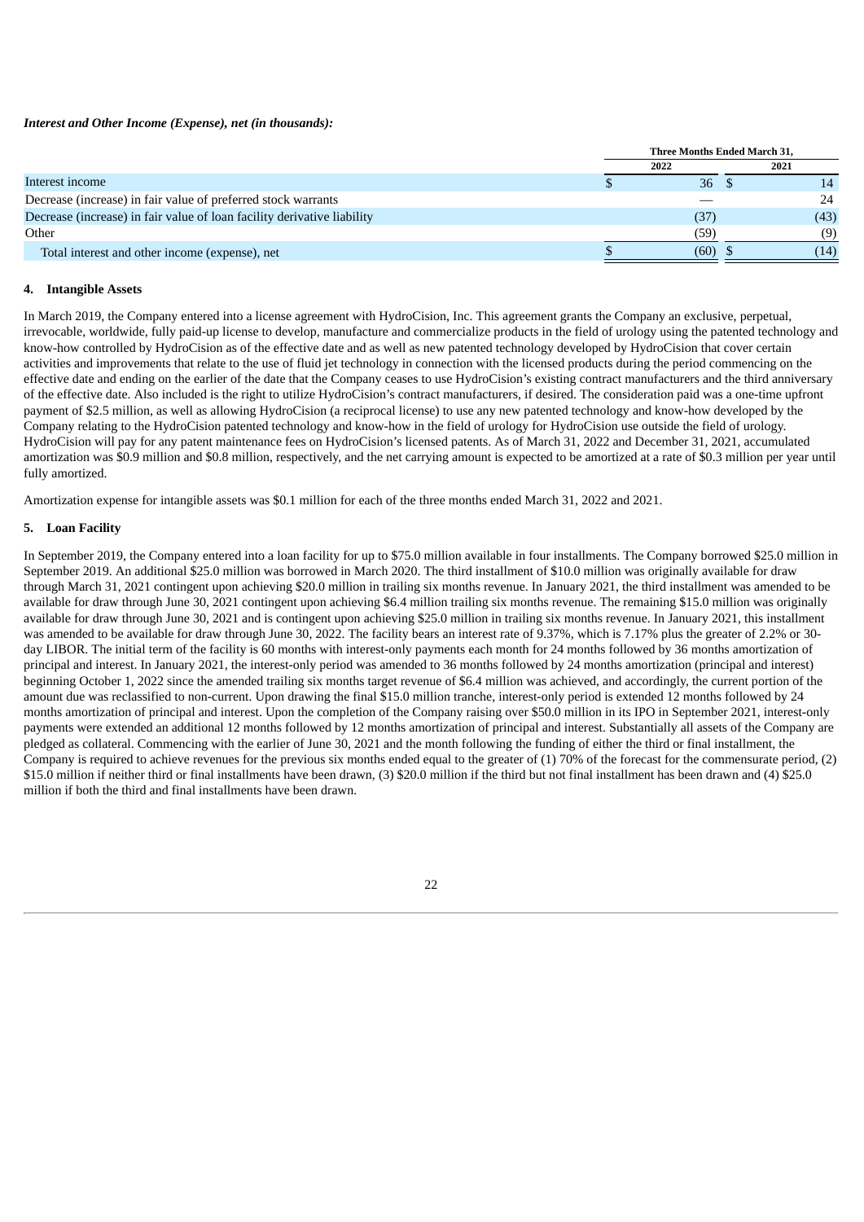***Interest and Other Income (Expense), net (in thousands):***

| | Three Months Ended March 31, | |
|---|---|---|
| | 2022 | 2021 |
| Interest income | $ 36 | $ 14 |
| Decrease (increase) in fair value of preferred stock warrants | — | 24 |
| Decrease (increase) in fair value of loan facility derivative liability | (37) | (43) |
| Other | (59) | (9) |
| Total interest and other income (expense), net | $ (60) | $ (14) |

**4. Intangible Assets**

In March 2019, the Company entered into a license agreement with HydroCision, Inc. This agreement grants the Company an exclusive, perpetual, irrevocable, worldwide, fully paid-up license to develop, manufacture and commercialize products in the field of urology using the patented technology and know-how controlled by HydroCision as of the effective date and as well as new patented technology developed by HydroCision that cover certain activities and improvements that relate to the use of fluid jet technology in connection with the licensed products during the period commencing on the effective date and ending on the earlier of the date that the Company ceases to use HydroCision's existing contract manufacturers and the third anniversary of the effective date. Also included is the right to utilize HydroCision's contract manufacturers, if desired. The consideration paid was a one-time upfront payment of $2.5 million, as well as allowing HydroCision (a reciprocal license) to use any new patented technology and know-how developed by the Company relating to the HydroCision patented technology and know-how in the field of urology for HydroCision use outside the field of urology. HydroCision will pay for any patent maintenance fees on HydroCision's licensed patents. As of March 31, 2022 and December 31, 2021, accumulated amortization was $0.9 million and $0.8 million, respectively, and the net carrying amount is expected to be amortized at a rate of $0.3 million per year until fully amortized.

Amortization expense for intangible assets was $0.1 million for each of the three months ended March 31, 2022 and 2021.

**5. Loan Facility**

In September 2019, the Company entered into a loan facility for up to $75.0 million available in four installments. The Company borrowed $25.0 million in September 2019. An additional $25.0 million was borrowed in March 2020. The third installment of $10.0 million was originally available for draw through March 31, 2021 contingent upon achieving $20.0 million in trailing six months revenue. In January 2021, the third installment was amended to be available for draw through June 30, 2021 contingent upon achieving $6.4 million trailing six months revenue. The remaining $15.0 million was originally available for draw through June 30, 2021 and is contingent upon achieving $25.0 million in trailing six months revenue. In January 2021, this installment was amended to be available for draw through June 30, 2022. The facility bears an interest rate of 9.37%, which is 7.17% plus the greater of 2.2% or 30-day LIBOR. The initial term of the facility is 60 months with interest-only payments each month for 24 months followed by 36 months amortization of principal and interest. In January 2021, the interest-only period was amended to 36 months followed by 24 months amortization (principal and interest) beginning October 1, 2022 since the amended trailing six months target revenue of $6.4 million was achieved, and accordingly, the current portion of the amount due was reclassified to non-current. Upon drawing the final $15.0 million tranche, interest-only period is extended 12 months followed by 24 months amortization of principal and interest. Upon the completion of the Company raising over $50.0 million in its IPO in September 2021, interest-only payments were extended an additional 12 months followed by 12 months amortization of principal and interest. Substantially all assets of the Company are pledged as collateral. Commencing with the earlier of June 30, 2021 and the month following the funding of either the third or final installment, the Company is required to achieve revenues for the previous six months ended equal to the greater of (1) 70% of the forecast for the commensurate period, (2) $15.0 million if neither third or final installments have been drawn, (3) $20.0 million if the third but not final installment has been drawn and (4) $25.0 million if both the third and final installments have been drawn.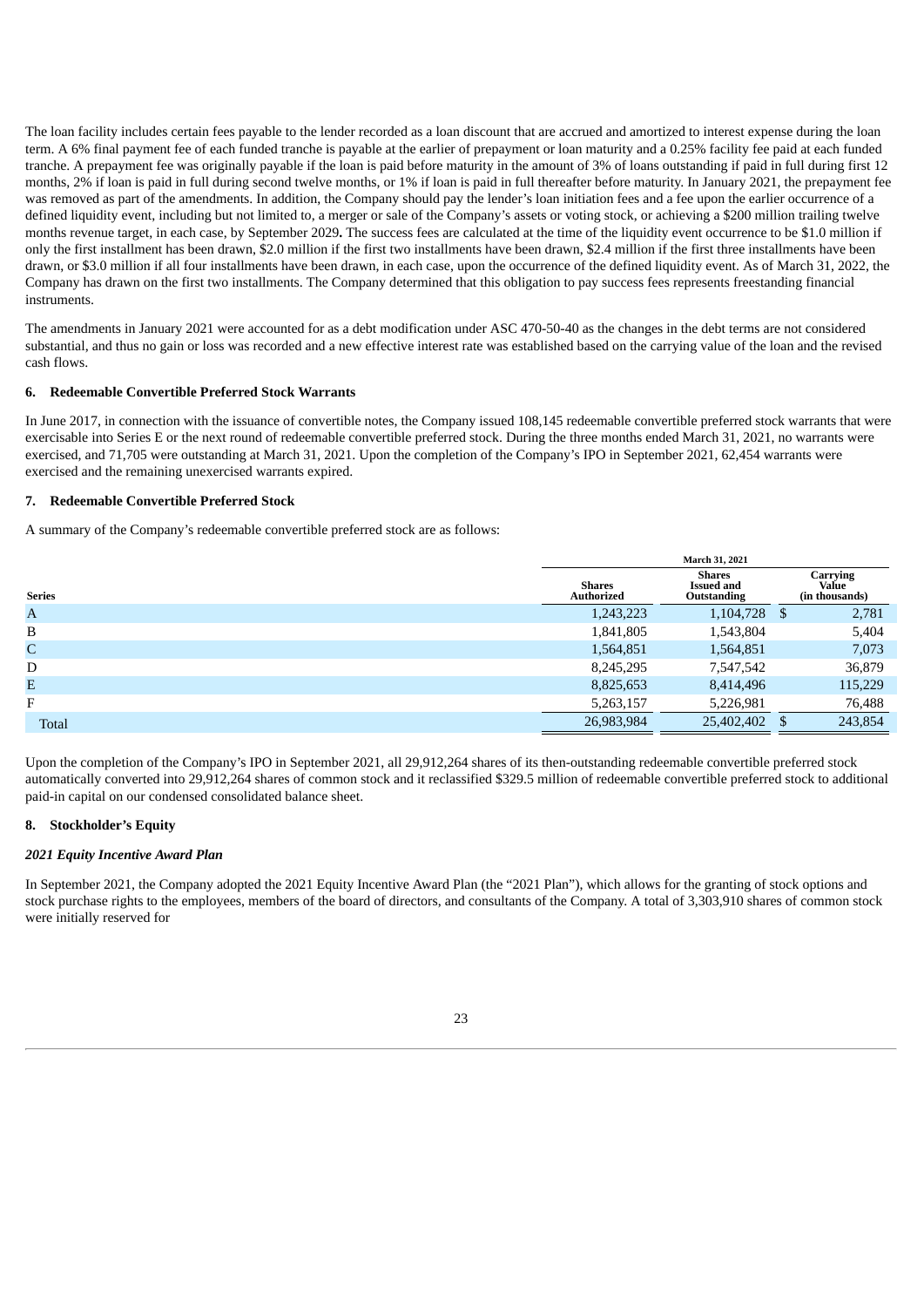The loan facility includes certain fees payable to the lender recorded as a loan discount that are accrued and amortized to interest expense during the loan term. A 6% final payment fee of each funded tranche is payable at the earlier of prepayment or loan maturity and a 0.25% facility fee paid at each funded tranche. A prepayment fee was originally payable if the loan is paid before maturity in the amount of 3% of loans outstanding if paid in full during first 12 months, 2% if loan is paid in full during second twelve months, or 1% if loan is paid in full thereafter before maturity. In January 2021, the prepayment fee was removed as part of the amendments. In addition, the Company should pay the lender's loan initiation fees and a fee upon the earlier occurrence of a defined liquidity event, including but not limited to, a merger or sale of the Company's assets or voting stock, or achieving a $200 million trailing twelve months revenue target, in each case, by September 2029**.** The success fees are calculated at the time of the liquidity event occurrence to be $1.0 million if only the first installment has been drawn, $2.0 million if the first two installments have been drawn, $2.4 million if the first three installments have been drawn, or $3.0 million if all four installments have been drawn, in each case, upon the occurrence of the defined liquidity event. As of March 31, 2022, the Company has drawn on the first two installments. The Company determined that this obligation to pay success fees represents freestanding financial instruments.

The amendments in January 2021 were accounted for as a debt modification under ASC 470-50-40 as the changes in the debt terms are not considered substantial, and thus no gain or loss was recorded and a new effective interest rate was established based on the carrying value of the loan and the revised cash flows.

## 6. Redeemable Convertible Preferred Stock Warrants

In June 2017, in connection with the issuance of convertible notes, the Company issued 108,145 redeemable convertible preferred stock warrants that were exercisable into Series E or the next round of redeemable convertible preferred stock. During the three months ended March 31, 2021, no warrants were exercised, and 71,705 were outstanding at March 31, 2021. Upon the completion of the Company's IPO in September 2021, 62,454 warrants were exercised and the remaining unexercised warrants expired.

## 7. Redeemable Convertible Preferred Stock

A summary of the Company's redeemable convertible preferred stock are as follows:

| | March 31, 2021 | | |
|---|---|---|---|
| **Series** | **Shares Authorized** | **Shares Issued and Outstanding** | **Carrying Value (in thousands)** |
| A | 1,243,223 | 1,104,728 | $ 2,781 |
| B | 1,841,805 | 1,543,804 | 5,404 |
| C | 1,564,851 | 1,564,851 | 7,073 |
| D | 8,245,295 | 7,547,542 | 36,879 |
| E | 8,825,653 | 8,414,496 | 115,229 |
| F | 5,263,157 | 5,226,981 | 76,488 |
| Total | 26,983,984 | 25,402,402 | $ 243,854 |

Upon the completion of the Company's IPO in September 2021, all 29,912,264 shares of its then-outstanding redeemable convertible preferred stock automatically converted into 29,912,264 shares of common stock and it reclassified $329.5 million of redeemable convertible preferred stock to additional paid-in capital on our condensed consolidated balance sheet.

## 8. Stockholder's Equity

### *2021 Equity Incentive Award Plan*

In September 2021, the Company adopted the 2021 Equity Incentive Award Plan (the "2021 Plan"), which allows for the granting of stock options and stock purchase rights to the employees, members of the board of directors, and consultants of the Company. A total of 3,303,910 shares of common stock were initially reserved for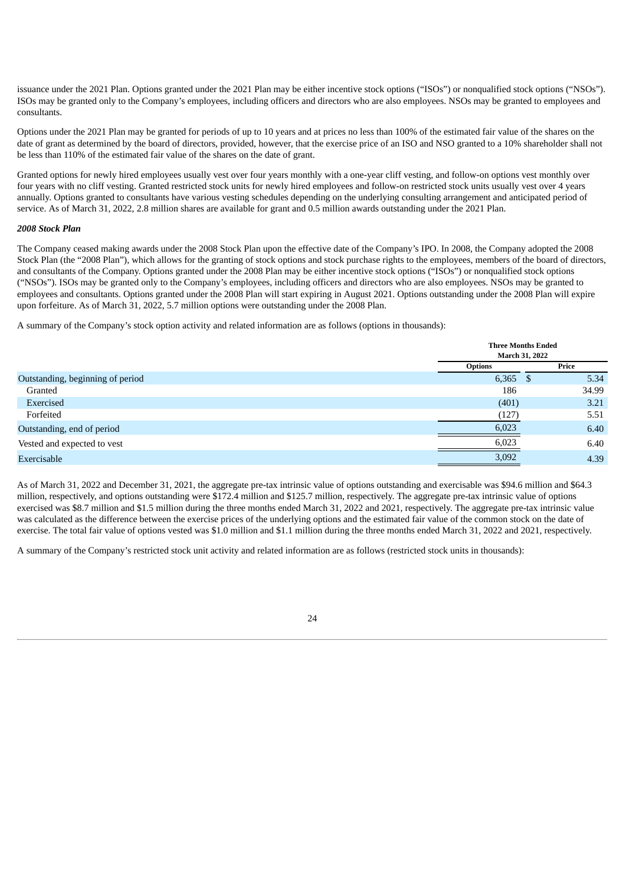issuance under the 2021 Plan. Options granted under the 2021 Plan may be either incentive stock options ("ISOs") or nonqualified stock options ("NSOs"). ISOs may be granted only to the Company's employees, including officers and directors who are also employees. NSOs may be granted to employees and consultants.

Options under the 2021 Plan may be granted for periods of up to 10 years and at prices no less than 100% of the estimated fair value of the shares on the date of grant as determined by the board of directors, provided, however, that the exercise price of an ISO and NSO granted to a 10% shareholder shall not be less than 110% of the estimated fair value of the shares on the date of grant.

Granted options for newly hired employees usually vest over four years monthly with a one-year cliff vesting, and follow-on options vest monthly over four years with no cliff vesting. Granted restricted stock units for newly hired employees and follow-on restricted stock units usually vest over 4 years annually. Options granted to consultants have various vesting schedules depending on the underlying consulting arrangement and anticipated period of service. As of March 31, 2022, 2.8 million shares are available for grant and 0.5 million awards outstanding under the 2021 Plan.

***2008 Stock Plan***

The Company ceased making awards under the 2008 Stock Plan upon the effective date of the Company's IPO. In 2008, the Company adopted the 2008 Stock Plan (the "2008 Plan"), which allows for the granting of stock options and stock purchase rights to the employees, members of the board of directors, and consultants of the Company. Options granted under the 2008 Plan may be either incentive stock options ("ISOs") or nonqualified stock options ("NSOs"). ISOs may be granted only to the Company's employees, including officers and directors who are also employees. NSOs may be granted to employees and consultants. Options granted under the 2008 Plan will start expiring in August 2021. Options outstanding under the 2008 Plan will expire upon forfeiture. As of March 31, 2022, 5.7 million options were outstanding under the 2008 Plan.

A summary of the Company's stock option activity and related information are as follows (options in thousands):

| | Three Months Ended March 31, 2022 | |
|---|---|---|
| | **Options** | **Price** |
| Outstanding, beginning of period | 6,365 | $ 5.34 |
| Granted | 186 | 34.99 |
| Exercised | (401) | 3.21 |
| Forfeited | (127) | 5.51 |
| Outstanding, end of period | 6,023 | 6.40 |
| Vested and expected to vest | 6,023 | 6.40 |
| Exercisable | 3,092 | 4.39 |

As of March 31, 2022 and December 31, 2021, the aggregate pre-tax intrinsic value of options outstanding and exercisable was $94.6 million and $64.3 million, respectively, and options outstanding were $172.4 million and $125.7 million, respectively. The aggregate pre-tax intrinsic value of options exercised was $8.7 million and $1.5 million during the three months ended March 31, 2022 and 2021, respectively. The aggregate pre-tax intrinsic value was calculated as the difference between the exercise prices of the underlying options and the estimated fair value of the common stock on the date of exercise. The total fair value of options vested was $1.0 million and $1.1 million during the three months ended March 31, 2022 and 2021, respectively.

A summary of the Company's restricted stock unit activity and related information are as follows (restricted stock units in thousands):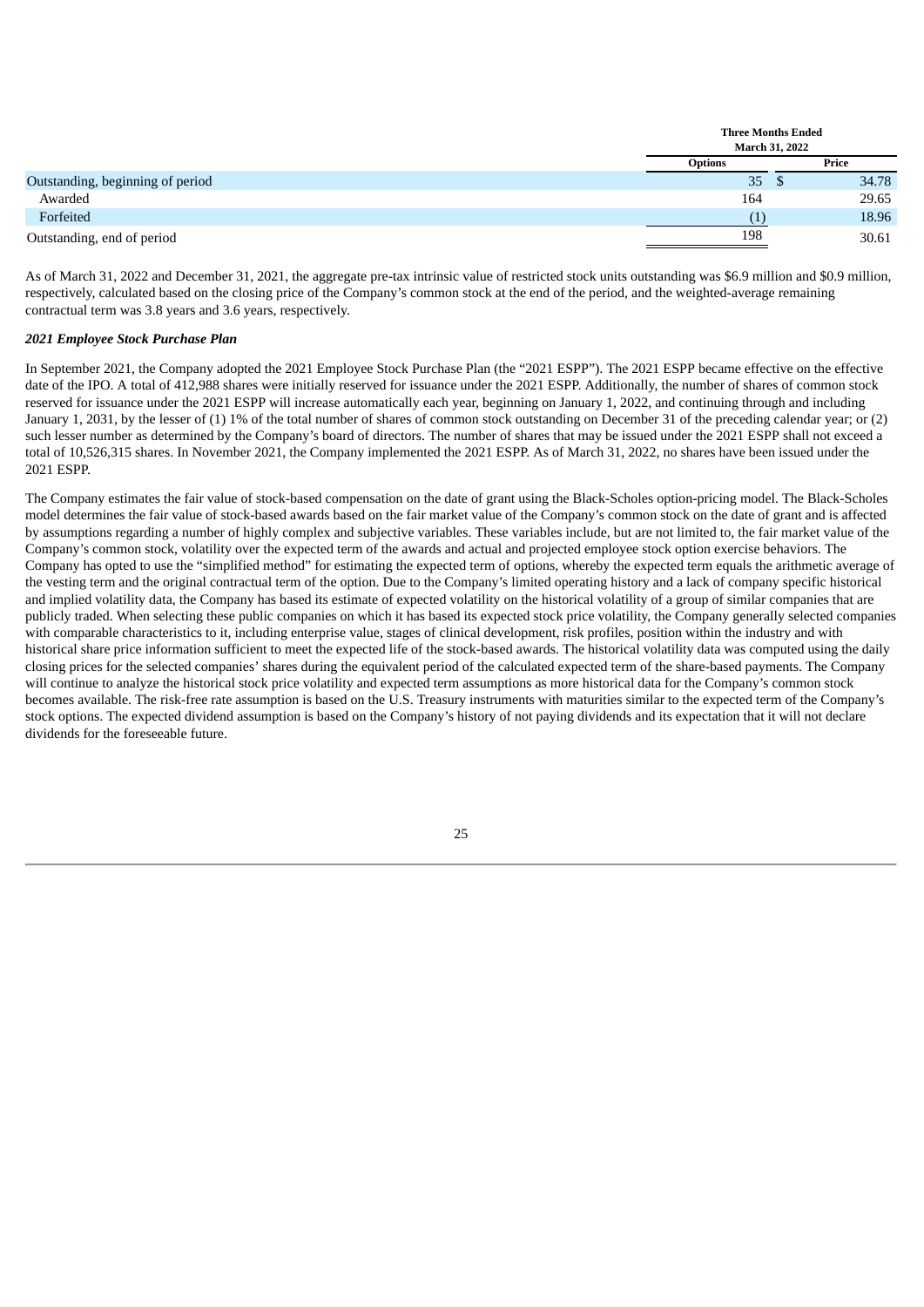| | Three Months Ended March 31, 2022 | |
|---|---|---|
| | Options | Price |
| Outstanding, beginning of period | 35 | $ 34.78 |
| Awarded | 164 | 29.65 |
| Forfeited | (1) | 18.96 |
| Outstanding, end of period | 198 | 30.61 |

As of March 31, 2022 and December 31, 2021, the aggregate pre-tax intrinsic value of restricted stock units outstanding was $6.9 million and $0.9 million, respectively, calculated based on the closing price of the Company's common stock at the end of the period, and the weighted-average remaining contractual term was 3.8 years and 3.6 years, respectively.

***2021 Employee Stock Purchase Plan***

In September 2021, the Company adopted the 2021 Employee Stock Purchase Plan (the "2021 ESPP"). The 2021 ESPP became effective on the effective date of the IPO. A total of 412,988 shares were initially reserved for issuance under the 2021 ESPP. Additionally, the number of shares of common stock reserved for issuance under the 2021 ESPP will increase automatically each year, beginning on January 1, 2022, and continuing through and including January 1, 2031, by the lesser of (1) 1% of the total number of shares of common stock outstanding on December 31 of the preceding calendar year; or (2) such lesser number as determined by the Company's board of directors. The number of shares that may be issued under the 2021 ESPP shall not exceed a total of 10,526,315 shares. In November 2021, the Company implemented the 2021 ESPP. As of March 31, 2022, no shares have been issued under the 2021 ESPP.

The Company estimates the fair value of stock-based compensation on the date of grant using the Black-Scholes option-pricing model. The Black-Scholes model determines the fair value of stock-based awards based on the fair market value of the Company's common stock on the date of grant and is affected by assumptions regarding a number of highly complex and subjective variables. These variables include, but are not limited to, the fair market value of the Company's common stock, volatility over the expected term of the awards and actual and projected employee stock option exercise behaviors. The Company has opted to use the "simplified method" for estimating the expected term of options, whereby the expected term equals the arithmetic average of the vesting term and the original contractual term of the option. Due to the Company's limited operating history and a lack of company specific historical and implied volatility data, the Company has based its estimate of expected volatility on the historical volatility of a group of similar companies that are publicly traded. When selecting these public companies on which it has based its expected stock price volatility, the Company generally selected companies with comparable characteristics to it, including enterprise value, stages of clinical development, risk profiles, position within the industry and with historical share price information sufficient to meet the expected life of the stock-based awards. The historical volatility data was computed using the daily closing prices for the selected companies' shares during the equivalent period of the calculated expected term of the share-based payments. The Company will continue to analyze the historical stock price volatility and expected term assumptions as more historical data for the Company's common stock becomes available. The risk-free rate assumption is based on the U.S. Treasury instruments with maturities similar to the expected term of the Company's stock options. The expected dividend assumption is based on the Company's history of not paying dividends and its expectation that it will not declare dividends for the foreseeable future.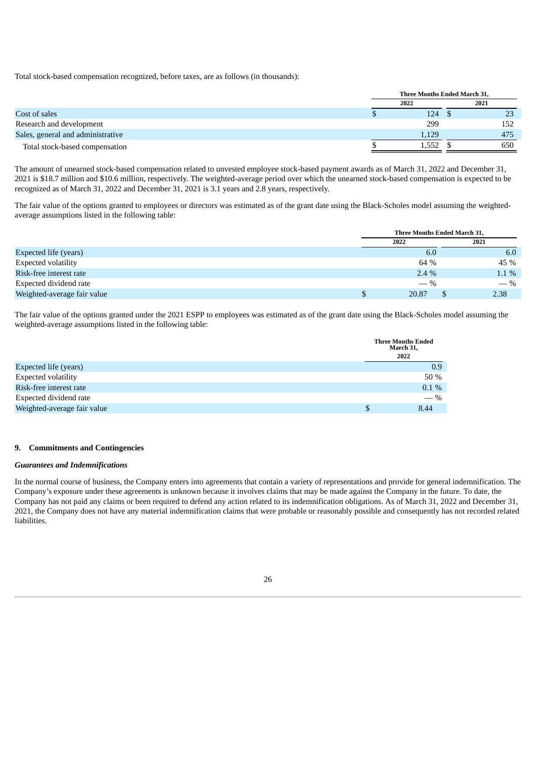Total stock-based compensation recognized, before taxes, are as follows (in thousands):

| | Three Months Ended March 31, | |
|---|---|---|
| | 2022 | 2021 |
| Cost of sales | $ 124 | $ 23 |
| Research and development | 299 | 152 |
| Sales, general and administrative | 1,129 | 475 |
| Total stock-based compensation | $ 1,552 | $ 650 |

The amount of unearned stock-based compensation related to unvested employee stock-based payment awards as of March 31, 2022 and December 31, 2021 is $18.7 million and $10.6 million, respectively. The weighted-average period over which the unearned stock-based compensation is expected to be recognized as of March 31, 2022 and December 31, 2021 is 3.1 years and 2.8 years, respectively.

The fair value of the options granted to employees or directors was estimated as of the grant date using the Black-Scholes model assuming the weighted-average assumptions listed in the following table:

| | Three Months Ended March 31, | |
|---|---|---|
| | 2022 | 2021 |
| Expected life (years) | 6.0 | 6.0 |
| Expected volatility | 64 % | 45 % |
| Risk-free interest rate | 2.4 % | 1.1 % |
| Expected dividend rate | — % | — % |
| Weighted-average fair value | $ 20.87 | $ 2.38 |

The fair value of the options granted under the 2021 ESPP to employees was estimated as of the grant date using the Black-Scholes model assuming the weighted-average assumptions listed in the following table:

| | Three Months Ended March 31, |
|---|---|
| | 2022 |
| Expected life (years) | 0.9 |
| Expected volatility | 50 % |
| Risk-free interest rate | 0.1 % |
| Expected dividend rate | — % |
| Weighted-average fair value | $ 8.44 |

## 9. Commitments and Contingencies

### *Guarantees and Indemnifications*

In the normal course of business, the Company enters into agreements that contain a variety of representations and provide for general indemnification. The Company's exposure under these agreements is unknown because it involves claims that may be made against the Company in the future. To date, the Company has not paid any claims or been required to defend any action related to its indemnification obligations. As of March 31, 2022 and December 31, 2021, the Company does not have any material indemnification claims that were probable or reasonably possible and consequently has not recorded related liabilities.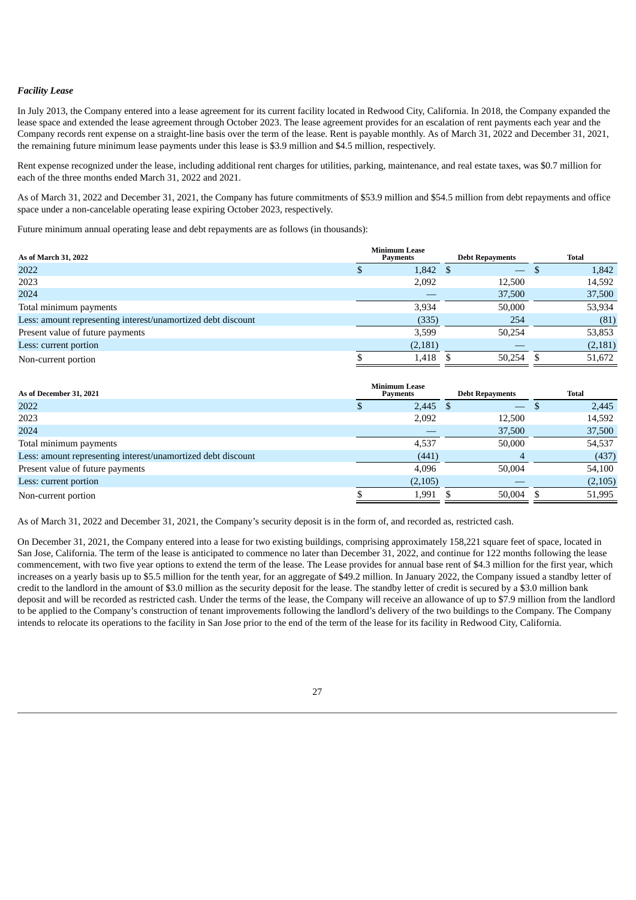***Facility Lease***

In July 2013, the Company entered into a lease agreement for its current facility located in Redwood City, California. In 2018, the Company expanded the lease space and extended the lease agreement through October 2023. The lease agreement provides for an escalation of rent payments each year and the Company records rent expense on a straight-line basis over the term of the lease. Rent is payable monthly. As of March 31, 2022 and December 31, 2021, the remaining future minimum lease payments under this lease is $3.9 million and $4.5 million, respectively.

Rent expense recognized under the lease, including additional rent charges for utilities, parking, maintenance, and real estate taxes, was $0.7 million for each of the three months ended March 31, 2022 and 2021.

As of March 31, 2022 and December 31, 2021, the Company has future commitments of $53.9 million and $54.5 million from debt repayments and office space under a non-cancelable operating lease expiring October 2023, respectively.

Future minimum annual operating lease and debt repayments are as follows (in thousands):

| As of March 31, 2022 | Minimum Lease Payments | Debt Repayments | Total |
|---|---|---|---|
| 2022 | $ 1,842 | $ — | $ 1,842 |
| 2023 | 2,092 | 12,500 | 14,592 |
| 2024 | — | 37,500 | 37,500 |
| Total minimum payments | 3,934 | 50,000 | 53,934 |
| Less: amount representing interest/unamortized debt discount | (335) | 254 | (81) |
| Present value of future payments | 3,599 | 50,254 | 53,853 |
| Less: current portion | (2,181) | — | (2,181) |
| Non-current portion | $ 1,418 | $ 50,254 | $ 51,672 |

| As of December 31, 2021 | Minimum Lease Payments | Debt Repayments | Total |
|---|---|---|---|
| 2022 | $ 2,445 | $ — | $ 2,445 |
| 2023 | 2,092 | 12,500 | 14,592 |
| 2024 | — | 37,500 | 37,500 |
| Total minimum payments | 4,537 | 50,000 | 54,537 |
| Less: amount representing interest/unamortized debt discount | (441) | 4 | (437) |
| Present value of future payments | 4,096 | 50,004 | 54,100 |
| Less: current portion | (2,105) | — | (2,105) |
| Non-current portion | $ 1,991 | $ 50,004 | $ 51,995 |

As of March 31, 2022 and December 31, 2021, the Company's security deposit is in the form of, and recorded as, restricted cash.

On December 31, 2021, the Company entered into a lease for two existing buildings, comprising approximately 158,221 square feet of space, located in San Jose, California. The term of the lease is anticipated to commence no later than December 31, 2022, and continue for 122 months following the lease commencement, with two five year options to extend the term of the lease. The Lease provides for annual base rent of $4.3 million for the first year, which increases on a yearly basis up to $5.5 million for the tenth year, for an aggregate of $49.2 million. In January 2022, the Company issued a standby letter of credit to the landlord in the amount of $3.0 million as the security deposit for the lease. The standby letter of credit is secured by a $3.0 million bank deposit and will be recorded as restricted cash. Under the terms of the lease, the Company will receive an allowance of up to $7.9 million from the landlord to be applied to the Company's construction of tenant improvements following the landlord's delivery of the two buildings to the Company. The Company intends to relocate its operations to the facility in San Jose prior to the end of the term of the lease for its facility in Redwood City, California.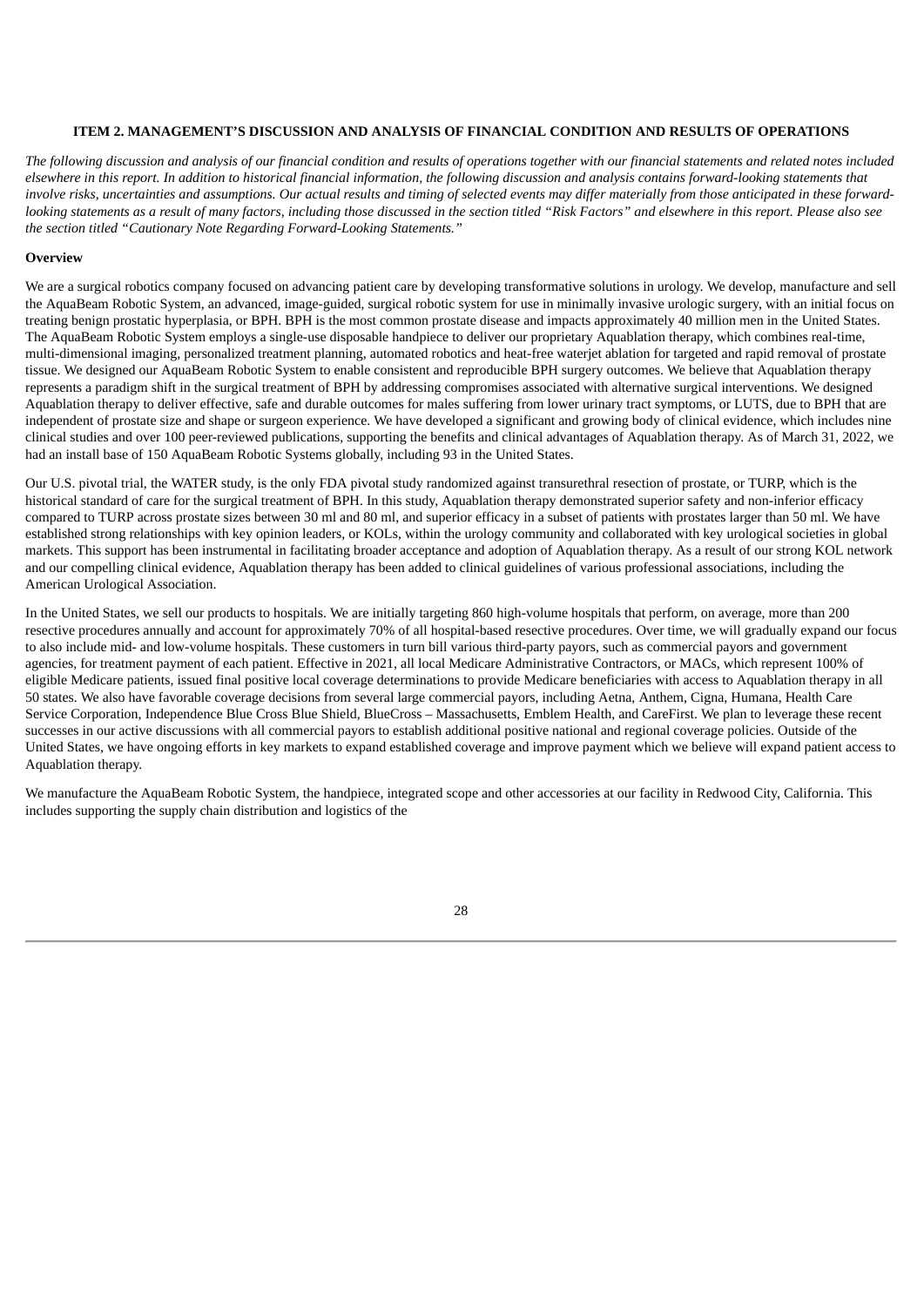### ITEM 2. MANAGEMENT'S DISCUSSION AND ANALYSIS OF FINANCIAL CONDITION AND RESULTS OF OPERATIONS

*The following discussion and analysis of our financial condition and results of operations together with our financial statements and related notes included elsewhere in this report. In addition to historical financial information, the following discussion and analysis contains forward-looking statements that involve risks, uncertainties and assumptions. Our actual results and timing of selected events may differ materially from those anticipated in these forward-looking statements as a result of many factors, including those discussed in the section titled "Risk Factors" and elsewhere in this report. Please also see the section titled "Cautionary Note Regarding Forward-Looking Statements."*

**Overview**

We are a surgical robotics company focused on advancing patient care by developing transformative solutions in urology. We develop, manufacture and sell the AquaBeam Robotic System, an advanced, image-guided, surgical robotic system for use in minimally invasive urologic surgery, with an initial focus on treating benign prostatic hyperplasia, or BPH. BPH is the most common prostate disease and impacts approximately 40 million men in the United States. The AquaBeam Robotic System employs a single-use disposable handpiece to deliver our proprietary Aquablation therapy, which combines real-time, multi-dimensional imaging, personalized treatment planning, automated robotics and heat-free waterjet ablation for targeted and rapid removal of prostate tissue. We designed our AquaBeam Robotic System to enable consistent and reproducible BPH surgery outcomes. We believe that Aquablation therapy represents a paradigm shift in the surgical treatment of BPH by addressing compromises associated with alternative surgical interventions. We designed Aquablation therapy to deliver effective, safe and durable outcomes for males suffering from lower urinary tract symptoms, or LUTS, due to BPH that are independent of prostate size and shape or surgeon experience. We have developed a significant and growing body of clinical evidence, which includes nine clinical studies and over 100 peer-reviewed publications, supporting the benefits and clinical advantages of Aquablation therapy. As of March 31, 2022, we had an install base of 150 AquaBeam Robotic Systems globally, including 93 in the United States.

Our U.S. pivotal trial, the WATER study, is the only FDA pivotal study randomized against transurethral resection of prostate, or TURP, which is the historical standard of care for the surgical treatment of BPH. In this study, Aquablation therapy demonstrated superior safety and non-inferior efficacy compared to TURP across prostate sizes between 30 ml and 80 ml, and superior efficacy in a subset of patients with prostates larger than 50 ml. We have established strong relationships with key opinion leaders, or KOLs, within the urology community and collaborated with key urological societies in global markets. This support has been instrumental in facilitating broader acceptance and adoption of Aquablation therapy. As a result of our strong KOL network and our compelling clinical evidence, Aquablation therapy has been added to clinical guidelines of various professional associations, including the American Urological Association.

In the United States, we sell our products to hospitals. We are initially targeting 860 high-volume hospitals that perform, on average, more than 200 resective procedures annually and account for approximately 70% of all hospital-based resective procedures. Over time, we will gradually expand our focus to also include mid- and low-volume hospitals. These customers in turn bill various third-party payors, such as commercial payors and government agencies, for treatment payment of each patient. Effective in 2021, all local Medicare Administrative Contractors, or MACs, which represent 100% of eligible Medicare patients, issued final positive local coverage determinations to provide Medicare beneficiaries with access to Aquablation therapy in all 50 states. We also have favorable coverage decisions from several large commercial payors, including Aetna, Anthem, Cigna, Humana, Health Care Service Corporation, Independence Blue Cross Blue Shield, BlueCross – Massachusetts, Emblem Health, and CareFirst. We plan to leverage these recent successes in our active discussions with all commercial payors to establish additional positive national and regional coverage policies. Outside of the United States, we have ongoing efforts in key markets to expand established coverage and improve payment which we believe will expand patient access to Aquablation therapy.

We manufacture the AquaBeam Robotic System, the handpiece, integrated scope and other accessories at our facility in Redwood City, California. This includes supporting the supply chain distribution and logistics of the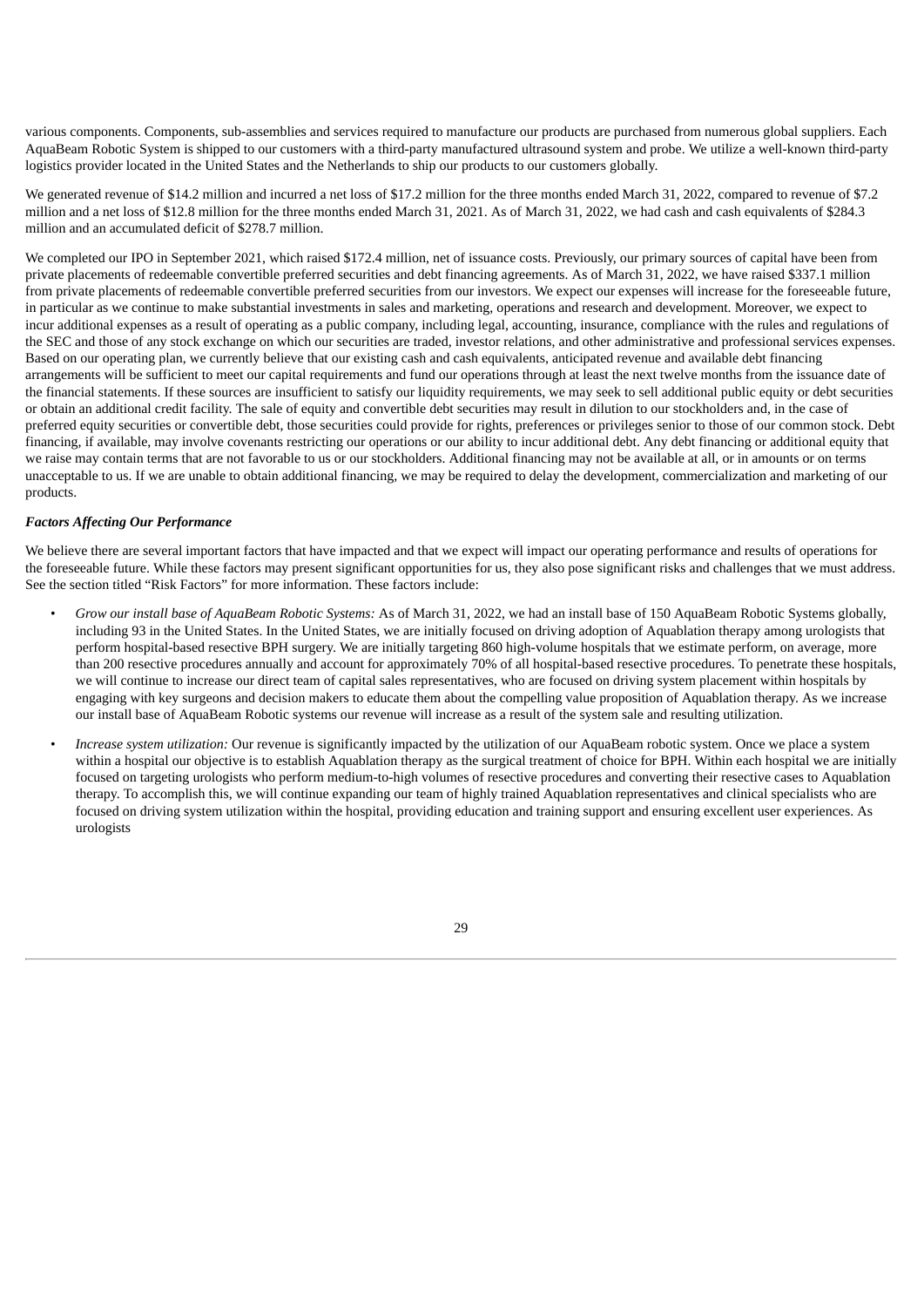various components. Components, sub-assemblies and services required to manufacture our products are purchased from numerous global suppliers. Each AquaBeam Robotic System is shipped to our customers with a third-party manufactured ultrasound system and probe. We utilize a well-known third-party logistics provider located in the United States and the Netherlands to ship our products to our customers globally.

We generated revenue of $14.2 million and incurred a net loss of $17.2 million for the three months ended March 31, 2022, compared to revenue of $7.2 million and a net loss of $12.8 million for the three months ended March 31, 2021. As of March 31, 2022, we had cash and cash equivalents of $284.3 million and an accumulated deficit of $278.7 million.

We completed our IPO in September 2021, which raised $172.4 million, net of issuance costs. Previously, our primary sources of capital have been from private placements of redeemable convertible preferred securities and debt financing agreements. As of March 31, 2022, we have raised $337.1 million from private placements of redeemable convertible preferred securities from our investors. We expect our expenses will increase for the foreseeable future, in particular as we continue to make substantial investments in sales and marketing, operations and research and development. Moreover, we expect to incur additional expenses as a result of operating as a public company, including legal, accounting, insurance, compliance with the rules and regulations of the SEC and those of any stock exchange on which our securities are traded, investor relations, and other administrative and professional services expenses. Based on our operating plan, we currently believe that our existing cash and cash equivalents, anticipated revenue and available debt financing arrangements will be sufficient to meet our capital requirements and fund our operations through at least the next twelve months from the issuance date of the financial statements. If these sources are insufficient to satisfy our liquidity requirements, we may seek to sell additional public equity or debt securities or obtain an additional credit facility. The sale of equity and convertible debt securities may result in dilution to our stockholders and, in the case of preferred equity securities or convertible debt, those securities could provide for rights, preferences or privileges senior to those of our common stock. Debt financing, if available, may involve covenants restricting our operations or our ability to incur additional debt. Any debt financing or additional equity that we raise may contain terms that are not favorable to us or our stockholders. Additional financing may not be available at all, or in amounts or on terms unacceptable to us. If we are unable to obtain additional financing, we may be required to delay the development, commercialization and marketing of our products.

***Factors Affecting Our Performance***

We believe there are several important factors that have impacted and that we expect will impact our operating performance and results of operations for the foreseeable future. While these factors may present significant opportunities for us, they also pose significant risks and challenges that we must address. See the section titled "Risk Factors" for more information. These factors include:

- *Grow our install base of AquaBeam Robotic Systems:* As of March 31, 2022, we had an install base of 150 AquaBeam Robotic Systems globally, including 93 in the United States. In the United States, we are initially focused on driving adoption of Aquablation therapy among urologists that perform hospital-based resective BPH surgery. We are initially targeting 860 high-volume hospitals that we estimate perform, on average, more than 200 resective procedures annually and account for approximately 70% of all hospital-based resective procedures. To penetrate these hospitals, we will continue to increase our direct team of capital sales representatives, who are focused on driving system placement within hospitals by engaging with key surgeons and decision makers to educate them about the compelling value proposition of Aquablation therapy. As we increase our install base of AquaBeam Robotic systems our revenue will increase as a result of the system sale and resulting utilization.
- *Increase system utilization:* Our revenue is significantly impacted by the utilization of our AquaBeam robotic system. Once we place a system within a hospital our objective is to establish Aquablation therapy as the surgical treatment of choice for BPH. Within each hospital we are initially focused on targeting urologists who perform medium-to-high volumes of resective procedures and converting their resective cases to Aquablation therapy. To accomplish this, we will continue expanding our team of highly trained Aquablation representatives and clinical specialists who are focused on driving system utilization within the hospital, providing education and training support and ensuring excellent user experiences. As urologists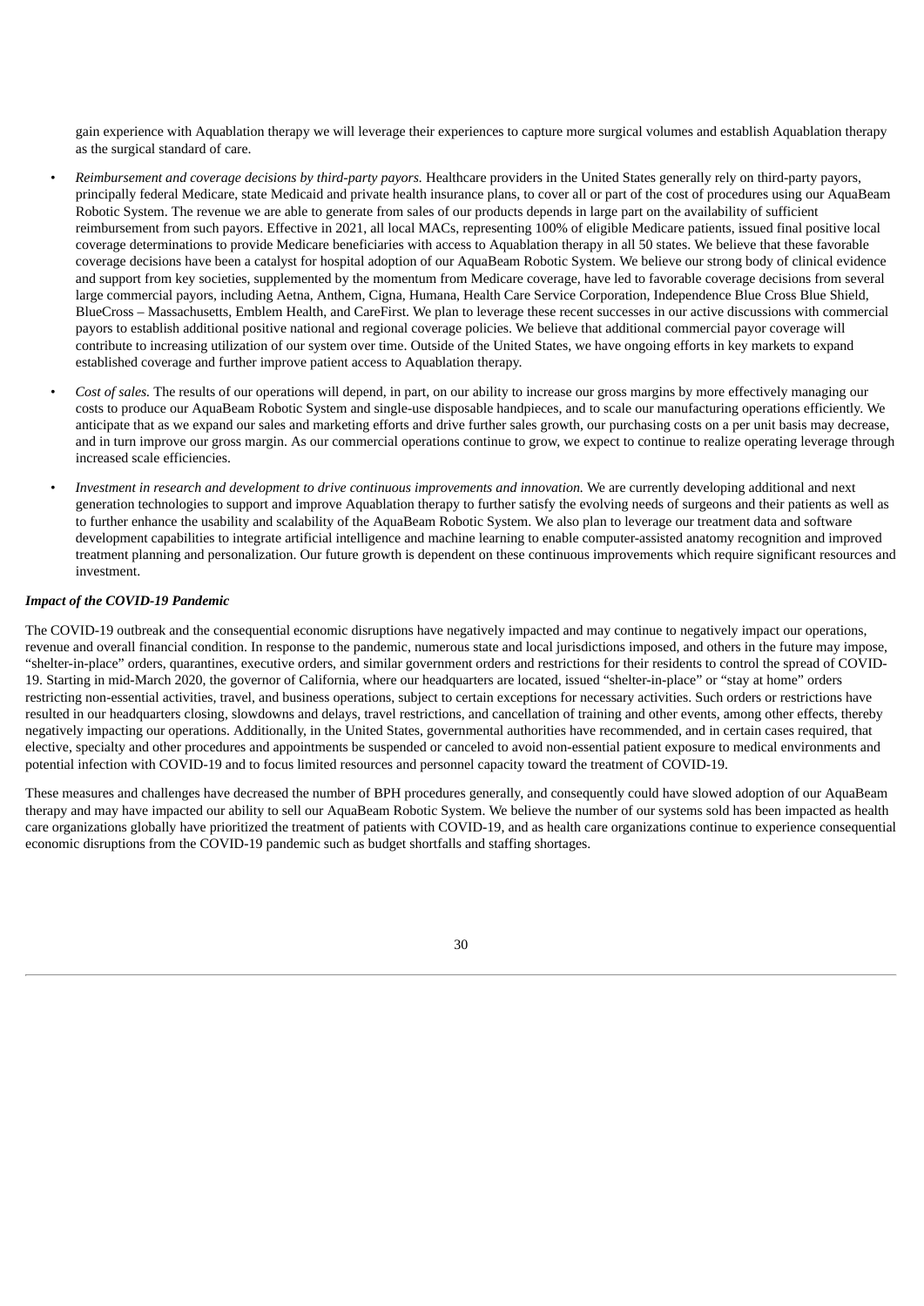gain experience with Aquablation therapy we will leverage their experiences to capture more surgical volumes and establish Aquablation therapy as the surgical standard of care.

- *Reimbursement and coverage decisions by third-party payors.* Healthcare providers in the United States generally rely on third-party payors, principally federal Medicare, state Medicaid and private health insurance plans, to cover all or part of the cost of procedures using our AquaBeam Robotic System. The revenue we are able to generate from sales of our products depends in large part on the availability of sufficient reimbursement from such payors. Effective in 2021, all local MACs, representing 100% of eligible Medicare patients, issued final positive local coverage determinations to provide Medicare beneficiaries with access to Aquablation therapy in all 50 states. We believe that these favorable coverage decisions have been a catalyst for hospital adoption of our AquaBeam Robotic System. We believe our strong body of clinical evidence and support from key societies, supplemented by the momentum from Medicare coverage, have led to favorable coverage decisions from several large commercial payors, including Aetna, Anthem, Cigna, Humana, Health Care Service Corporation, Independence Blue Cross Blue Shield, BlueCross – Massachusetts, Emblem Health, and CareFirst. We plan to leverage these recent successes in our active discussions with commercial payors to establish additional positive national and regional coverage policies. We believe that additional commercial payor coverage will contribute to increasing utilization of our system over time. Outside of the United States, we have ongoing efforts in key markets to expand established coverage and further improve patient access to Aquablation therapy.
- *Cost of sales.* The results of our operations will depend, in part, on our ability to increase our gross margins by more effectively managing our costs to produce our AquaBeam Robotic System and single-use disposable handpieces, and to scale our manufacturing operations efficiently. We anticipate that as we expand our sales and marketing efforts and drive further sales growth, our purchasing costs on a per unit basis may decrease, and in turn improve our gross margin. As our commercial operations continue to grow, we expect to continue to realize operating leverage through increased scale efficiencies.
- *Investment in research and development to drive continuous improvements and innovation.* We are currently developing additional and next generation technologies to support and improve Aquablation therapy to further satisfy the evolving needs of surgeons and their patients as well as to further enhance the usability and scalability of the AquaBeam Robotic System. We also plan to leverage our treatment data and software development capabilities to integrate artificial intelligence and machine learning to enable computer-assisted anatomy recognition and improved treatment planning and personalization. Our future growth is dependent on these continuous improvements which require significant resources and investment.

***Impact of the COVID-19 Pandemic***

The COVID-19 outbreak and the consequential economic disruptions have negatively impacted and may continue to negatively impact our operations, revenue and overall financial condition. In response to the pandemic, numerous state and local jurisdictions imposed, and others in the future may impose, "shelter-in-place" orders, quarantines, executive orders, and similar government orders and restrictions for their residents to control the spread of COVID-19. Starting in mid-March 2020, the governor of California, where our headquarters are located, issued "shelter-in-place" or "stay at home" orders restricting non-essential activities, travel, and business operations, subject to certain exceptions for necessary activities. Such orders or restrictions have resulted in our headquarters closing, slowdowns and delays, travel restrictions, and cancellation of training and other events, among other effects, thereby negatively impacting our operations. Additionally, in the United States, governmental authorities have recommended, and in certain cases required, that elective, specialty and other procedures and appointments be suspended or canceled to avoid non-essential patient exposure to medical environments and potential infection with COVID-19 and to focus limited resources and personnel capacity toward the treatment of COVID-19.

These measures and challenges have decreased the number of BPH procedures generally, and consequently could have slowed adoption of our AquaBeam therapy and may have impacted our ability to sell our AquaBeam Robotic System. We believe the number of our systems sold has been impacted as health care organizations globally have prioritized the treatment of patients with COVID-19, and as health care organizations continue to experience consequential economic disruptions from the COVID-19 pandemic such as budget shortfalls and staffing shortages.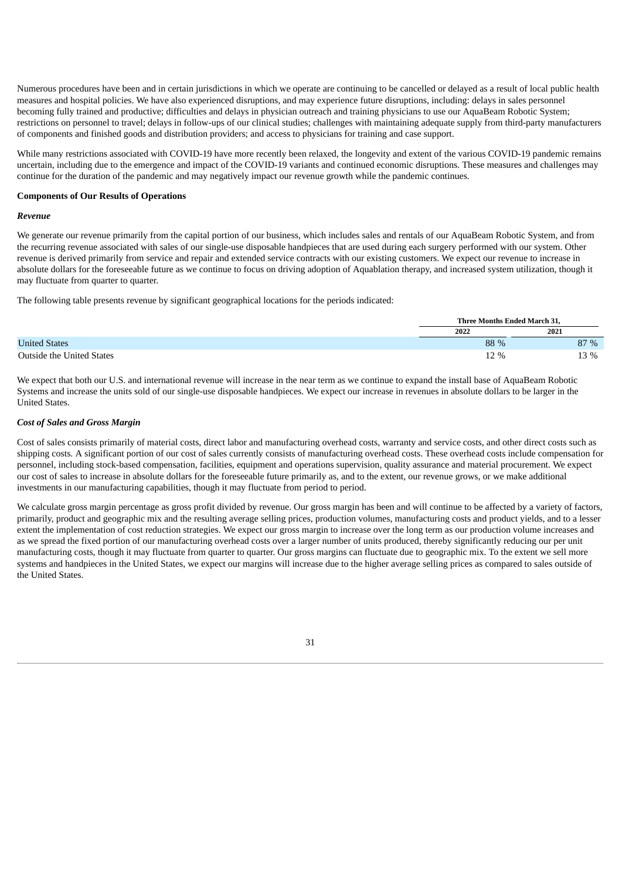Numerous procedures have been and in certain jurisdictions in which we operate are continuing to be cancelled or delayed as a result of local public health measures and hospital policies. We have also experienced disruptions, and may experience future disruptions, including: delays in sales personnel becoming fully trained and productive; difficulties and delays in physician outreach and training physicians to use our AquaBeam Robotic System; restrictions on personnel to travel; delays in follow-ups of our clinical studies; challenges with maintaining adequate supply from third-party manufacturers of components and finished goods and distribution providers; and access to physicians for training and case support.

While many restrictions associated with COVID-19 have more recently been relaxed, the longevity and extent of the various COVID-19 pandemic remains uncertain, including due to the emergence and impact of the COVID-19 variants and continued economic disruptions. These measures and challenges may continue for the duration of the pandemic and may negatively impact our revenue growth while the pandemic continues.

**Components of Our Results of Operations**

***Revenue***

We generate our revenue primarily from the capital portion of our business, which includes sales and rentals of our AquaBeam Robotic System, and from the recurring revenue associated with sales of our single-use disposable handpieces that are used during each surgery performed with our system. Other revenue is derived primarily from service and repair and extended service contracts with our existing customers. We expect our revenue to increase in absolute dollars for the foreseeable future as we continue to focus on driving adoption of Aquablation therapy, and increased system utilization, though it may fluctuate from quarter to quarter.

The following table presents revenue by significant geographical locations for the periods indicated:

| | Three Months Ended March 31, | |
|---|---|---|
| | 2022 | 2021 |
| United States | 88 % | 87 % |
| Outside the United States | 12 % | 13 % |

We expect that both our U.S. and international revenue will increase in the near term as we continue to expand the install base of AquaBeam Robotic Systems and increase the units sold of our single-use disposable handpieces. We expect our increase in revenues in absolute dollars to be larger in the United States.

***Cost of Sales and Gross Margin***

Cost of sales consists primarily of material costs, direct labor and manufacturing overhead costs, warranty and service costs, and other direct costs such as shipping costs. A significant portion of our cost of sales currently consists of manufacturing overhead costs. These overhead costs include compensation for personnel, including stock-based compensation, facilities, equipment and operations supervision, quality assurance and material procurement. We expect our cost of sales to increase in absolute dollars for the foreseeable future primarily as, and to the extent, our revenue grows, or we make additional investments in our manufacturing capabilities, though it may fluctuate from period to period.

We calculate gross margin percentage as gross profit divided by revenue. Our gross margin has been and will continue to be affected by a variety of factors, primarily, product and geographic mix and the resulting average selling prices, production volumes, manufacturing costs and product yields, and to a lesser extent the implementation of cost reduction strategies. We expect our gross margin to increase over the long term as our production volume increases and as we spread the fixed portion of our manufacturing overhead costs over a larger number of units produced, thereby significantly reducing our per unit manufacturing costs, though it may fluctuate from quarter to quarter. Our gross margins can fluctuate due to geographic mix. To the extent we sell more systems and handpieces in the United States, we expect our margins will increase due to the higher average selling prices as compared to sales outside of the United States.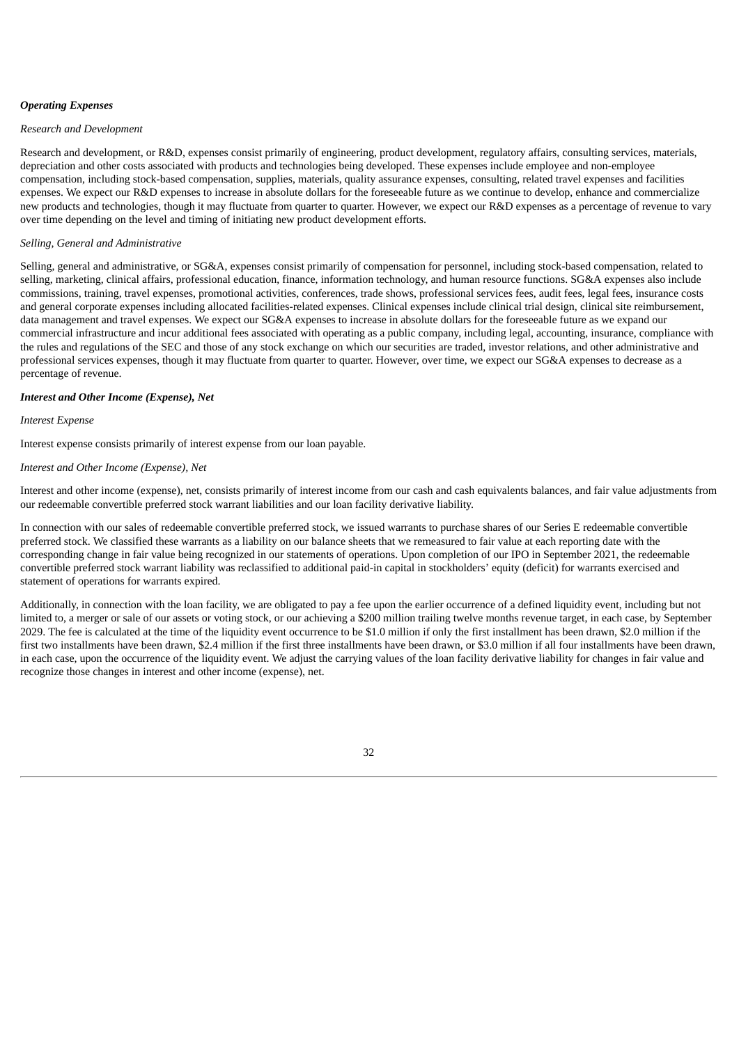***Operating Expenses***

*Research and Development*

Research and development, or R&D, expenses consist primarily of engineering, product development, regulatory affairs, consulting services, materials, depreciation and other costs associated with products and technologies being developed. These expenses include employee and non-employee compensation, including stock-based compensation, supplies, materials, quality assurance expenses, consulting, related travel expenses and facilities expenses. We expect our R&D expenses to increase in absolute dollars for the foreseeable future as we continue to develop, enhance and commercialize new products and technologies, though it may fluctuate from quarter to quarter. However, we expect our R&D expenses as a percentage of revenue to vary over time depending on the level and timing of initiating new product development efforts.

*Selling, General and Administrative*

Selling, general and administrative, or SG&A, expenses consist primarily of compensation for personnel, including stock-based compensation, related to selling, marketing, clinical affairs, professional education, finance, information technology, and human resource functions. SG&A expenses also include commissions, training, travel expenses, promotional activities, conferences, trade shows, professional services fees, audit fees, legal fees, insurance costs and general corporate expenses including allocated facilities-related expenses. Clinical expenses include clinical trial design, clinical site reimbursement, data management and travel expenses. We expect our SG&A expenses to increase in absolute dollars for the foreseeable future as we expand our commercial infrastructure and incur additional fees associated with operating as a public company, including legal, accounting, insurance, compliance with the rules and regulations of the SEC and those of any stock exchange on which our securities are traded, investor relations, and other administrative and professional services expenses, though it may fluctuate from quarter to quarter. However, over time, we expect our SG&A expenses to decrease as a percentage of revenue.

***Interest and Other Income (Expense), Net***

*Interest Expense*

Interest expense consists primarily of interest expense from our loan payable.

*Interest and Other Income (Expense), Net*

Interest and other income (expense), net, consists primarily of interest income from our cash and cash equivalents balances, and fair value adjustments from our redeemable convertible preferred stock warrant liabilities and our loan facility derivative liability.

In connection with our sales of redeemable convertible preferred stock, we issued warrants to purchase shares of our Series E redeemable convertible preferred stock. We classified these warrants as a liability on our balance sheets that we remeasured to fair value at each reporting date with the corresponding change in fair value being recognized in our statements of operations. Upon completion of our IPO in September 2021, the redeemable convertible preferred stock warrant liability was reclassified to additional paid-in capital in stockholders' equity (deficit) for warrants exercised and statement of operations for warrants expired.

Additionally, in connection with the loan facility, we are obligated to pay a fee upon the earlier occurrence of a defined liquidity event, including but not limited to, a merger or sale of our assets or voting stock, or our achieving a $200 million trailing twelve months revenue target, in each case, by September 2029. The fee is calculated at the time of the liquidity event occurrence to be $1.0 million if only the first installment has been drawn, $2.0 million if the first two installments have been drawn, $2.4 million if the first three installments have been drawn, or $3.0 million if all four installments have been drawn, in each case, upon the occurrence of the liquidity event. We adjust the carrying values of the loan facility derivative liability for changes in fair value and recognize those changes in interest and other income (expense), net.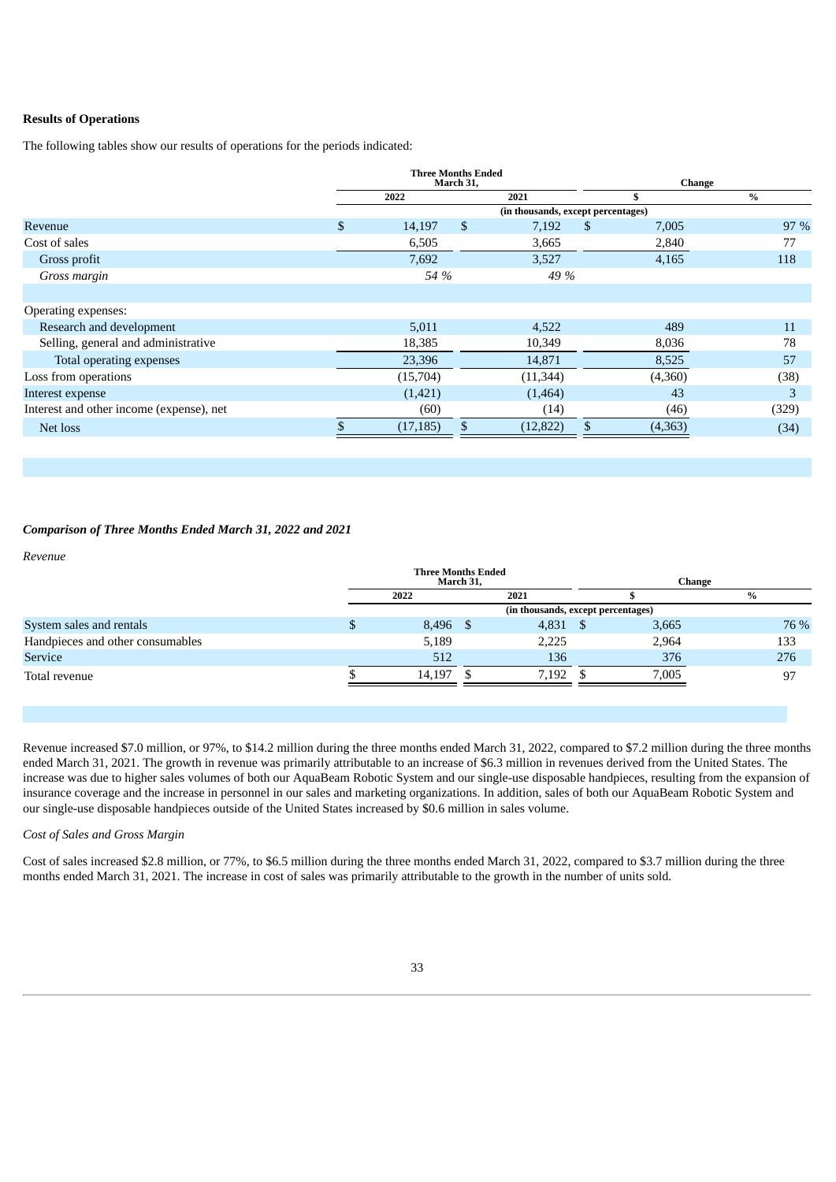**Results of Operations**

The following tables show our results of operations for the periods indicated:

| | Three Months Ended March 31, | | Change | |
|---|---|---|---|---|
| | 2022 | 2021 | $ | % |
| | (in thousands, except percentages) | | | |
| Revenue | $ 14,197 | $ 7,192 | $ 7,005 | 97 % |
| Cost of sales | 6,505 | 3,665 | 2,840 | 77 |
| Gross profit | 7,692 | 3,527 | 4,165 | 118 |
| *Gross margin* | *54 %* | *49 %* | | |
| Operating expenses: | | | | |
| Research and development | 5,011 | 4,522 | 489 | 11 |
| Selling, general and administrative | 18,385 | 10,349 | 8,036 | 78 |
| Total operating expenses | 23,396 | 14,871 | 8,525 | 57 |
| Loss from operations | (15,704) | (11,344) | (4,360) | (38) |
| Interest expense | (1,421) | (1,464) | 43 | 3 |
| Interest and other income (expense), net | (60) | (14) | (46) | (329) |
| Net loss | $ (17,185) | $ (12,822) | $ (4,363) | (34) |

***Comparison of Three Months Ended March 31, 2022 and 2021***

*Revenue*

| | Three Months Ended March 31, | | Change | |
|---|---|---|---|---|
| | 2022 | 2021 | $ | % |
| | (in thousands, except percentages) | | | |
| System sales and rentals | $ 8,496 | $ 4,831 | $ 3,665 | 76 % |
| Handpieces and other consumables | 5,189 | 2,225 | 2,964 | 133 |
| Service | 512 | 136 | 376 | 276 |
| Total revenue | $ 14,197 | $ 7,192 | $ 7,005 | 97 |

Revenue increased $7.0 million, or 97%, to $14.2 million during the three months ended March 31, 2022, compared to $7.2 million during the three months ended March 31, 2021. The growth in revenue was primarily attributable to an increase of $6.3 million in revenues derived from the United States. The increase was due to higher sales volumes of both our AquaBeam Robotic System and our single-use disposable handpieces, resulting from the expansion of insurance coverage and the increase in personnel in our sales and marketing organizations. In addition, sales of both our AquaBeam Robotic System and our single-use disposable handpieces outside of the United States increased by $0.6 million in sales volume.

*Cost of Sales and Gross Margin*

Cost of sales increased $2.8 million, or 77%, to $6.5 million during the three months ended March 31, 2022, compared to $3.7 million during the three months ended March 31, 2021. The increase in cost of sales was primarily attributable to the growth in the number of units sold.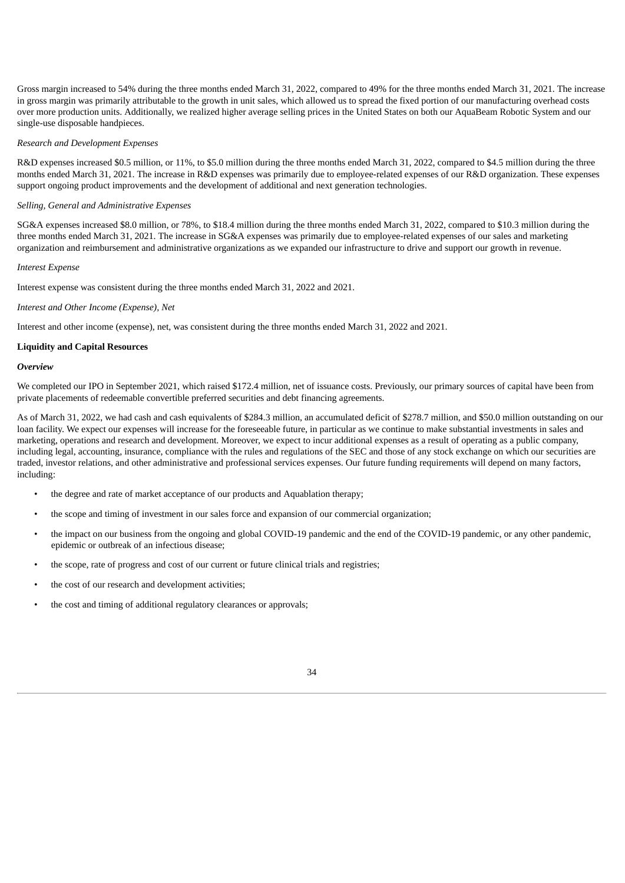Gross margin increased to 54% during the three months ended March 31, 2022, compared to 49% for the three months ended March 31, 2021. The increase in gross margin was primarily attributable to the growth in unit sales, which allowed us to spread the fixed portion of our manufacturing overhead costs over more production units. Additionally, we realized higher average selling prices in the United States on both our AquaBeam Robotic System and our single-use disposable handpieces.

*Research and Development Expenses*

R&D expenses increased $0.5 million, or 11%, to $5.0 million during the three months ended March 31, 2022, compared to $4.5 million during the three months ended March 31, 2021. The increase in R&D expenses was primarily due to employee-related expenses of our R&D organization. These expenses support ongoing product improvements and the development of additional and next generation technologies.

*Selling, General and Administrative Expenses*

SG&A expenses increased $8.0 million, or 78%, to $18.4 million during the three months ended March 31, 2022, compared to $10.3 million during the three months ended March 31, 2021. The increase in SG&A expenses was primarily due to employee-related expenses of our sales and marketing organization and reimbursement and administrative organizations as we expanded our infrastructure to drive and support our growth in revenue.

*Interest Expense*

Interest expense was consistent during the three months ended March 31, 2022 and 2021.

*Interest and Other Income (Expense), Net*

Interest and other income (expense), net, was consistent during the three months ended March 31, 2022 and 2021.

**Liquidity and Capital Resources**

***Overview***

We completed our IPO in September 2021, which raised $172.4 million, net of issuance costs. Previously, our primary sources of capital have been from private placements of redeemable convertible preferred securities and debt financing agreements.

As of March 31, 2022, we had cash and cash equivalents of $284.3 million, an accumulated deficit of $278.7 million, and $50.0 million outstanding on our loan facility. We expect our expenses will increase for the foreseeable future, in particular as we continue to make substantial investments in sales and marketing, operations and research and development. Moreover, we expect to incur additional expenses as a result of operating as a public company, including legal, accounting, insurance, compliance with the rules and regulations of the SEC and those of any stock exchange on which our securities are traded, investor relations, and other administrative and professional services expenses. Our future funding requirements will depend on many factors, including:

- the degree and rate of market acceptance of our products and Aquablation therapy;
- the scope and timing of investment in our sales force and expansion of our commercial organization;
- the impact on our business from the ongoing and global COVID-19 pandemic and the end of the COVID-19 pandemic, or any other pandemic, epidemic or outbreak of an infectious disease;
- the scope, rate of progress and cost of our current or future clinical trials and registries;
- the cost of our research and development activities;
- the cost and timing of additional regulatory clearances or approvals;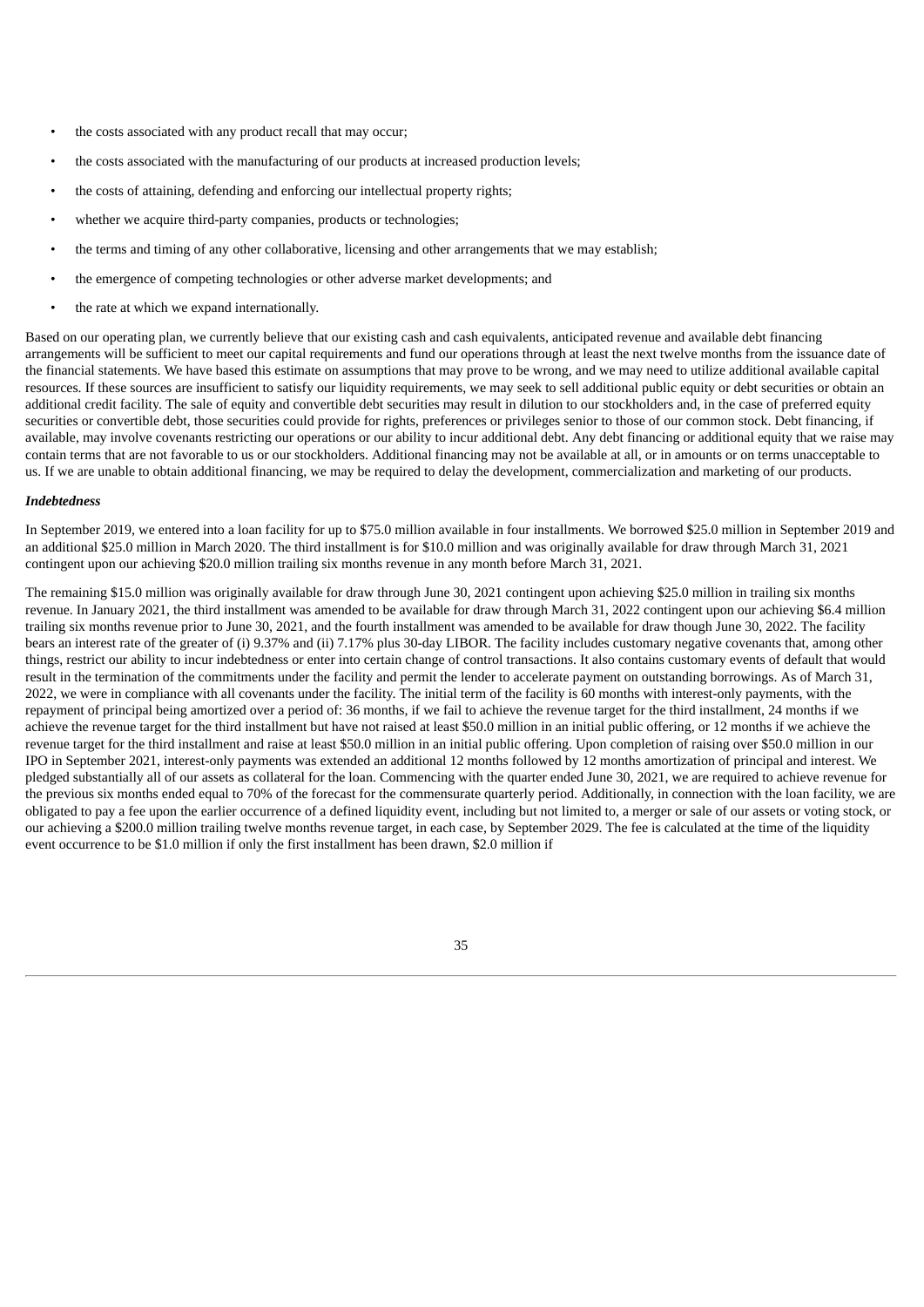- the costs associated with any product recall that may occur;
- the costs associated with the manufacturing of our products at increased production levels;
- the costs of attaining, defending and enforcing our intellectual property rights;
- whether we acquire third-party companies, products or technologies;
- the terms and timing of any other collaborative, licensing and other arrangements that we may establish;
- the emergence of competing technologies or other adverse market developments; and
- the rate at which we expand internationally.

Based on our operating plan, we currently believe that our existing cash and cash equivalents, anticipated revenue and available debt financing arrangements will be sufficient to meet our capital requirements and fund our operations through at least the next twelve months from the issuance date of the financial statements. We have based this estimate on assumptions that may prove to be wrong, and we may need to utilize additional available capital resources. If these sources are insufficient to satisfy our liquidity requirements, we may seek to sell additional public equity or debt securities or obtain an additional credit facility. The sale of equity and convertible debt securities may result in dilution to our stockholders and, in the case of preferred equity securities or convertible debt, those securities could provide for rights, preferences or privileges senior to those of our common stock. Debt financing, if available, may involve covenants restricting our operations or our ability to incur additional debt. Any debt financing or additional equity that we raise may contain terms that are not favorable to us or our stockholders. Additional financing may not be available at all, or in amounts or on terms unacceptable to us. If we are unable to obtain additional financing, we may be required to delay the development, commercialization and marketing of our products.

***Indebtedness***

In September 2019, we entered into a loan facility for up to $75.0 million available in four installments. We borrowed $25.0 million in September 2019 and an additional $25.0 million in March 2020. The third installment is for $10.0 million and was originally available for draw through March 31, 2021 contingent upon our achieving $20.0 million trailing six months revenue in any month before March 31, 2021.

The remaining $15.0 million was originally available for draw through June 30, 2021 contingent upon achieving $25.0 million in trailing six months revenue. In January 2021, the third installment was amended to be available for draw through March 31, 2022 contingent upon our achieving $6.4 million trailing six months revenue prior to June 30, 2021, and the fourth installment was amended to be available for draw though June 30, 2022. The facility bears an interest rate of the greater of (i) 9.37% and (ii) 7.17% plus 30-day LIBOR. The facility includes customary negative covenants that, among other things, restrict our ability to incur indebtedness or enter into certain change of control transactions. It also contains customary events of default that would result in the termination of the commitments under the facility and permit the lender to accelerate payment on outstanding borrowings. As of March 31, 2022, we were in compliance with all covenants under the facility. The initial term of the facility is 60 months with interest-only payments, with the repayment of principal being amortized over a period of: 36 months, if we fail to achieve the revenue target for the third installment, 24 months if we achieve the revenue target for the third installment but have not raised at least $50.0 million in an initial public offering, or 12 months if we achieve the revenue target for the third installment and raise at least $50.0 million in an initial public offering. Upon completion of raising over $50.0 million in our IPO in September 2021, interest-only payments was extended an additional 12 months followed by 12 months amortization of principal and interest. We pledged substantially all of our assets as collateral for the loan. Commencing with the quarter ended June 30, 2021, we are required to achieve revenue for the previous six months ended equal to 70% of the forecast for the commensurate quarterly period. Additionally, in connection with the loan facility, we are obligated to pay a fee upon the earlier occurrence of a defined liquidity event, including but not limited to, a merger or sale of our assets or voting stock, or our achieving a $200.0 million trailing twelve months revenue target, in each case, by September 2029. The fee is calculated at the time of the liquidity event occurrence to be $1.0 million if only the first installment has been drawn, $2.0 million if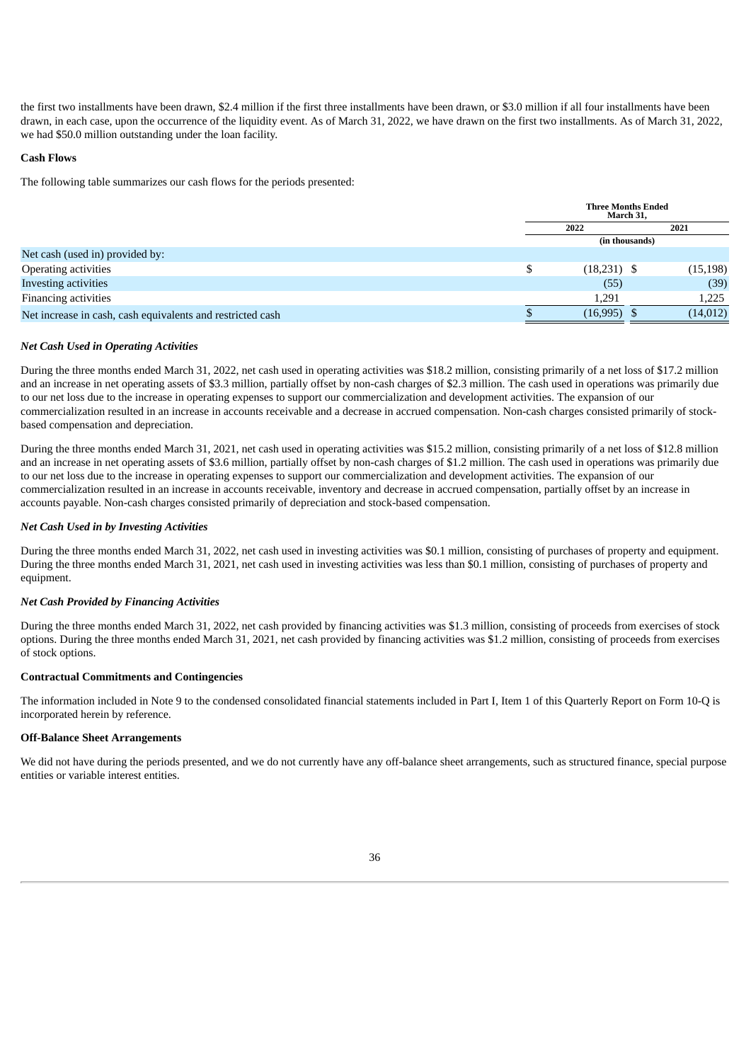the first two installments have been drawn, $2.4 million if the first three installments have been drawn, or $3.0 million if all four installments have been drawn, in each case, upon the occurrence of the liquidity event. As of March 31, 2022, we have drawn on the first two installments. As of March 31, 2022, we had $50.0 million outstanding under the loan facility.

**Cash Flows**

The following table summarizes our cash flows for the periods presented:

| | Three Months Ended March 31, | |
|---|---|---|
| | 2022 | 2021 |
| | (in thousands) | |
| Net cash (used in) provided by: | | |
| Operating activities | $ (18,231) | $ (15,198) |
| Investing activities | (55) | (39) |
| Financing activities | 1,291 | 1,225 |
| Net increase in cash, cash equivalents and restricted cash | $ (16,995) | $ (14,012) |

***Net Cash Used in Operating Activities***

During the three months ended March 31, 2022, net cash used in operating activities was $18.2 million, consisting primarily of a net loss of $17.2 million and an increase in net operating assets of $3.3 million, partially offset by non-cash charges of $2.3 million. The cash used in operations was primarily due to our net loss due to the increase in operating expenses to support our commercialization and development activities. The expansion of our commercialization resulted in an increase in accounts receivable and a decrease in accrued compensation. Non-cash charges consisted primarily of stock-based compensation and depreciation.

During the three months ended March 31, 2021, net cash used in operating activities was $15.2 million, consisting primarily of a net loss of $12.8 million and an increase in net operating assets of $3.6 million, partially offset by non-cash charges of $1.2 million. The cash used in operations was primarily due to our net loss due to the increase in operating expenses to support our commercialization and development activities. The expansion of our commercialization resulted in an increase in accounts receivable, inventory and decrease in accrued compensation, partially offset by an increase in accounts payable. Non-cash charges consisted primarily of depreciation and stock-based compensation.

***Net Cash Used in by Investing Activities***

During the three months ended March 31, 2022, net cash used in investing activities was $0.1 million, consisting of purchases of property and equipment. During the three months ended March 31, 2021, net cash used in investing activities was less than $0.1 million, consisting of purchases of property and equipment.

***Net Cash Provided by Financing Activities***

During the three months ended March 31, 2022, net cash provided by financing activities was $1.3 million, consisting of proceeds from exercises of stock options. During the three months ended March 31, 2021, net cash provided by financing activities was $1.2 million, consisting of proceeds from exercises of stock options.

**Contractual Commitments and Contingencies**

The information included in Note 9 to the condensed consolidated financial statements included in Part I, Item 1 of this Quarterly Report on Form 10-Q is incorporated herein by reference.

**Off-Balance Sheet Arrangements**

We did not have during the periods presented, and we do not currently have any off-balance sheet arrangements, such as structured finance, special purpose entities or variable interest entities.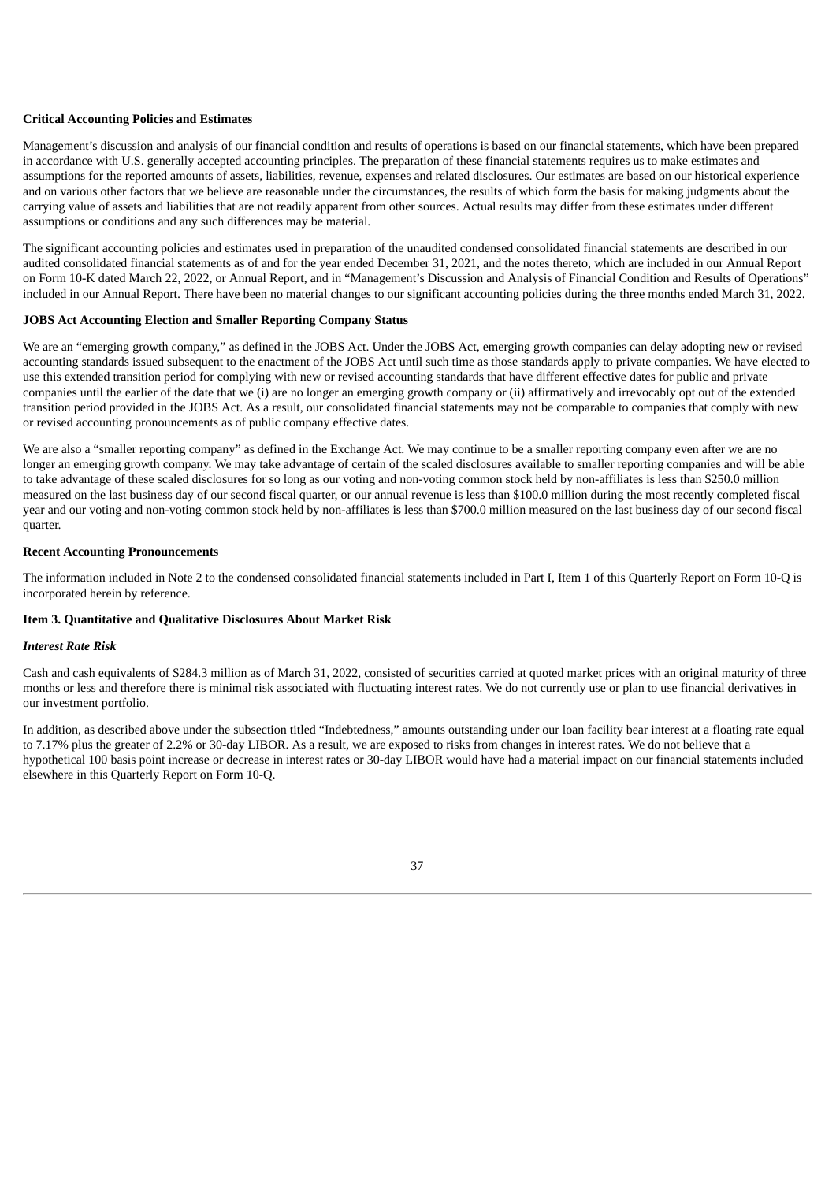**Critical Accounting Policies and Estimates**

Management's discussion and analysis of our financial condition and results of operations is based on our financial statements, which have been prepared in accordance with U.S. generally accepted accounting principles. The preparation of these financial statements requires us to make estimates and assumptions for the reported amounts of assets, liabilities, revenue, expenses and related disclosures. Our estimates are based on our historical experience and on various other factors that we believe are reasonable under the circumstances, the results of which form the basis for making judgments about the carrying value of assets and liabilities that are not readily apparent from other sources. Actual results may differ from these estimates under different assumptions or conditions and any such differences may be material.

The significant accounting policies and estimates used in preparation of the unaudited condensed consolidated financial statements are described in our audited consolidated financial statements as of and for the year ended December 31, 2021, and the notes thereto, which are included in our Annual Report on Form 10-K dated March 22, 2022, or Annual Report, and in "Management's Discussion and Analysis of Financial Condition and Results of Operations" included in our Annual Report. There have been no material changes to our significant accounting policies during the three months ended March 31, 2022.

**JOBS Act Accounting Election and Smaller Reporting Company Status**

We are an "emerging growth company," as defined in the JOBS Act. Under the JOBS Act, emerging growth companies can delay adopting new or revised accounting standards issued subsequent to the enactment of the JOBS Act until such time as those standards apply to private companies. We have elected to use this extended transition period for complying with new or revised accounting standards that have different effective dates for public and private companies until the earlier of the date that we (i) are no longer an emerging growth company or (ii) affirmatively and irrevocably opt out of the extended transition period provided in the JOBS Act. As a result, our consolidated financial statements may not be comparable to companies that comply with new or revised accounting pronouncements as of public company effective dates.

We are also a "smaller reporting company" as defined in the Exchange Act. We may continue to be a smaller reporting company even after we are no longer an emerging growth company. We may take advantage of certain of the scaled disclosures available to smaller reporting companies and will be able to take advantage of these scaled disclosures for so long as our voting and non-voting common stock held by non-affiliates is less than $250.0 million measured on the last business day of our second fiscal quarter, or our annual revenue is less than $100.0 million during the most recently completed fiscal year and our voting and non-voting common stock held by non-affiliates is less than $700.0 million measured on the last business day of our second fiscal quarter.

**Recent Accounting Pronouncements**

The information included in Note 2 to the condensed consolidated financial statements included in Part I, Item 1 of this Quarterly Report on Form 10-Q is incorporated herein by reference.

**Item 3. Quantitative and Qualitative Disclosures About Market Risk**

***Interest Rate Risk***

Cash and cash equivalents of $284.3 million as of March 31, 2022, consisted of securities carried at quoted market prices with an original maturity of three months or less and therefore there is minimal risk associated with fluctuating interest rates. We do not currently use or plan to use financial derivatives in our investment portfolio.

In addition, as described above under the subsection titled "Indebtedness," amounts outstanding under our loan facility bear interest at a floating rate equal to 7.17% plus the greater of 2.2% or 30-day LIBOR. As a result, we are exposed to risks from changes in interest rates. We do not believe that a hypothetical 100 basis point increase or decrease in interest rates or 30-day LIBOR would have had a material impact on our financial statements included elsewhere in this Quarterly Report on Form 10-Q.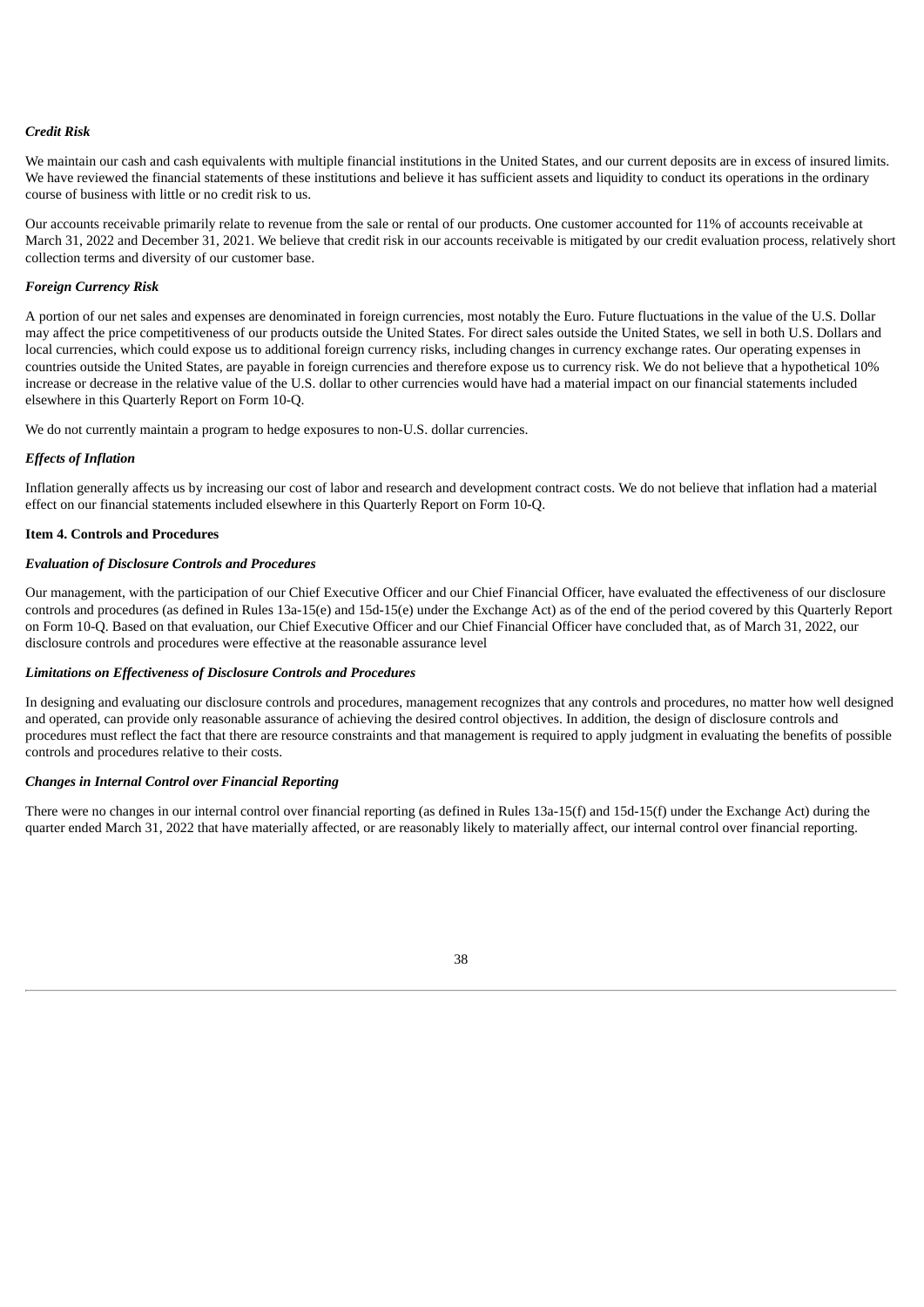*Credit Risk*

We maintain our cash and cash equivalents with multiple financial institutions in the United States, and our current deposits are in excess of insured limits. We have reviewed the financial statements of these institutions and believe it has sufficient assets and liquidity to conduct its operations in the ordinary course of business with little or no credit risk to us.

Our accounts receivable primarily relate to revenue from the sale or rental of our products. One customer accounted for 11% of accounts receivable at March 31, 2022 and December 31, 2021. We believe that credit risk in our accounts receivable is mitigated by our credit evaluation process, relatively short collection terms and diversity of our customer base.

*Foreign Currency Risk*

A portion of our net sales and expenses are denominated in foreign currencies, most notably the Euro. Future fluctuations in the value of the U.S. Dollar may affect the price competitiveness of our products outside the United States. For direct sales outside the United States, we sell in both U.S. Dollars and local currencies, which could expose us to additional foreign currency risks, including changes in currency exchange rates. Our operating expenses in countries outside the United States, are payable in foreign currencies and therefore expose us to currency risk. We do not believe that a hypothetical 10% increase or decrease in the relative value of the U.S. dollar to other currencies would have had a material impact on our financial statements included elsewhere in this Quarterly Report on Form 10-Q.

We do not currently maintain a program to hedge exposures to non-U.S. dollar currencies.

*Effects of Inflation*

Inflation generally affects us by increasing our cost of labor and research and development contract costs. We do not believe that inflation had a material effect on our financial statements included elsewhere in this Quarterly Report on Form 10-Q.

**Item 4. Controls and Procedures**

***Evaluation of Disclosure Controls and Procedures***

Our management, with the participation of our Chief Executive Officer and our Chief Financial Officer, have evaluated the effectiveness of our disclosure controls and procedures (as defined in Rules 13a-15(e) and 15d-15(e) under the Exchange Act) as of the end of the period covered by this Quarterly Report on Form 10-Q. Based on that evaluation, our Chief Executive Officer and our Chief Financial Officer have concluded that, as of March 31, 2022, our disclosure controls and procedures were effective at the reasonable assurance level

***Limitations on Effectiveness of Disclosure Controls and Procedures***

In designing and evaluating our disclosure controls and procedures, management recognizes that any controls and procedures, no matter how well designed and operated, can provide only reasonable assurance of achieving the desired control objectives. In addition, the design of disclosure controls and procedures must reflect the fact that there are resource constraints and that management is required to apply judgment in evaluating the benefits of possible controls and procedures relative to their costs.

***Changes in Internal Control over Financial Reporting***

There were no changes in our internal control over financial reporting (as defined in Rules 13a-15(f) and 15d-15(f) under the Exchange Act) during the quarter ended March 31, 2022 that have materially affected, or are reasonably likely to materially affect, our internal control over financial reporting.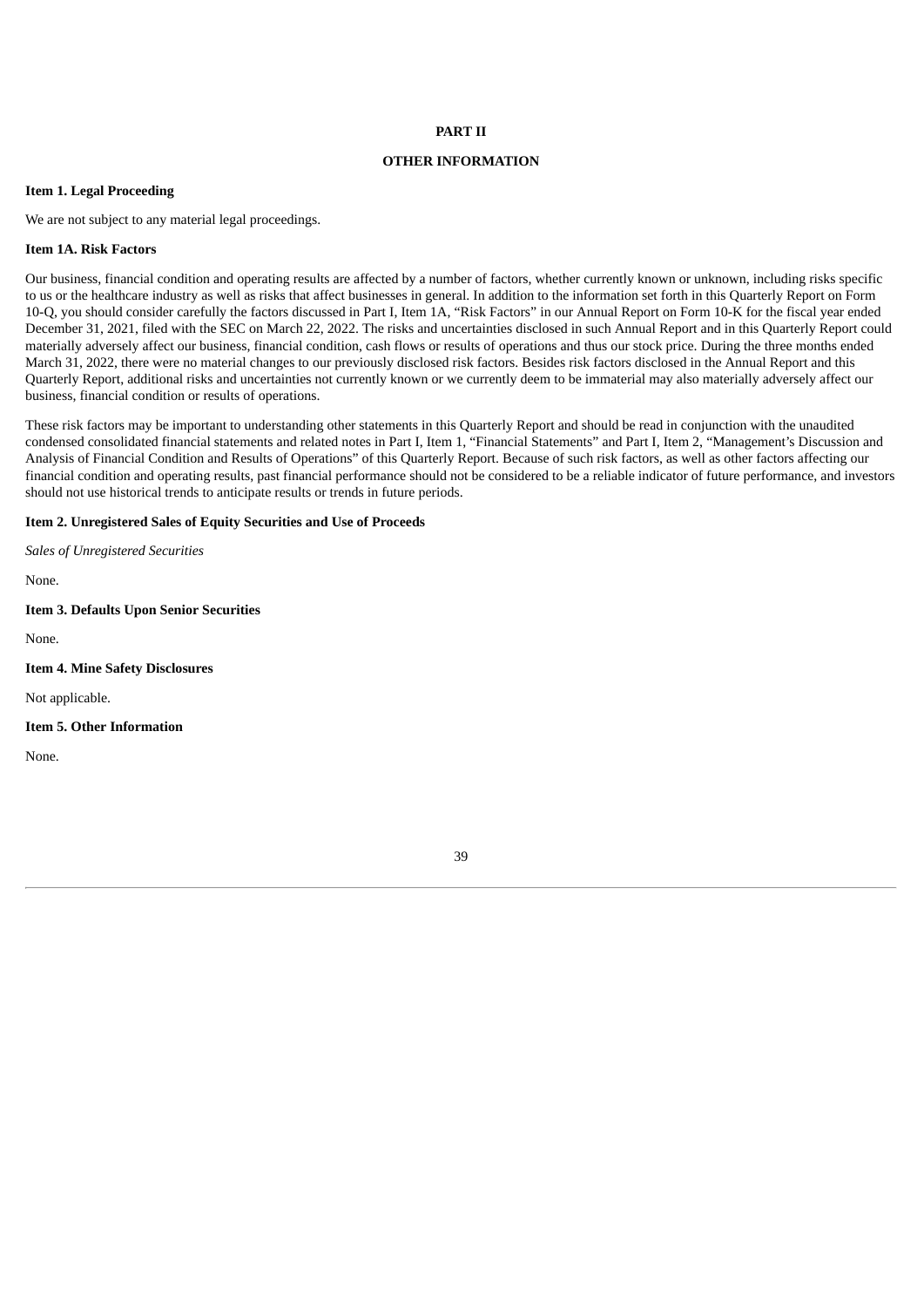# PART II

## OTHER INFORMATION

### Item 1. Legal Proceeding

We are not subject to any material legal proceedings.

### Item 1A. Risk Factors

Our business, financial condition and operating results are affected by a number of factors, whether currently known or unknown, including risks specific to us or the healthcare industry as well as risks that affect businesses in general. In addition to the information set forth in this Quarterly Report on Form 10-Q, you should consider carefully the factors discussed in Part I, Item 1A, "Risk Factors" in our Annual Report on Form 10-K for the fiscal year ended December 31, 2021, filed with the SEC on March 22, 2022. The risks and uncertainties disclosed in such Annual Report and in this Quarterly Report could materially adversely affect our business, financial condition, cash flows or results of operations and thus our stock price. During the three months ended March 31, 2022, there were no material changes to our previously disclosed risk factors. Besides risk factors disclosed in the Annual Report and this Quarterly Report, additional risks and uncertainties not currently known or we currently deem to be immaterial may also materially adversely affect our business, financial condition or results of operations.

These risk factors may be important to understanding other statements in this Quarterly Report and should be read in conjunction with the unaudited condensed consolidated financial statements and related notes in Part I, Item 1, "Financial Statements" and Part I, Item 2, "Management's Discussion and Analysis of Financial Condition and Results of Operations" of this Quarterly Report. Because of such risk factors, as well as other factors affecting our financial condition and operating results, past financial performance should not be considered to be a reliable indicator of future performance, and investors should not use historical trends to anticipate results or trends in future periods.

### Item 2. Unregistered Sales of Equity Securities and Use of Proceeds

*Sales of Unregistered Securities*

None.

### Item 3. Defaults Upon Senior Securities

None.

### Item 4. Mine Safety Disclosures

Not applicable.

### Item 5. Other Information

None.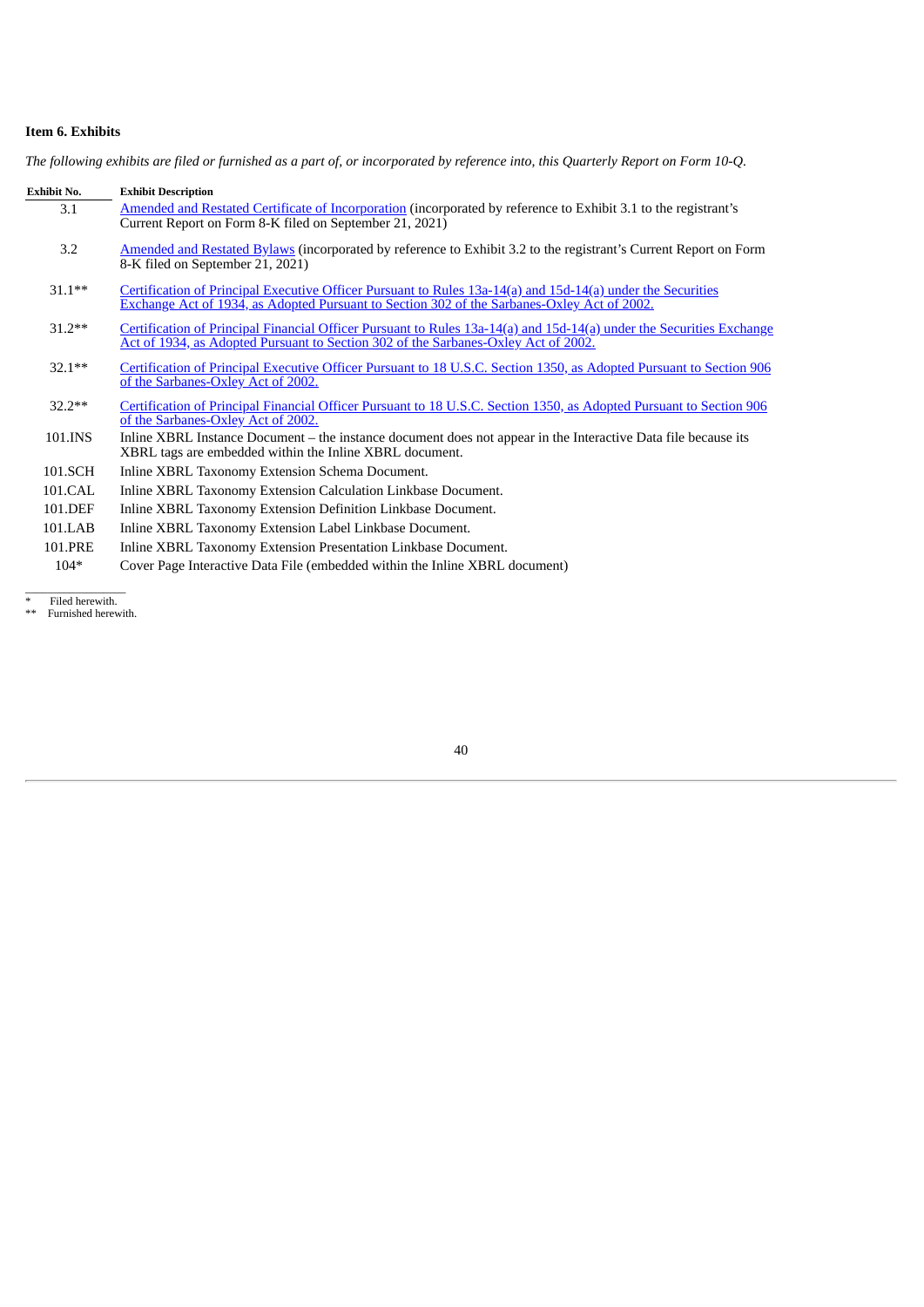## Item 6. Exhibits

*The following exhibits are filed or furnished as a part of, or incorporated by reference into, this Quarterly Report on Form 10-Q.*

| Exhibit No. | Exhibit Description |
| --- | --- |
| 3.1 | Amended and Restated Certificate of Incorporation (incorporated by reference to Exhibit 3.1 to the registrant's Current Report on Form 8-K filed on September 21, 2021) |
| 3.2 | Amended and Restated Bylaws (incorporated by reference to Exhibit 3.2 to the registrant's Current Report on Form 8-K filed on September 21, 2021) |
| 31.1** | Certification of Principal Executive Officer Pursuant to Rules 13a-14(a) and 15d-14(a) under the Securities Exchange Act of 1934, as Adopted Pursuant to Section 302 of the Sarbanes-Oxley Act of 2002. |
| 31.2** | Certification of Principal Financial Officer Pursuant to Rules 13a-14(a) and 15d-14(a) under the Securities Exchange Act of 1934, as Adopted Pursuant to Section 302 of the Sarbanes-Oxley Act of 2002. |
| 32.1** | Certification of Principal Executive Officer Pursuant to 18 U.S.C. Section 1350, as Adopted Pursuant to Section 906 of the Sarbanes-Oxley Act of 2002. |
| 32.2** | Certification of Principal Financial Officer Pursuant to 18 U.S.C. Section 1350, as Adopted Pursuant to Section 906 of the Sarbanes-Oxley Act of 2002. |
| 101.INS | Inline XBRL Instance Document – the instance document does not appear in the Interactive Data file because its XBRL tags are embedded within the Inline XBRL document. |
| 101.SCH | Inline XBRL Taxonomy Extension Schema Document. |
| 101.CAL | Inline XBRL Taxonomy Extension Calculation Linkbase Document. |
| 101.DEF | Inline XBRL Taxonomy Extension Definition Linkbase Document. |
| 101.LAB | Inline XBRL Taxonomy Extension Label Linkbase Document. |
| 101.PRE | Inline XBRL Taxonomy Extension Presentation Linkbase Document. |
| 104* | Cover Page Interactive Data File (embedded within the Inline XBRL document) |

\* Filed herewith.
\*\* Furnished herewith.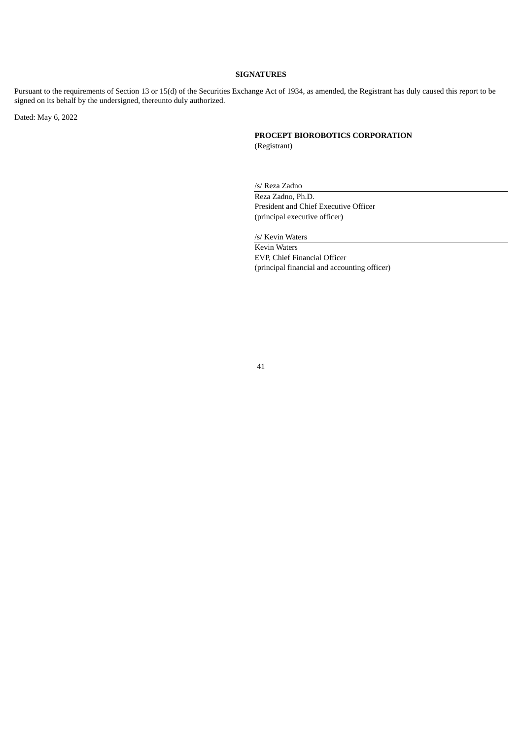**SIGNATURES**

Pursuant to the requirements of Section 13 or 15(d) of the Securities Exchange Act of 1934, as amended, the Registrant has duly caused this report to be signed on its behalf by the undersigned, thereunto duly authorized.

Dated: May 6, 2022

**PROCEPT BIOROBOTICS CORPORATION**
(Registrant)

/s/ Reza Zadno
Reza Zadno, Ph.D.
President and Chief Executive Officer
(principal executive officer)

/s/ Kevin Waters
Kevin Waters
EVP, Chief Financial Officer
(principal financial and accounting officer)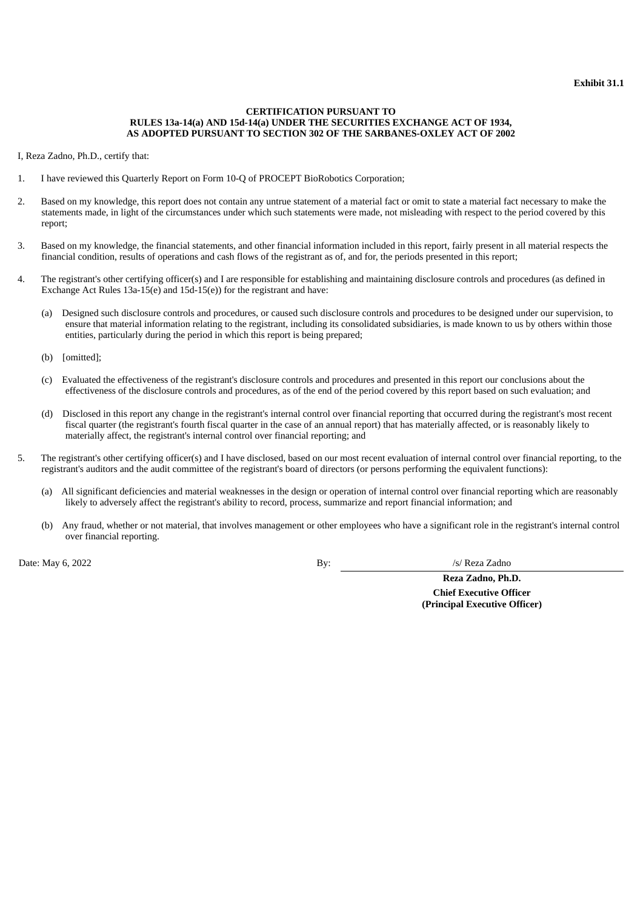**Exhibit 31.1**

**CERTIFICATION PURSUANT TO RULES 13a-14(a) AND 15d-14(a) UNDER THE SECURITIES EXCHANGE ACT OF 1934, AS ADOPTED PURSUANT TO SECTION 302 OF THE SARBANES-OXLEY ACT OF 2002**

I, Reza Zadno, Ph.D., certify that:

1. I have reviewed this Quarterly Report on Form 10-Q of PROCEPT BioRobotics Corporation;

2. Based on my knowledge, this report does not contain any untrue statement of a material fact or omit to state a material fact necessary to make the statements made, in light of the circumstances under which such statements were made, not misleading with respect to the period covered by this report;

3. Based on my knowledge, the financial statements, and other financial information included in this report, fairly present in all material respects the financial condition, results of operations and cash flows of the registrant as of, and for, the periods presented in this report;

4. The registrant's other certifying officer(s) and I are responsible for establishing and maintaining disclosure controls and procedures (as defined in Exchange Act Rules 13a-15(e) and 15d-15(e)) for the registrant and have:

   (a) Designed such disclosure controls and procedures, or caused such disclosure controls and procedures to be designed under our supervision, to ensure that material information relating to the registrant, including its consolidated subsidiaries, is made known to us by others within those entities, particularly during the period in which this report is being prepared;

   (b) [omitted];

   (c) Evaluated the effectiveness of the registrant's disclosure controls and procedures and presented in this report our conclusions about the effectiveness of the disclosure controls and procedures, as of the end of the period covered by this report based on such evaluation; and

   (d) Disclosed in this report any change in the registrant's internal control over financial reporting that occurred during the registrant's most recent fiscal quarter (the registrant's fourth fiscal quarter in the case of an annual report) that has materially affected, or is reasonably likely to materially affect, the registrant's internal control over financial reporting; and

5. The registrant's other certifying officer(s) and I have disclosed, based on our most recent evaluation of internal control over financial reporting, to the registrant's auditors and the audit committee of the registrant's board of directors (or persons performing the equivalent functions):

   (a) All significant deficiencies and material weaknesses in the design or operation of internal control over financial reporting which are reasonably likely to adversely affect the registrant's ability to record, process, summarize and report financial information; and

   (b) Any fraud, whether or not material, that involves management or other employees who have a significant role in the registrant's internal control over financial reporting.

Date: May 6, 2022

By: /s/ Reza Zadno

**Reza Zadno, Ph.D.**
**Chief Executive Officer**
**(Principal Executive Officer)**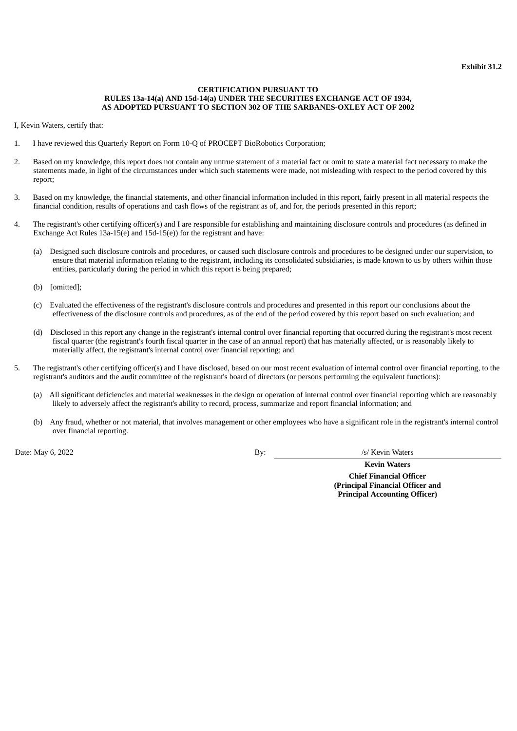**Exhibit 31.2**

**CERTIFICATION PURSUANT TO**
**RULES 13a-14(a) AND 15d-14(a) UNDER THE SECURITIES EXCHANGE ACT OF 1934,**
**AS ADOPTED PURSUANT TO SECTION 302 OF THE SARBANES-OXLEY ACT OF 2002**

I, Kevin Waters, certify that:

1. I have reviewed this Quarterly Report on Form 10-Q of PROCEPT BioRobotics Corporation;

2. Based on my knowledge, this report does not contain any untrue statement of a material fact or omit to state a material fact necessary to make the statements made, in light of the circumstances under which such statements were made, not misleading with respect to the period covered by this report;

3. Based on my knowledge, the financial statements, and other financial information included in this report, fairly present in all material respects the financial condition, results of operations and cash flows of the registrant as of, and for, the periods presented in this report;

4. The registrant's other certifying officer(s) and I are responsible for establishing and maintaining disclosure controls and procedures (as defined in Exchange Act Rules 13a-15(e) and 15d-15(e)) for the registrant and have:

   (a) Designed such disclosure controls and procedures, or caused such disclosure controls and procedures to be designed under our supervision, to ensure that material information relating to the registrant, including its consolidated subsidiaries, is made known to us by others within those entities, particularly during the period in which this report is being prepared;

   (b) [omitted];

   (c) Evaluated the effectiveness of the registrant's disclosure controls and procedures and presented in this report our conclusions about the effectiveness of the disclosure controls and procedures, as of the end of the period covered by this report based on such evaluation; and

   (d) Disclosed in this report any change in the registrant's internal control over financial reporting that occurred during the registrant's most recent fiscal quarter (the registrant's fourth fiscal quarter in the case of an annual report) that has materially affected, or is reasonably likely to materially affect, the registrant's internal control over financial reporting; and

5. The registrant's other certifying officer(s) and I have disclosed, based on our most recent evaluation of internal control over financial reporting, to the registrant's auditors and the audit committee of the registrant's board of directors (or persons performing the equivalent functions):

   (a) All significant deficiencies and material weaknesses in the design or operation of internal control over financial reporting which are reasonably likely to adversely affect the registrant's ability to record, process, summarize and report financial information; and

   (b) Any fraud, whether or not material, that involves management or other employees who have a significant role in the registrant's internal control over financial reporting.

Date: May 6, 2022

By: /s/ Kevin Waters

**Kevin Waters**

**Chief Financial Officer**
**(Principal Financial Officer and**
**Principal Accounting Officer)**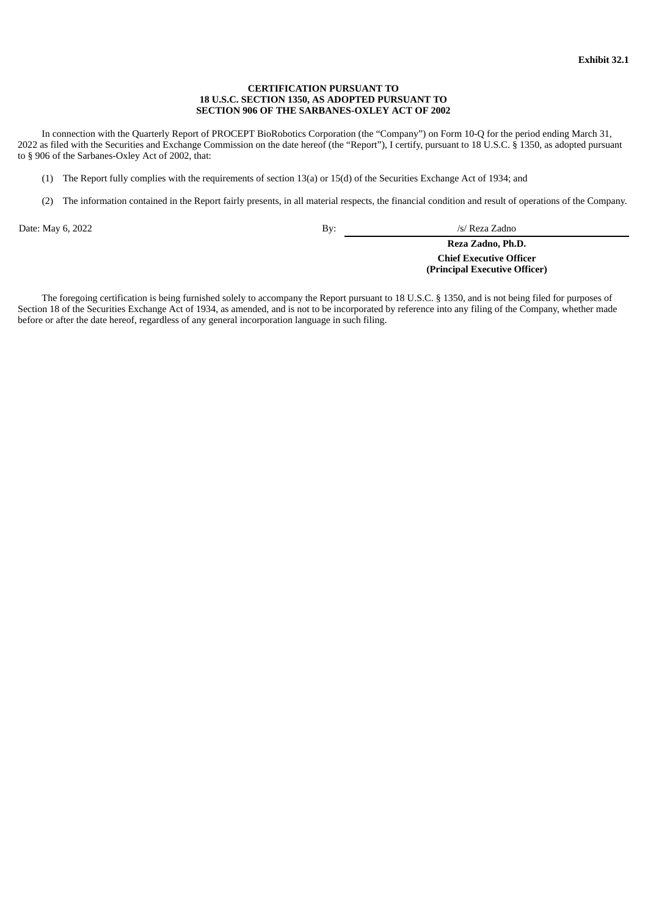**Exhibit 32.1**

**CERTIFICATION PURSUANT TO
18 U.S.C. SECTION 1350, AS ADOPTED PURSUANT TO
SECTION 906 OF THE SARBANES-OXLEY ACT OF 2002**

In connection with the Quarterly Report of PROCEPT BioRobotics Corporation (the “Company”) on Form 10-Q for the period ending March 31, 2022 as filed with the Securities and Exchange Commission on the date hereof (the “Report”), I certify, pursuant to 18 U.S.C. § 1350, as adopted pursuant to § 906 of the Sarbanes-Oxley Act of 2002, that:

(1) The Report fully complies with the requirements of section 13(a) or 15(d) of the Securities Exchange Act of 1934; and

(2) The information contained in the Report fairly presents, in all material respects, the financial condition and result of operations of the Company.

Date: May 6, 2022

By: /s/ Reza Zadno

**Reza Zadno, Ph.D.**
**Chief Executive Officer**
**(Principal Executive Officer)**

The foregoing certification is being furnished solely to accompany the Report pursuant to 18 U.S.C. § 1350, and is not being filed for purposes of Section 18 of the Securities Exchange Act of 1934, as amended, and is not to be incorporated by reference into any filing of the Company, whether made before or after the date hereof, regardless of any general incorporation language in such filing.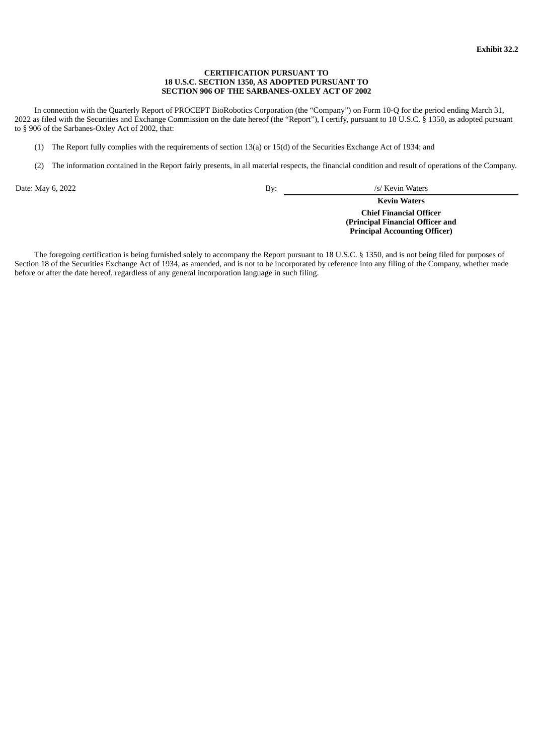**Exhibit 32.2**

**CERTIFICATION PURSUANT TO**
**18 U.S.C. SECTION 1350, AS ADOPTED PURSUANT TO**
**SECTION 906 OF THE SARBANES-OXLEY ACT OF 2002**

In connection with the Quarterly Report of PROCEPT BioRobotics Corporation (the "Company") on Form 10-Q for the period ending March 31, 2022 as filed with the Securities and Exchange Commission on the date hereof (the "Report"), I certify, pursuant to 18 U.S.C. § 1350, as adopted pursuant to § 906 of the Sarbanes-Oxley Act of 2002, that:

(1) The Report fully complies with the requirements of section 13(a) or 15(d) of the Securities Exchange Act of 1934; and

(2) The information contained in the Report fairly presents, in all material respects, the financial condition and result of operations of the Company.

Date: May 6, 2022

By: /s/ Kevin Waters

**Kevin Waters**
**Chief Financial Officer**
**(Principal Financial Officer and**
**Principal Accounting Officer)**

The foregoing certification is being furnished solely to accompany the Report pursuant to 18 U.S.C. § 1350, and is not being filed for purposes of Section 18 of the Securities Exchange Act of 1934, as amended, and is not to be incorporated by reference into any filing of the Company, whether made before or after the date hereof, regardless of any general incorporation language in such filing.